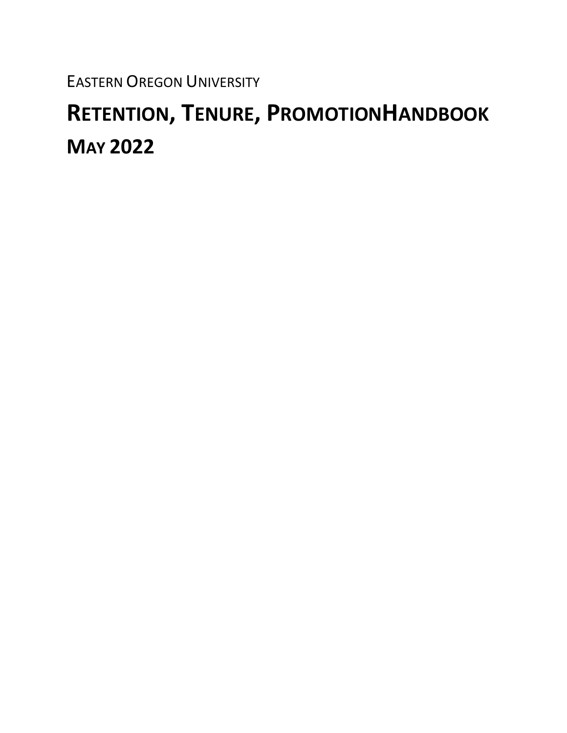EASTERN OREGON UNIVERSITY

# RETENTION, TENURE, PROMOTIONHANDBOOK

# MAY 2022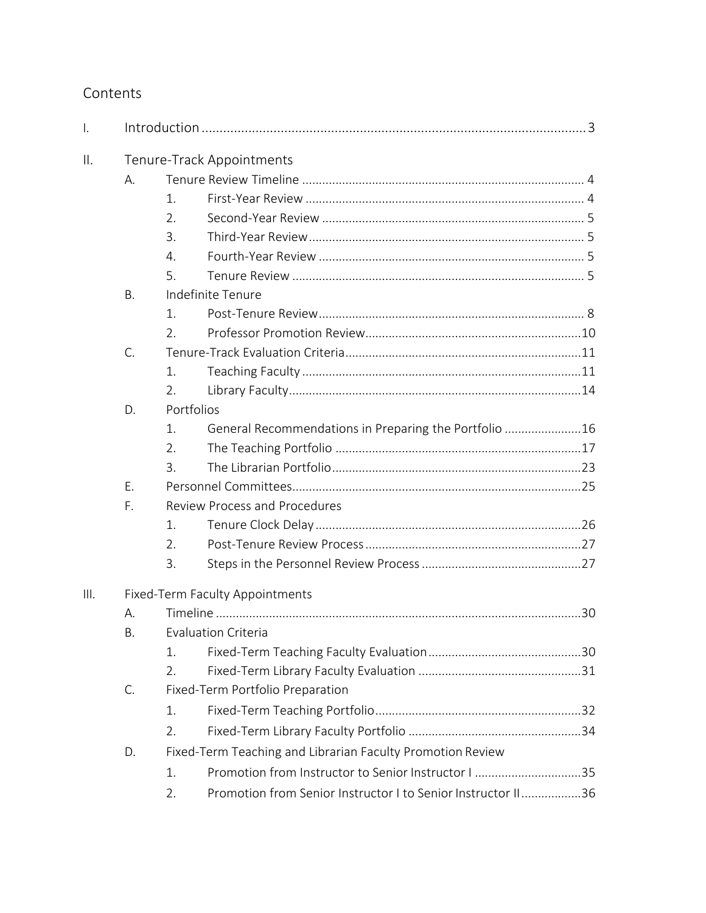# Contents

I. Introduction ........................................................................................................ 3

II. Tenure-Track Appointments

- A. Tenure Review Timeline ..................................................................................... 4
  - 1. First-Year Review ..................................................................................... 4
  - 2. Second-Year Review ................................................................................ 5
  - 3. Third-Year Review.................................................................................... 5
  - 4. Fourth-Year Review ................................................................................. 5
  - 5. Tenure Review ......................................................................................... 5
- B. Indefinite Tenure
  - 1. Post-Tenure Review.................................................................................. 8
  - 2. Professor Promotion Review...................................................................10
- C. Tenure-Track Evaluation Criteria........................................................................11
  - 1. Teaching Faculty .....................................................................................11
  - 2. Library Faculty.........................................................................................14
- D. Portfolios
  - 1. General Recommendations in Preparing the Portfolio .......................16
  - 2. The Teaching Portfolio ............................................................................17
  - 3. The Librarian Portfolio.............................................................................23
- E. Personnel Committees........................................................................................25
- F. Review Process and Procedures
  - 1. Tenure Clock Delay .................................................................................26
  - 2. Post-Tenure Review Process ..................................................................27
  - 3. Steps in the Personnel Review Process .................................................27

III. Fixed-Term Faculty Appointments

- A. Timeline ...............................................................................................................30
- B. Evaluation Criteria
  - 1. Fixed-Term Teaching Faculty Evaluation...............................................30
  - 2. Fixed-Term Library Faculty Evaluation ..................................................31
- C. Fixed-Term Portfolio Preparation
  - 1. Fixed-Term Teaching Portfolio...............................................................32
  - 2. Fixed-Term Library Faculty Portfolio .....................................................34
- D. Fixed-Term Teaching and Librarian Faculty Promotion Review
  - 1. Promotion from Instructor to Senior Instructor I .................................35
  - 2. Promotion from Senior Instructor I to Senior Instructor II..................36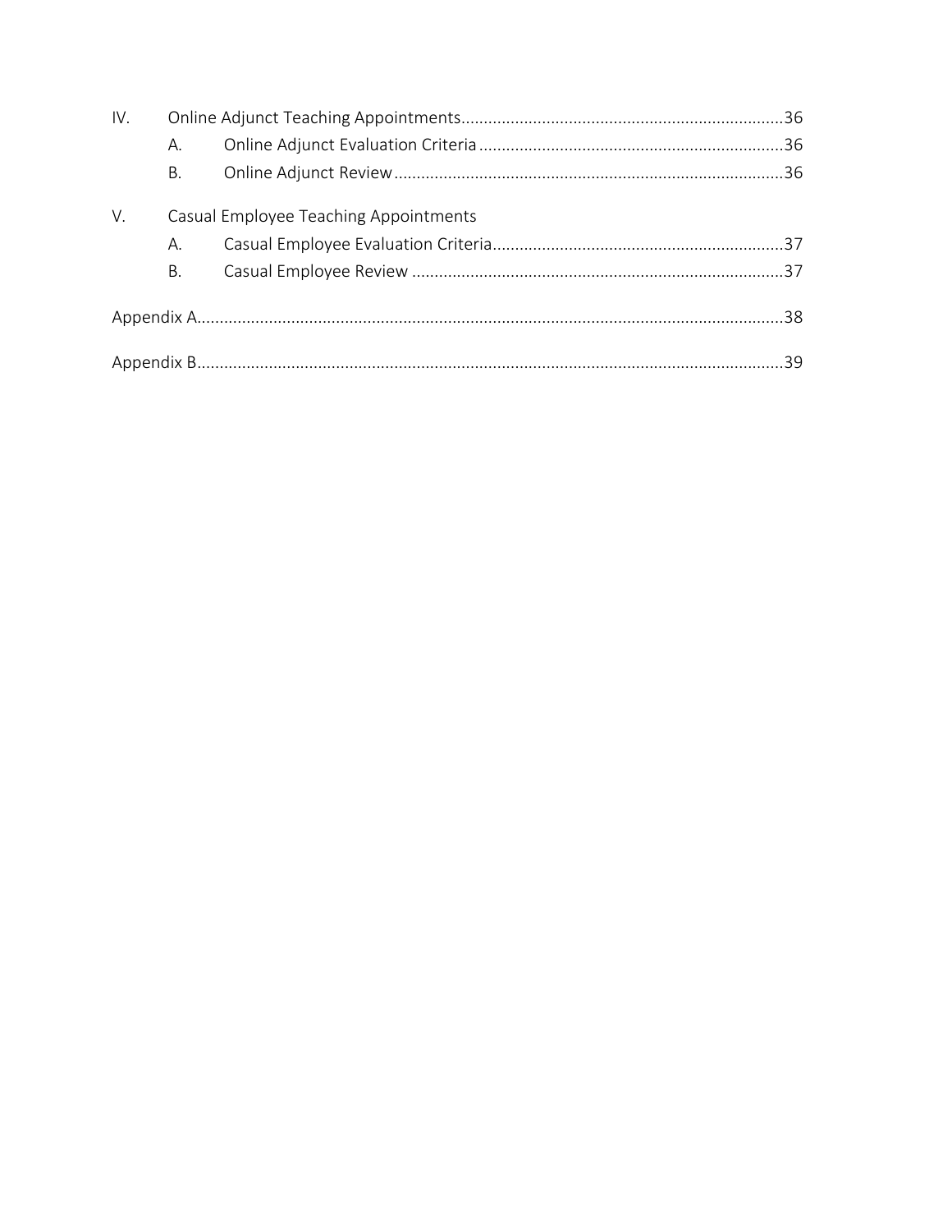- IV. Online Adjunct Teaching Appointments....36
  - A. Online Adjunct Evaluation Criteria....36
  - B. Online Adjunct Review....36
- V. Casual Employee Teaching Appointments
  - A. Casual Employee Evaluation Criteria....37
  - B. Casual Employee Review....37

Appendix A....38

Appendix B....39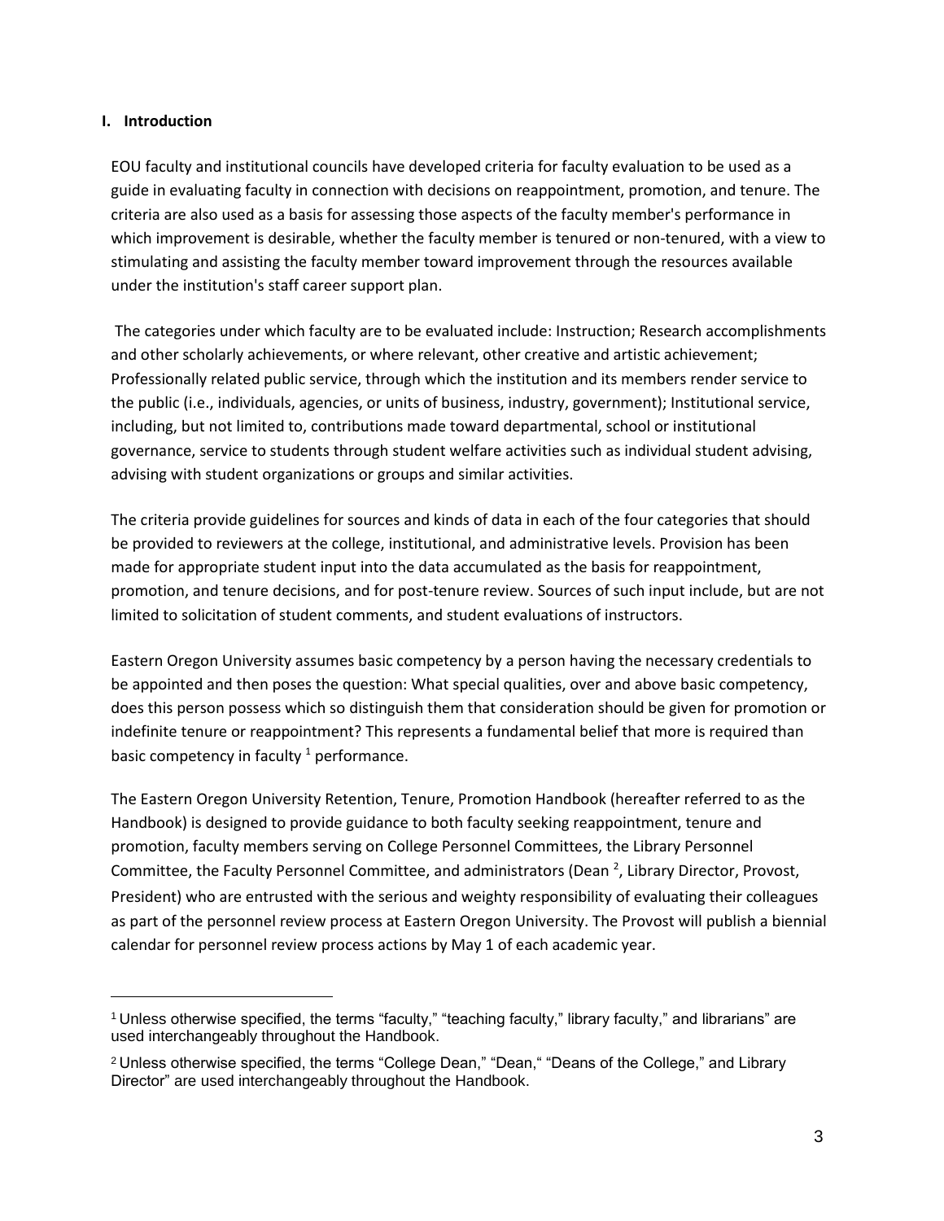## I. Introduction

EOU faculty and institutional councils have developed criteria for faculty evaluation to be used as a guide in evaluating faculty in connection with decisions on reappointment, promotion, and tenure. The criteria are also used as a basis for assessing those aspects of the faculty member's performance in which improvement is desirable, whether the faculty member is tenured or non-tenured, with a view to stimulating and assisting the faculty member toward improvement through the resources available under the institution's staff career support plan.

The categories under which faculty are to be evaluated include: Instruction; Research accomplishments and other scholarly achievements, or where relevant, other creative and artistic achievement; Professionally related public service, through which the institution and its members render service to the public (i.e., individuals, agencies, or units of business, industry, government); Institutional service, including, but not limited to, contributions made toward departmental, school or institutional governance, service to students through student welfare activities such as individual student advising, advising with student organizations or groups and similar activities.

The criteria provide guidelines for sources and kinds of data in each of the four categories that should be provided to reviewers at the college, institutional, and administrative levels. Provision has been made for appropriate student input into the data accumulated as the basis for reappointment, promotion, and tenure decisions, and for post-tenure review. Sources of such input include, but are not limited to solicitation of student comments, and student evaluations of instructors.

Eastern Oregon University assumes basic competency by a person having the necessary credentials to be appointed and then poses the question: What special qualities, over and above basic competency, does this person possess which so distinguish them that consideration should be given for promotion or indefinite tenure or reappointment? This represents a fundamental belief that more is required than basic competency in faculty [1] performance.

The Eastern Oregon University Retention, Tenure, Promotion Handbook (hereafter referred to as the Handbook) is designed to provide guidance to both faculty seeking reappointment, tenure and promotion, faculty members serving on College Personnel Committees, the Library Personnel Committee, the Faculty Personnel Committee, and administrators (Dean [2], Library Director, Provost, President) who are entrusted with the serious and weighty responsibility of evaluating their colleagues as part of the personnel review process at Eastern Oregon University. The Provost will publish a biennial calendar for personnel review process actions by May 1 of each academic year.

---

[1] Unless otherwise specified, the terms "faculty," "teaching faculty," library faculty," and librarians" are used interchangeably throughout the Handbook.

[2] Unless otherwise specified, the terms "College Dean," "Dean," "Deans of the College," and Library Director" are used interchangeably throughout the Handbook.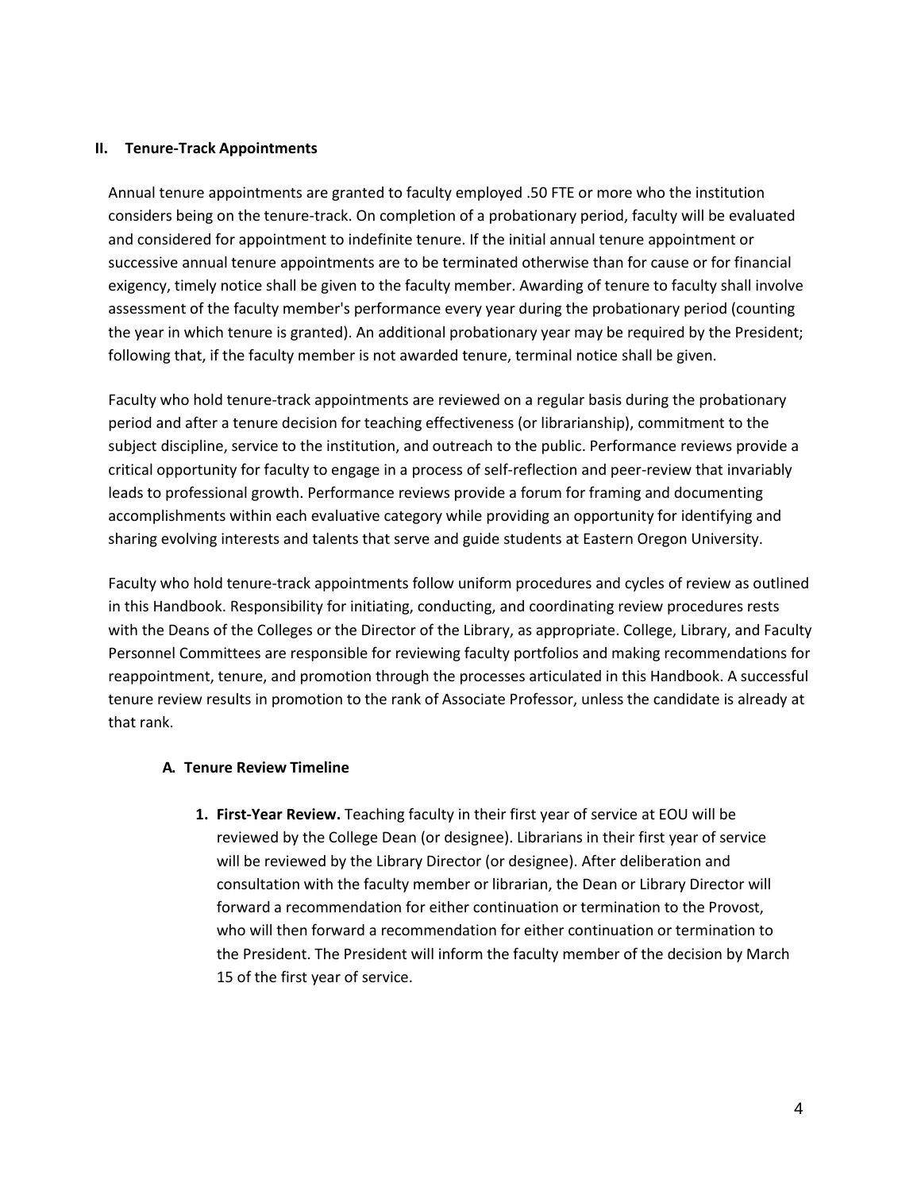## II. Tenure-Track Appointments

Annual tenure appointments are granted to faculty employed .50 FTE or more who the institution considers being on the tenure-track. On completion of a probationary period, faculty will be evaluated and considered for appointment to indefinite tenure. If the initial annual tenure appointment or successive annual tenure appointments are to be terminated otherwise than for cause or for financial exigency, timely notice shall be given to the faculty member. Awarding of tenure to faculty shall involve assessment of the faculty member's performance every year during the probationary period (counting the year in which tenure is granted). An additional probationary year may be required by the President; following that, if the faculty member is not awarded tenure, terminal notice shall be given.

Faculty who hold tenure-track appointments are reviewed on a regular basis during the probationary period and after a tenure decision for teaching effectiveness (or librarianship), commitment to the subject discipline, service to the institution, and outreach to the public. Performance reviews provide a critical opportunity for faculty to engage in a process of self-reflection and peer-review that invariably leads to professional growth. Performance reviews provide a forum for framing and documenting accomplishments within each evaluative category while providing an opportunity for identifying and sharing evolving interests and talents that serve and guide students at Eastern Oregon University.

Faculty who hold tenure-track appointments follow uniform procedures and cycles of review as outlined in this Handbook. Responsibility for initiating, conducting, and coordinating review procedures rests with the Deans of the Colleges or the Director of the Library, as appropriate. College, Library, and Faculty Personnel Committees are responsible for reviewing faculty portfolios and making recommendations for reappointment, tenure, and promotion through the processes articulated in this Handbook. A successful tenure review results in promotion to the rank of Associate Professor, unless the candidate is already at that rank.

### A. Tenure Review Timeline

1. **First-Year Review.** Teaching faculty in their first year of service at EOU will be reviewed by the College Dean (or designee). Librarians in their first year of service will be reviewed by the Library Director (or designee). After deliberation and consultation with the faculty member or librarian, the Dean or Library Director will forward a recommendation for either continuation or termination to the Provost, who will then forward a recommendation for either continuation or termination to the President. The President will inform the faculty member of the decision by March 15 of the first year of service.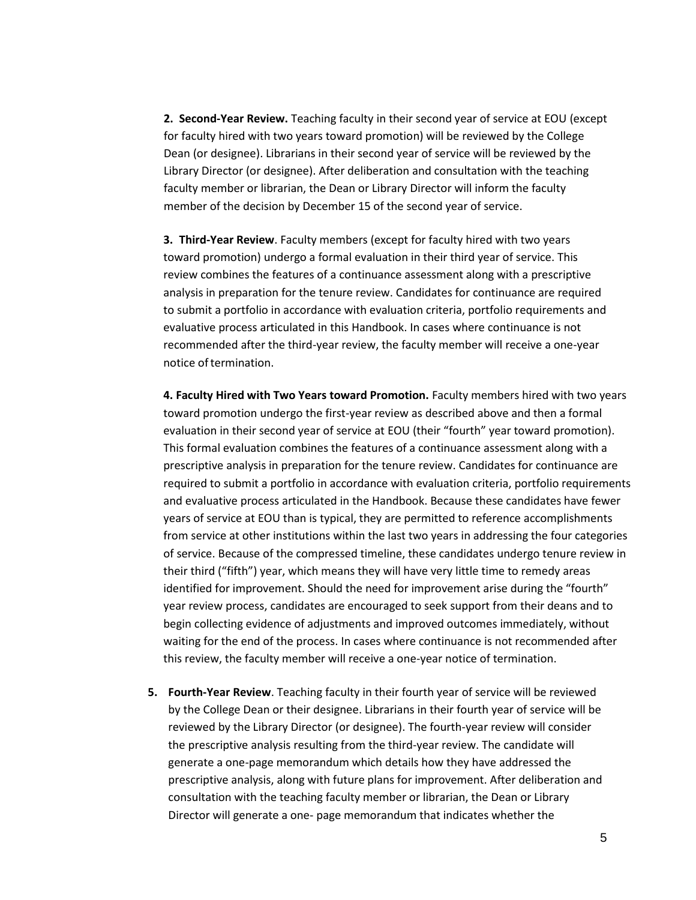**2. Second-Year Review.** Teaching faculty in their second year of service at EOU (except for faculty hired with two years toward promotion) will be reviewed by the College Dean (or designee). Librarians in their second year of service will be reviewed by the Library Director (or designee). After deliberation and consultation with the teaching faculty member or librarian, the Dean or Library Director will inform the faculty member of the decision by December 15 of the second year of service.

**3. Third-Year Review**. Faculty members (except for faculty hired with two years toward promotion) undergo a formal evaluation in their third year of service. This review combines the features of a continuance assessment along with a prescriptive analysis in preparation for the tenure review. Candidates for continuance are required to submit a portfolio in accordance with evaluation criteria, portfolio requirements and evaluative process articulated in this Handbook. In cases where continuance is not recommended after the third-year review, the faculty member will receive a one-year notice of termination.

**4. Faculty Hired with Two Years toward Promotion.** Faculty members hired with two years toward promotion undergo the first-year review as described above and then a formal evaluation in their second year of service at EOU (their "fourth" year toward promotion). This formal evaluation combines the features of a continuance assessment along with a prescriptive analysis in preparation for the tenure review. Candidates for continuance are required to submit a portfolio in accordance with evaluation criteria, portfolio requirements and evaluative process articulated in the Handbook. Because these candidates have fewer years of service at EOU than is typical, they are permitted to reference accomplishments from service at other institutions within the last two years in addressing the four categories of service. Because of the compressed timeline, these candidates undergo tenure review in their third ("fifth") year, which means they will have very little time to remedy areas identified for improvement. Should the need for improvement arise during the "fourth" year review process, candidates are encouraged to seek support from their deans and to begin collecting evidence of adjustments and improved outcomes immediately, without waiting for the end of the process. In cases where continuance is not recommended after this review, the faculty member will receive a one-year notice of termination.

5. **Fourth-Year Review**. Teaching faculty in their fourth year of service will be reviewed by the College Dean or their designee. Librarians in their fourth year of service will be reviewed by the Library Director (or designee). The fourth-year review will consider the prescriptive analysis resulting from the third-year review. The candidate will generate a one-page memorandum which details how they have addressed the prescriptive analysis, along with future plans for improvement. After deliberation and consultation with the teaching faculty member or librarian, the Dean or Library Director will generate a one- page memorandum that indicates whether the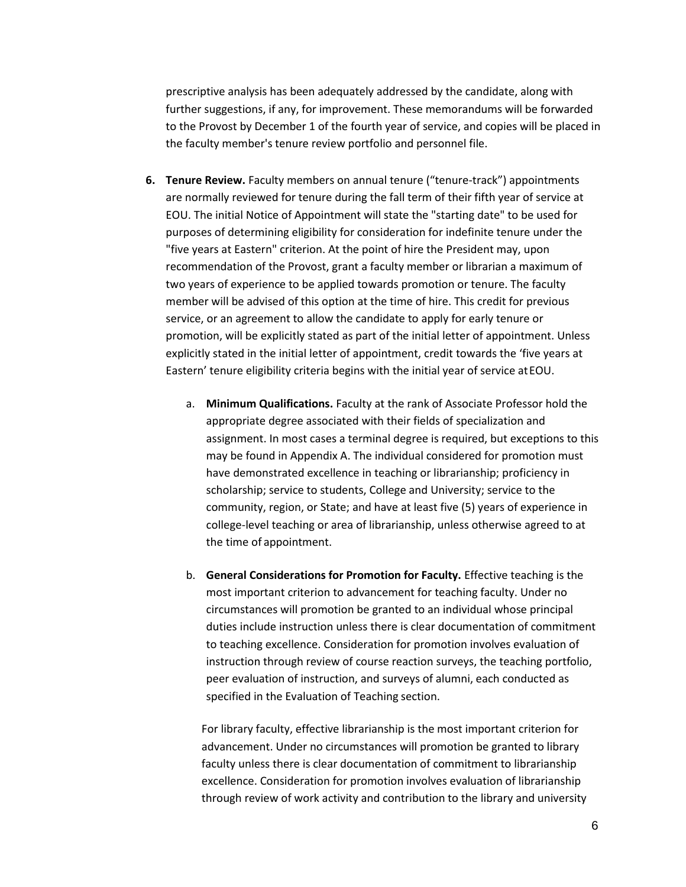prescriptive analysis has been adequately addressed by the candidate, along with further suggestions, if any, for improvement. These memorandums will be forwarded to the Provost by December 1 of the fourth year of service, and copies will be placed in the faculty member's tenure review portfolio and personnel file.

6. **Tenure Review.** Faculty members on annual tenure ("tenure-track") appointments are normally reviewed for tenure during the fall term of their fifth year of service at EOU. The initial Notice of Appointment will state the "starting date" to be used for purposes of determining eligibility for consideration for indefinite tenure under the "five years at Eastern" criterion. At the point of hire the President may, upon recommendation of the Provost, grant a faculty member or librarian a maximum of two years of experience to be applied towards promotion or tenure. The faculty member will be advised of this option at the time of hire. This credit for previous service, or an agreement to allow the candidate to apply for early tenure or promotion, will be explicitly stated as part of the initial letter of appointment. Unless explicitly stated in the initial letter of appointment, credit towards the 'five years at Eastern' tenure eligibility criteria begins with the initial year of service at EOU.

   a. **Minimum Qualifications.** Faculty at the rank of Associate Professor hold the appropriate degree associated with their fields of specialization and assignment. In most cases a terminal degree is required, but exceptions to this may be found in Appendix A. The individual considered for promotion must have demonstrated excellence in teaching or librarianship; proficiency in scholarship; service to students, College and University; service to the community, region, or State; and have at least five (5) years of experience in college-level teaching or area of librarianship, unless otherwise agreed to at the time of appointment.

   b. **General Considerations for Promotion for Faculty.** Effective teaching is the most important criterion to advancement for teaching faculty. Under no circumstances will promotion be granted to an individual whose principal duties include instruction unless there is clear documentation of commitment to teaching excellence. Consideration for promotion involves evaluation of instruction through review of course reaction surveys, the teaching portfolio, peer evaluation of instruction, and surveys of alumni, each conducted as specified in the Evaluation of Teaching section.

   For library faculty, effective librarianship is the most important criterion for advancement. Under no circumstances will promotion be granted to library faculty unless there is clear documentation of commitment to librarianship excellence. Consideration for promotion involves evaluation of librarianship through review of work activity and contribution to the library and university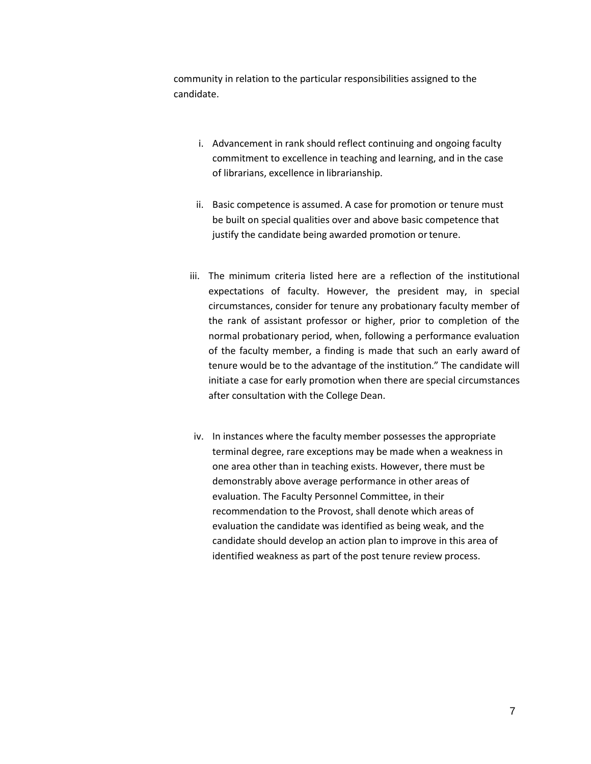community in relation to the particular responsibilities assigned to the candidate.

i. Advancement in rank should reflect continuing and ongoing faculty commitment to excellence in teaching and learning, and in the case of librarians, excellence in librarianship.

ii. Basic competence is assumed. A case for promotion or tenure must be built on special qualities over and above basic competence that justify the candidate being awarded promotion or tenure.

iii. The minimum criteria listed here are a reflection of the institutional expectations of faculty. However, the president may, in special circumstances, consider for tenure any probationary faculty member of the rank of assistant professor or higher, prior to completion of the normal probationary period, when, following a performance evaluation of the faculty member, a finding is made that such an early award of tenure would be to the advantage of the institution." The candidate will initiate a case for early promotion when there are special circumstances after consultation with the College Dean.

iv. In instances where the faculty member possesses the appropriate terminal degree, rare exceptions may be made when a weakness in one area other than in teaching exists. However, there must be demonstrably above average performance in other areas of evaluation. The Faculty Personnel Committee, in their recommendation to the Provost, shall denote which areas of evaluation the candidate was identified as being weak, and the candidate should develop an action plan to improve in this area of identified weakness as part of the post tenure review process.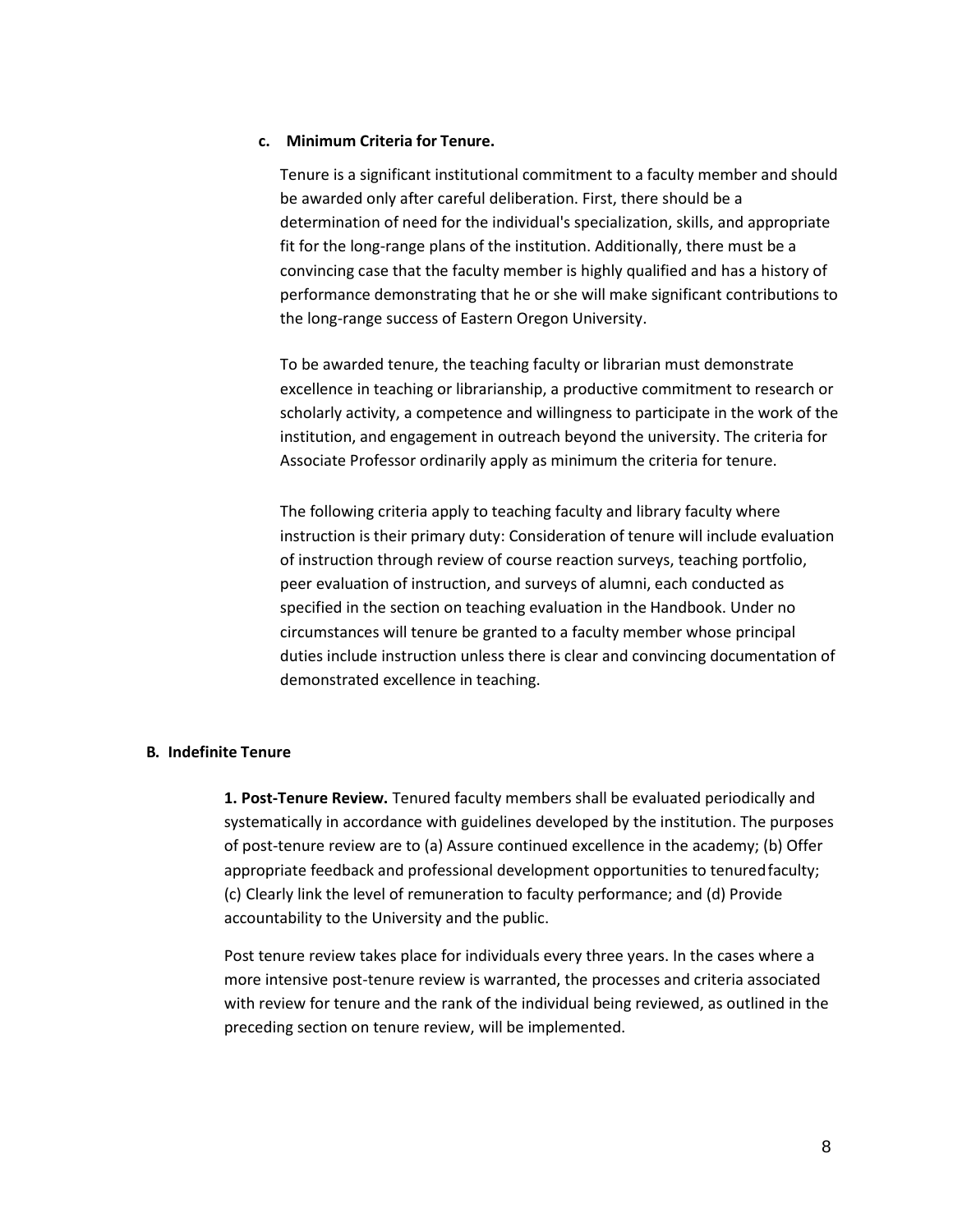#### c. Minimum Criteria for Tenure.

Tenure is a significant institutional commitment to a faculty member and should be awarded only after careful deliberation. First, there should be a determination of need for the individual's specialization, skills, and appropriate fit for the long-range plans of the institution. Additionally, there must be a convincing case that the faculty member is highly qualified and has a history of performance demonstrating that he or she will make significant contributions to the long-range success of Eastern Oregon University.

To be awarded tenure, the teaching faculty or librarian must demonstrate excellence in teaching or librarianship, a productive commitment to research or scholarly activity, a competence and willingness to participate in the work of the institution, and engagement in outreach beyond the university. The criteria for Associate Professor ordinarily apply as minimum the criteria for tenure.

The following criteria apply to teaching faculty and library faculty where instruction is their primary duty: Consideration of tenure will include evaluation of instruction through review of course reaction surveys, teaching portfolio, peer evaluation of instruction, and surveys of alumni, each conducted as specified in the section on teaching evaluation in the Handbook. Under no circumstances will tenure be granted to a faculty member whose principal duties include instruction unless there is clear and convincing documentation of demonstrated excellence in teaching.

### B. Indefinite Tenure

**1. Post-Tenure Review.** Tenured faculty members shall be evaluated periodically and systematically in accordance with guidelines developed by the institution. The purposes of post-tenure review are to (a) Assure continued excellence in the academy; (b) Offer appropriate feedback and professional development opportunities to tenured faculty; (c) Clearly link the level of remuneration to faculty performance; and (d) Provide accountability to the University and the public.

Post tenure review takes place for individuals every three years. In the cases where a more intensive post-tenure review is warranted, the processes and criteria associated with review for tenure and the rank of the individual being reviewed, as outlined in the preceding section on tenure review, will be implemented.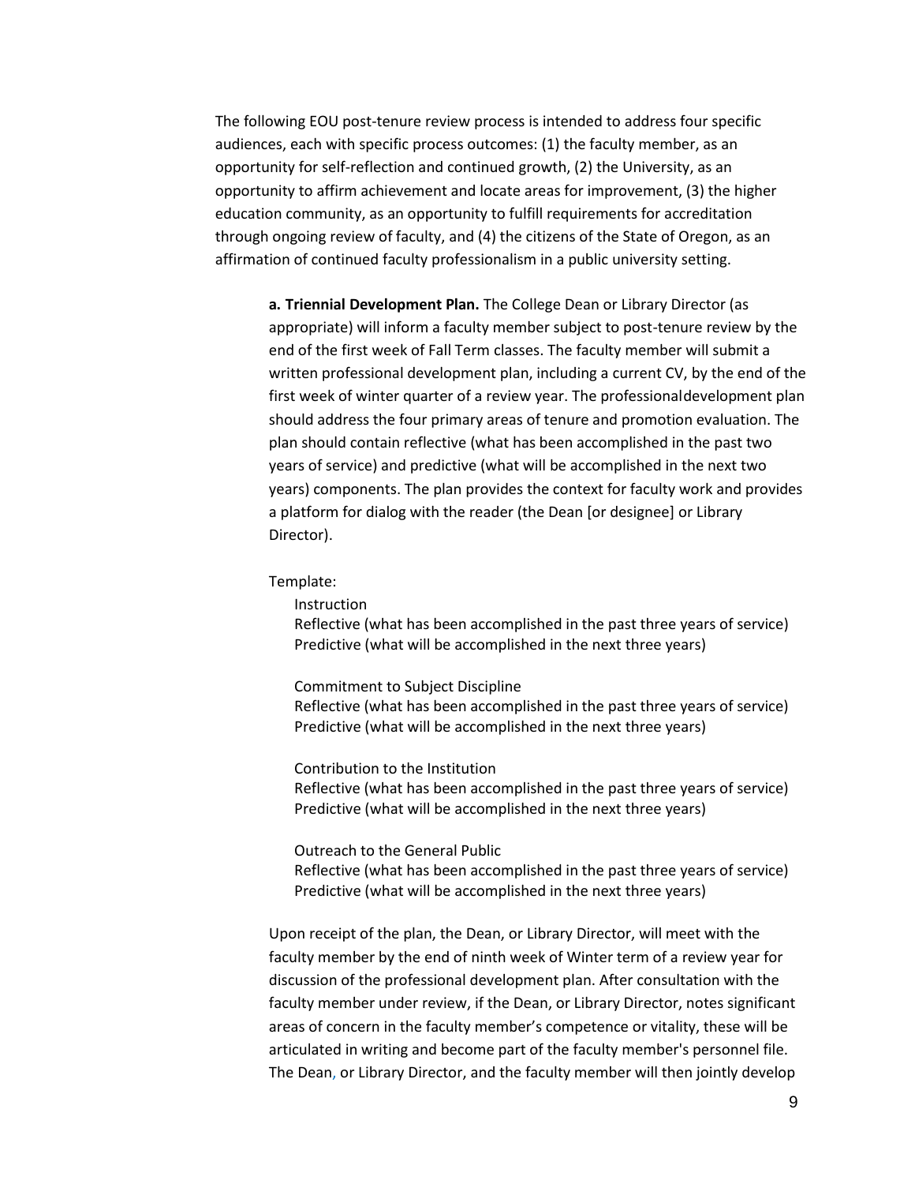The following EOU post-tenure review process is intended to address four specific audiences, each with specific process outcomes: (1) the faculty member, as an opportunity for self-reflection and continued growth, (2) the University, as an opportunity to affirm achievement and locate areas for improvement, (3) the higher education community, as an opportunity to fulfill requirements for accreditation through ongoing review of faculty, and (4) the citizens of the State of Oregon, as an affirmation of continued faculty professionalism in a public university setting.

**a. Triennial Development Plan.** The College Dean or Library Director (as appropriate) will inform a faculty member subject to post-tenure review by the end of the first week of Fall Term classes. The faculty member will submit a written professional development plan, including a current CV, by the end of the first week of winter quarter of a review year. The professionaldevelopment plan should address the four primary areas of tenure and promotion evaluation. The plan should contain reflective (what has been accomplished in the past two years of service) and predictive (what will be accomplished in the next two years) components. The plan provides the context for faculty work and provides a platform for dialog with the reader (the Dean [or designee] or Library Director).

Template:

Instruction
Reflective (what has been accomplished in the past three years of service)
Predictive (what will be accomplished in the next three years)

Commitment to Subject Discipline
Reflective (what has been accomplished in the past three years of service)
Predictive (what will be accomplished in the next three years)

Contribution to the Institution
Reflective (what has been accomplished in the past three years of service)
Predictive (what will be accomplished in the next three years)

Outreach to the General Public
Reflective (what has been accomplished in the past three years of service)
Predictive (what will be accomplished in the next three years)

Upon receipt of the plan, the Dean, or Library Director, will meet with the faculty member by the end of ninth week of Winter term of a review year for discussion of the professional development plan. After consultation with the faculty member under review, if the Dean, or Library Director, notes significant areas of concern in the faculty member's competence or vitality, these will be articulated in writing and become part of the faculty member's personnel file. The Dean, or Library Director, and the faculty member will then jointly develop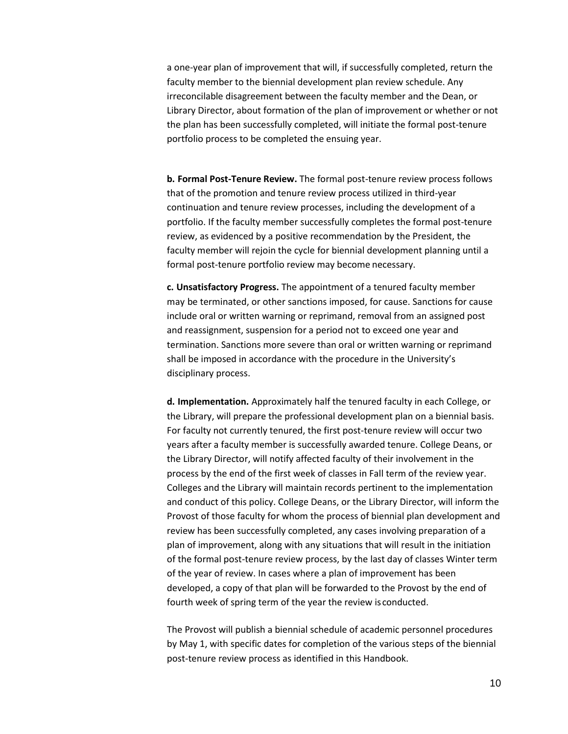a one-year plan of improvement that will, if successfully completed, return the faculty member to the biennial development plan review schedule. Any irreconcilable disagreement between the faculty member and the Dean, or Library Director, about formation of the plan of improvement or whether or not the plan has been successfully completed, will initiate the formal post-tenure portfolio process to be completed the ensuing year.

**b. Formal Post-Tenure Review.** The formal post-tenure review process follows that of the promotion and tenure review process utilized in third-year continuation and tenure review processes, including the development of a portfolio. If the faculty member successfully completes the formal post-tenure review, as evidenced by a positive recommendation by the President, the faculty member will rejoin the cycle for biennial development planning until a formal post-tenure portfolio review may become necessary.

**c. Unsatisfactory Progress.** The appointment of a tenured faculty member may be terminated, or other sanctions imposed, for cause. Sanctions for cause include oral or written warning or reprimand, removal from an assigned post and reassignment, suspension for a period not to exceed one year and termination. Sanctions more severe than oral or written warning or reprimand shall be imposed in accordance with the procedure in the University's disciplinary process.

**d. Implementation.** Approximately half the tenured faculty in each College, or the Library, will prepare the professional development plan on a biennial basis. For faculty not currently tenured, the first post-tenure review will occur two years after a faculty member is successfully awarded tenure. College Deans, or the Library Director, will notify affected faculty of their involvement in the process by the end of the first week of classes in Fall term of the review year. Colleges and the Library will maintain records pertinent to the implementation and conduct of this policy. College Deans, or the Library Director, will inform the Provost of those faculty for whom the process of biennial plan development and review has been successfully completed, any cases involving preparation of a plan of improvement, along with any situations that will result in the initiation of the formal post-tenure review process, by the last day of classes Winter term of the year of review. In cases where a plan of improvement has been developed, a copy of that plan will be forwarded to the Provost by the end of fourth week of spring term of the year the review is conducted.

The Provost will publish a biennial schedule of academic personnel procedures by May 1, with specific dates for completion of the various steps of the biennial post-tenure review process as identified in this Handbook.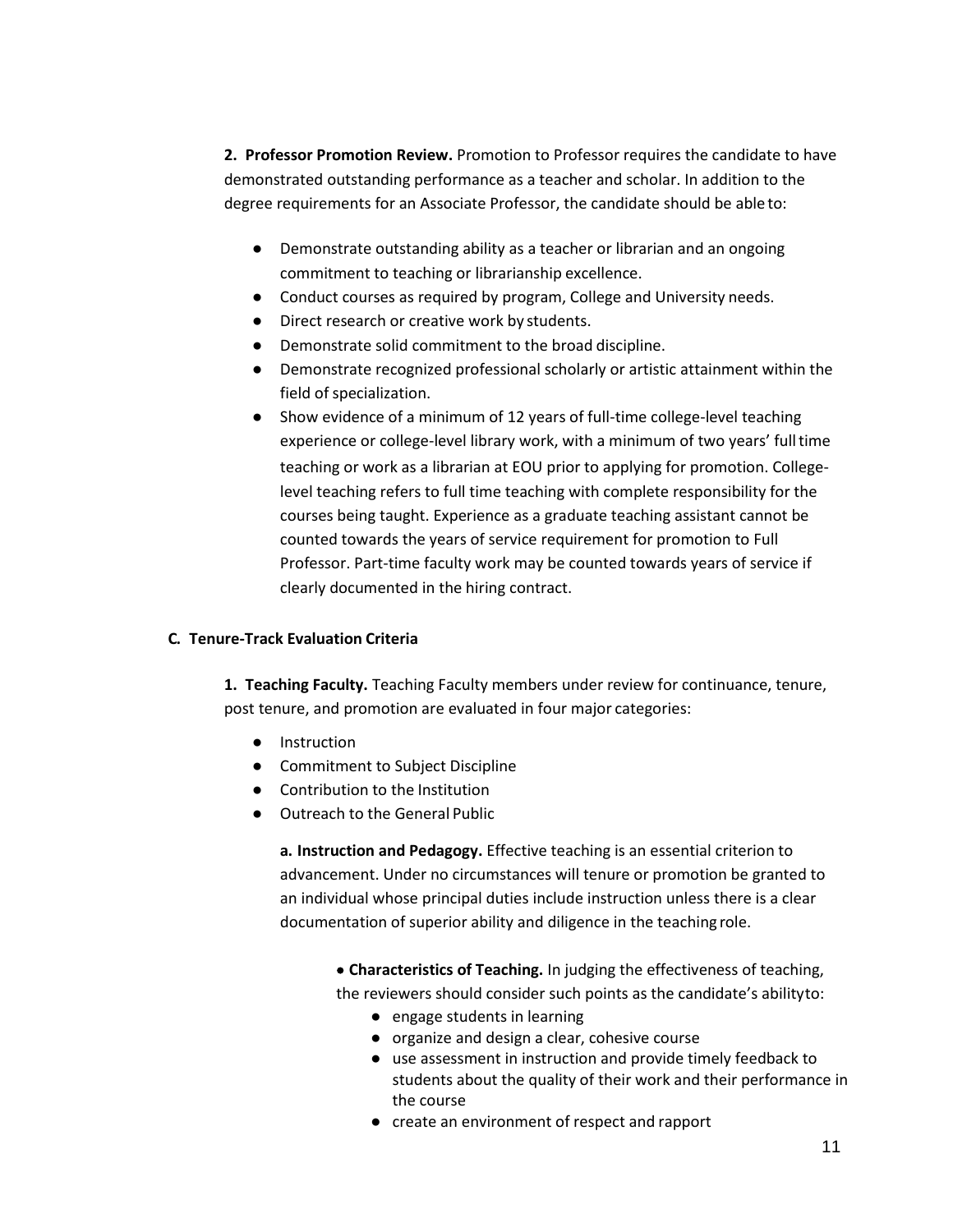**2. Professor Promotion Review.** Promotion to Professor requires the candidate to have demonstrated outstanding performance as a teacher and scholar. In addition to the degree requirements for an Associate Professor, the candidate should be able to:

- Demonstrate outstanding ability as a teacher or librarian and an ongoing commitment to teaching or librarianship excellence.
- Conduct courses as required by program, College and University needs.
- Direct research or creative work by students.
- Demonstrate solid commitment to the broad discipline.
- Demonstrate recognized professional scholarly or artistic attainment within the field of specialization.
- Show evidence of a minimum of 12 years of full-time college-level teaching experience or college-level library work, with a minimum of two years' full time teaching or work as a librarian at EOU prior to applying for promotion. College-level teaching refers to full time teaching with complete responsibility for the courses being taught. Experience as a graduate teaching assistant cannot be counted towards the years of service requirement for promotion to Full Professor. Part-time faculty work may be counted towards years of service if clearly documented in the hiring contract.

### C. Tenure-Track Evaluation Criteria

**1. Teaching Faculty.** Teaching Faculty members under review for continuance, tenure, post tenure, and promotion are evaluated in four major categories:

- Instruction
- Commitment to Subject Discipline
- Contribution to the Institution
- Outreach to the General Public

**a. Instruction and Pedagogy.** Effective teaching is an essential criterion to advancement. Under no circumstances will tenure or promotion be granted to an individual whose principal duties include instruction unless there is a clear documentation of superior ability and diligence in the teaching role.

- **Characteristics of Teaching.** In judging the effectiveness of teaching, the reviewers should consider such points as the candidate's ability to:
  - engage students in learning
  - organize and design a clear, cohesive course
  - use assessment in instruction and provide timely feedback to students about the quality of their work and their performance in the course
  - create an environment of respect and rapport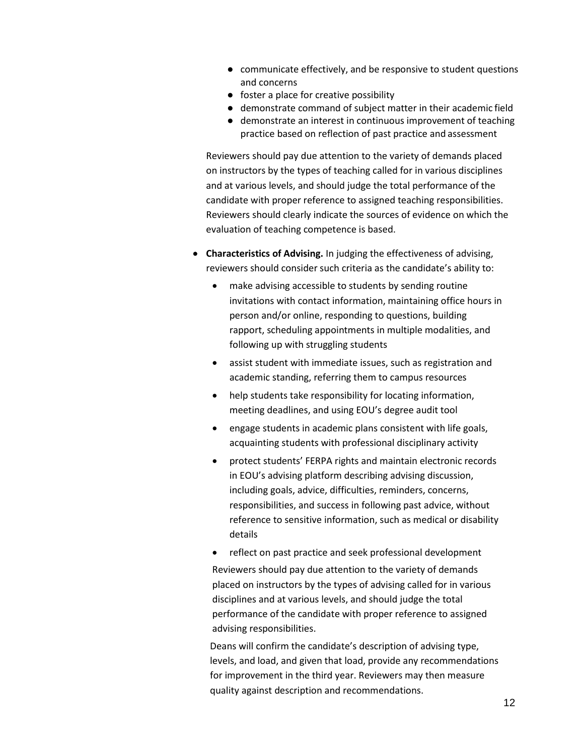- communicate effectively, and be responsive to student questions and concerns
- foster a place for creative possibility
- demonstrate command of subject matter in their academic field
- demonstrate an interest in continuous improvement of teaching practice based on reflection of past practice and assessment

Reviewers should pay due attention to the variety of demands placed on instructors by the types of teaching called for in various disciplines and at various levels, and should judge the total performance of the candidate with proper reference to assigned teaching responsibilities. Reviewers should clearly indicate the sources of evidence on which the evaluation of teaching competence is based.

- **Characteristics of Advising.** In judging the effectiveness of advising, reviewers should consider such criteria as the candidate's ability to:
  - make advising accessible to students by sending routine invitations with contact information, maintaining office hours in person and/or online, responding to questions, building rapport, scheduling appointments in multiple modalities, and following up with struggling students
  - assist student with immediate issues, such as registration and academic standing, referring them to campus resources
  - help students take responsibility for locating information, meeting deadlines, and using EOU's degree audit tool
  - engage students in academic plans consistent with life goals, acquainting students with professional disciplinary activity
  - protect students' FERPA rights and maintain electronic records in EOU's advising platform describing advising discussion, including goals, advice, difficulties, reminders, concerns, responsibilities, and success in following past advice, without reference to sensitive information, such as medical or disability details
  - reflect on past practice and seek professional development

  Reviewers should pay due attention to the variety of demands placed on instructors by the types of advising called for in various disciplines and at various levels, and should judge the total performance of the candidate with proper reference to assigned advising responsibilities.

  Deans will confirm the candidate's description of advising type, levels, and load, and given that load, provide any recommendations for improvement in the third year. Reviewers may then measure quality against description and recommendations.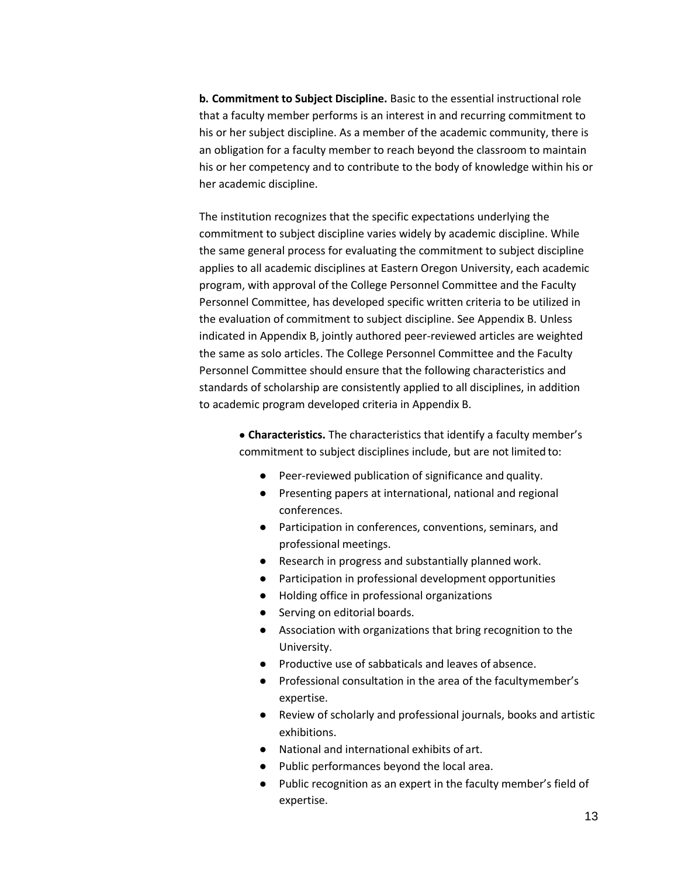**b. Commitment to Subject Discipline.** Basic to the essential instructional role that a faculty member performs is an interest in and recurring commitment to his or her subject discipline. As a member of the academic community, there is an obligation for a faculty member to reach beyond the classroom to maintain his or her competency and to contribute to the body of knowledge within his or her academic discipline.

The institution recognizes that the specific expectations underlying the commitment to subject discipline varies widely by academic discipline. While the same general process for evaluating the commitment to subject discipline applies to all academic disciplines at Eastern Oregon University, each academic program, with approval of the College Personnel Committee and the Faculty Personnel Committee, has developed specific written criteria to be utilized in the evaluation of commitment to subject discipline. See Appendix B. Unless indicated in Appendix B, jointly authored peer-reviewed articles are weighted the same as solo articles. The College Personnel Committee and the Faculty Personnel Committee should ensure that the following characteristics and standards of scholarship are consistently applied to all disciplines, in addition to academic program developed criteria in Appendix B.

- **Characteristics.** The characteristics that identify a faculty member's commitment to subject disciplines include, but are not limited to:
  - Peer-reviewed publication of significance and quality.
  - Presenting papers at international, national and regional conferences.
  - Participation in conferences, conventions, seminars, and professional meetings.
  - Research in progress and substantially planned work.
  - Participation in professional development opportunities
  - Holding office in professional organizations
  - Serving on editorial boards.
  - Association with organizations that bring recognition to the University.
  - Productive use of sabbaticals and leaves of absence.
  - Professional consultation in the area of the facultymember's expertise.
  - Review of scholarly and professional journals, books and artistic exhibitions.
  - National and international exhibits of art.
  - Public performances beyond the local area.
  - Public recognition as an expert in the faculty member's field of expertise.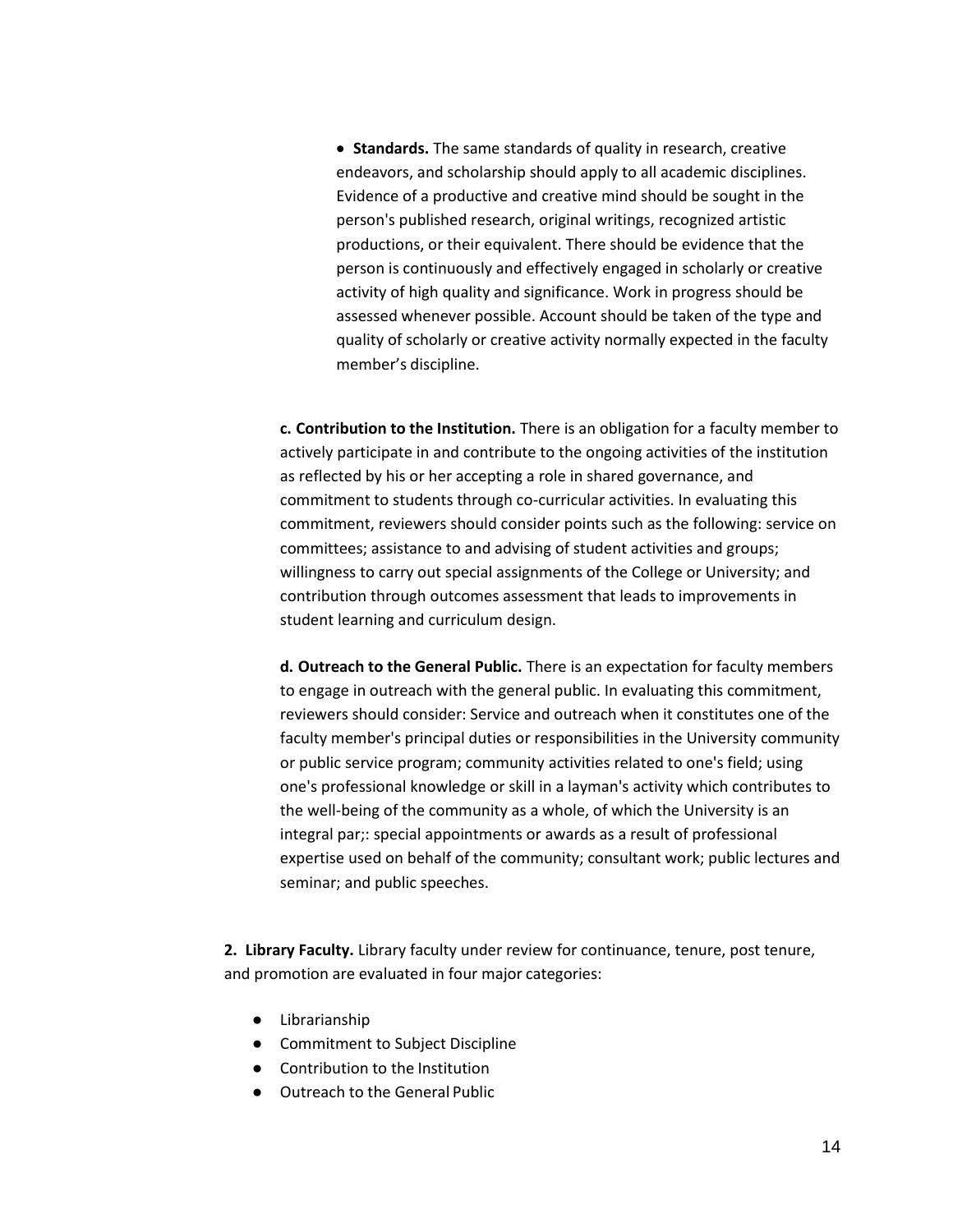- **Standards.** The same standards of quality in research, creative endeavors, and scholarship should apply to all academic disciplines. Evidence of a productive and creative mind should be sought in the person's published research, original writings, recognized artistic productions, or their equivalent. There should be evidence that the person is continuously and effectively engaged in scholarly or creative activity of high quality and significance. Work in progress should be assessed whenever possible. Account should be taken of the type and quality of scholarly or creative activity normally expected in the faculty member's discipline.

**c. Contribution to the Institution.** There is an obligation for a faculty member to actively participate in and contribute to the ongoing activities of the institution as reflected by his or her accepting a role in shared governance, and commitment to students through co-curricular activities. In evaluating this commitment, reviewers should consider points such as the following: service on committees; assistance to and advising of student activities and groups; willingness to carry out special assignments of the College or University; and contribution through outcomes assessment that leads to improvements in student learning and curriculum design.

**d. Outreach to the General Public.** There is an expectation for faculty members to engage in outreach with the general public. In evaluating this commitment, reviewers should consider: Service and outreach when it constitutes one of the faculty member's principal duties or responsibilities in the University community or public service program; community activities related to one's field; using one's professional knowledge or skill in a layman's activity which contributes to the well-being of the community as a whole, of which the University is an integral par;: special appointments or awards as a result of professional expertise used on behalf of the community; consultant work; public lectures and seminar; and public speeches.

**2. Library Faculty.** Library faculty under review for continuance, tenure, post tenure, and promotion are evaluated in four major categories:

- Librarianship
- Commitment to Subject Discipline
- Contribution to the Institution
- Outreach to the General Public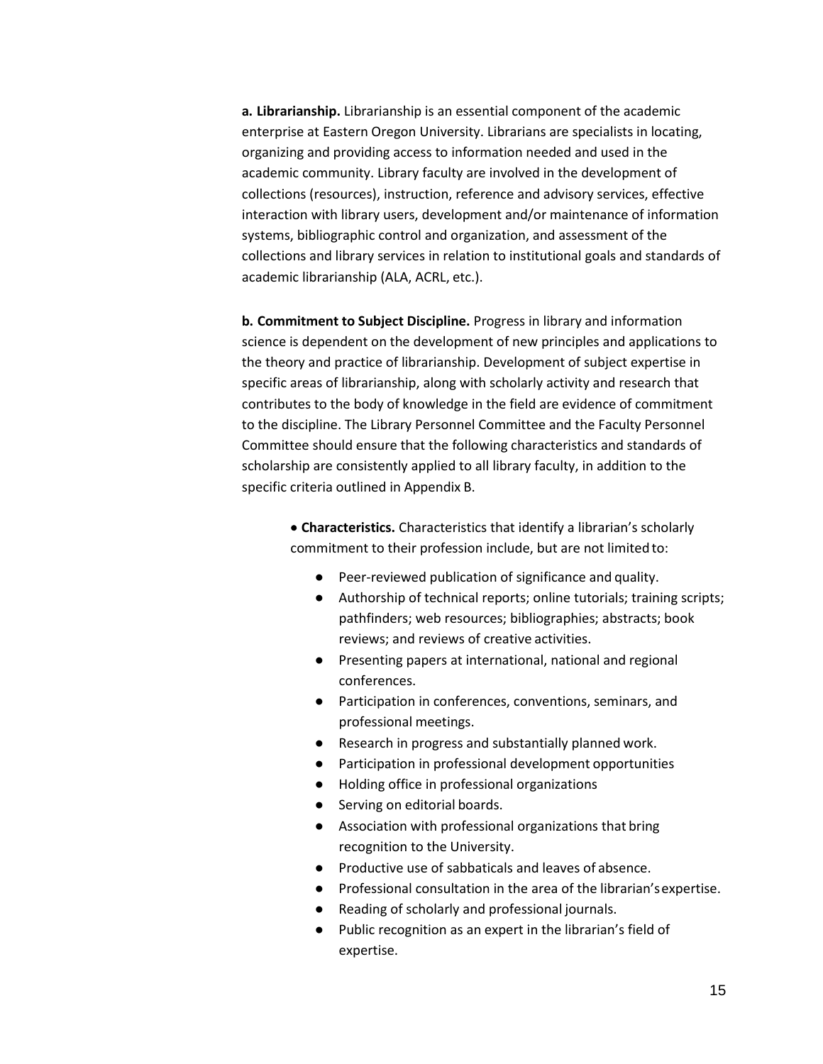**a. Librarianship.** Librarianship is an essential component of the academic enterprise at Eastern Oregon University. Librarians are specialists in locating, organizing and providing access to information needed and used in the academic community. Library faculty are involved in the development of collections (resources), instruction, reference and advisory services, effective interaction with library users, development and/or maintenance of information systems, bibliographic control and organization, and assessment of the collections and library services in relation to institutional goals and standards of academic librarianship (ALA, ACRL, etc.).

**b. Commitment to Subject Discipline.** Progress in library and information science is dependent on the development of new principles and applications to the theory and practice of librarianship. Development of subject expertise in specific areas of librarianship, along with scholarly activity and research that contributes to the body of knowledge in the field are evidence of commitment to the discipline. The Library Personnel Committee and the Faculty Personnel Committee should ensure that the following characteristics and standards of scholarship are consistently applied to all library faculty, in addition to the specific criteria outlined in Appendix B.

- **Characteristics.** Characteristics that identify a librarian's scholarly commitment to their profession include, but are not limited to:
  - Peer-reviewed publication of significance and quality.
  - Authorship of technical reports; online tutorials; training scripts; pathfinders; web resources; bibliographies; abstracts; book reviews; and reviews of creative activities.
  - Presenting papers at international, national and regional conferences.
  - Participation in conferences, conventions, seminars, and professional meetings.
  - Research in progress and substantially planned work.
  - Participation in professional development opportunities
  - Holding office in professional organizations
  - Serving on editorial boards.
  - Association with professional organizations that bring recognition to the University.
  - Productive use of sabbaticals and leaves of absence.
  - Professional consultation in the area of the librarian's expertise.
  - Reading of scholarly and professional journals.
  - Public recognition as an expert in the librarian's field of expertise.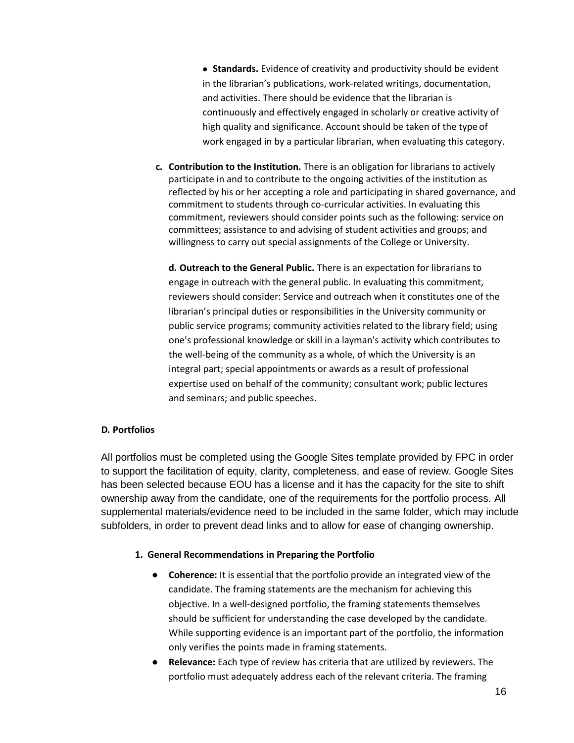- **Standards.** Evidence of creativity and productivity should be evident in the librarian's publications, work-related writings, documentation, and activities. There should be evidence that the librarian is continuously and effectively engaged in scholarly or creative activity of high quality and significance. Account should be taken of the type of work engaged in by a particular librarian, when evaluating this category.

**c. Contribution to the Institution.** There is an obligation for librarians to actively participate in and to contribute to the ongoing activities of the institution as reflected by his or her accepting a role and participating in shared governance, and commitment to students through co-curricular activities. In evaluating this commitment, reviewers should consider points such as the following: service on committees; assistance to and advising of student activities and groups; and willingness to carry out special assignments of the College or University.

**d. Outreach to the General Public.** There is an expectation for librarians to engage in outreach with the general public. In evaluating this commitment, reviewers should consider: Service and outreach when it constitutes one of the librarian's principal duties or responsibilities in the University community or public service programs; community activities related to the library field; using one's professional knowledge or skill in a layman's activity which contributes to the well-being of the community as a whole, of which the University is an integral part; special appointments or awards as a result of professional expertise used on behalf of the community; consultant work; public lectures and seminars; and public speeches.

### D. Portfolios

All portfolios must be completed using the Google Sites template provided by FPC in order to support the facilitation of equity, clarity, completeness, and ease of review. Google Sites has been selected because EOU has a license and it has the capacity for the site to shift ownership away from the candidate, one of the requirements for the portfolio process. All supplemental materials/evidence need to be included in the same folder, which may include subfolders, in order to prevent dead links and to allow for ease of changing ownership.

#### 1. General Recommendations in Preparing the Portfolio

- **Coherence:** It is essential that the portfolio provide an integrated view of the candidate. The framing statements are the mechanism for achieving this objective. In a well-designed portfolio, the framing statements themselves should be sufficient for understanding the case developed by the candidate. While supporting evidence is an important part of the portfolio, the information only verifies the points made in framing statements.
- **Relevance:** Each type of review has criteria that are utilized by reviewers. The portfolio must adequately address each of the relevant criteria. The framing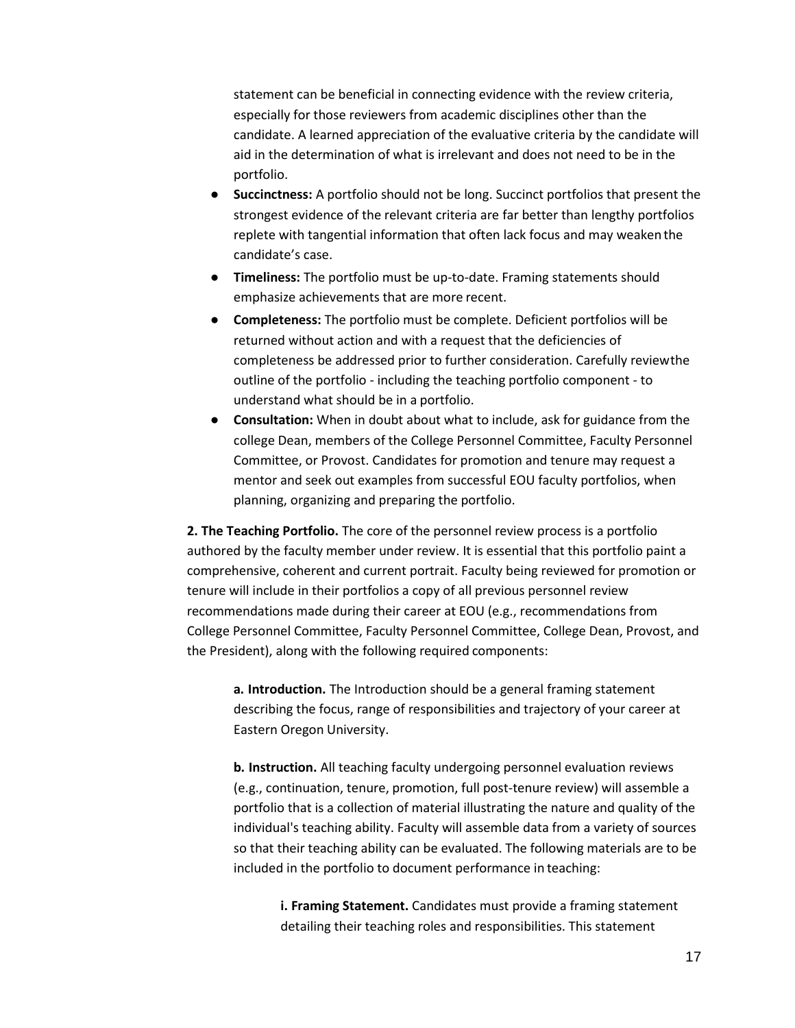statement can be beneficial in connecting evidence with the review criteria, especially for those reviewers from academic disciplines other than the candidate. A learned appreciation of the evaluative criteria by the candidate will aid in the determination of what is irrelevant and does not need to be in the portfolio.

- **Succinctness:** A portfolio should not be long. Succinct portfolios that present the strongest evidence of the relevant criteria are far better than lengthy portfolios replete with tangential information that often lack focus and may weaken the candidate's case.
- **Timeliness:** The portfolio must be up-to-date. Framing statements should emphasize achievements that are more recent.
- **Completeness:** The portfolio must be complete. Deficient portfolios will be returned without action and with a request that the deficiencies of completeness be addressed prior to further consideration. Carefully review the outline of the portfolio - including the teaching portfolio component - to understand what should be in a portfolio.
- **Consultation:** When in doubt about what to include, ask for guidance from the college Dean, members of the College Personnel Committee, Faculty Personnel Committee, or Provost. Candidates for promotion and tenure may request a mentor and seek out examples from successful EOU faculty portfolios, when planning, organizing and preparing the portfolio.

**2. The Teaching Portfolio.** The core of the personnel review process is a portfolio authored by the faculty member under review. It is essential that this portfolio paint a comprehensive, coherent and current portrait. Faculty being reviewed for promotion or tenure will include in their portfolios a copy of all previous personnel review recommendations made during their career at EOU (e.g., recommendations from College Personnel Committee, Faculty Personnel Committee, College Dean, Provost, and the President), along with the following required components:

**a. Introduction.** The Introduction should be a general framing statement describing the focus, range of responsibilities and trajectory of your career at Eastern Oregon University.

**b. Instruction.** All teaching faculty undergoing personnel evaluation reviews (e.g., continuation, tenure, promotion, full post-tenure review) will assemble a portfolio that is a collection of material illustrating the nature and quality of the individual's teaching ability. Faculty will assemble data from a variety of sources so that their teaching ability can be evaluated. The following materials are to be included in the portfolio to document performance in teaching:

**i. Framing Statement.** Candidates must provide a framing statement detailing their teaching roles and responsibilities. This statement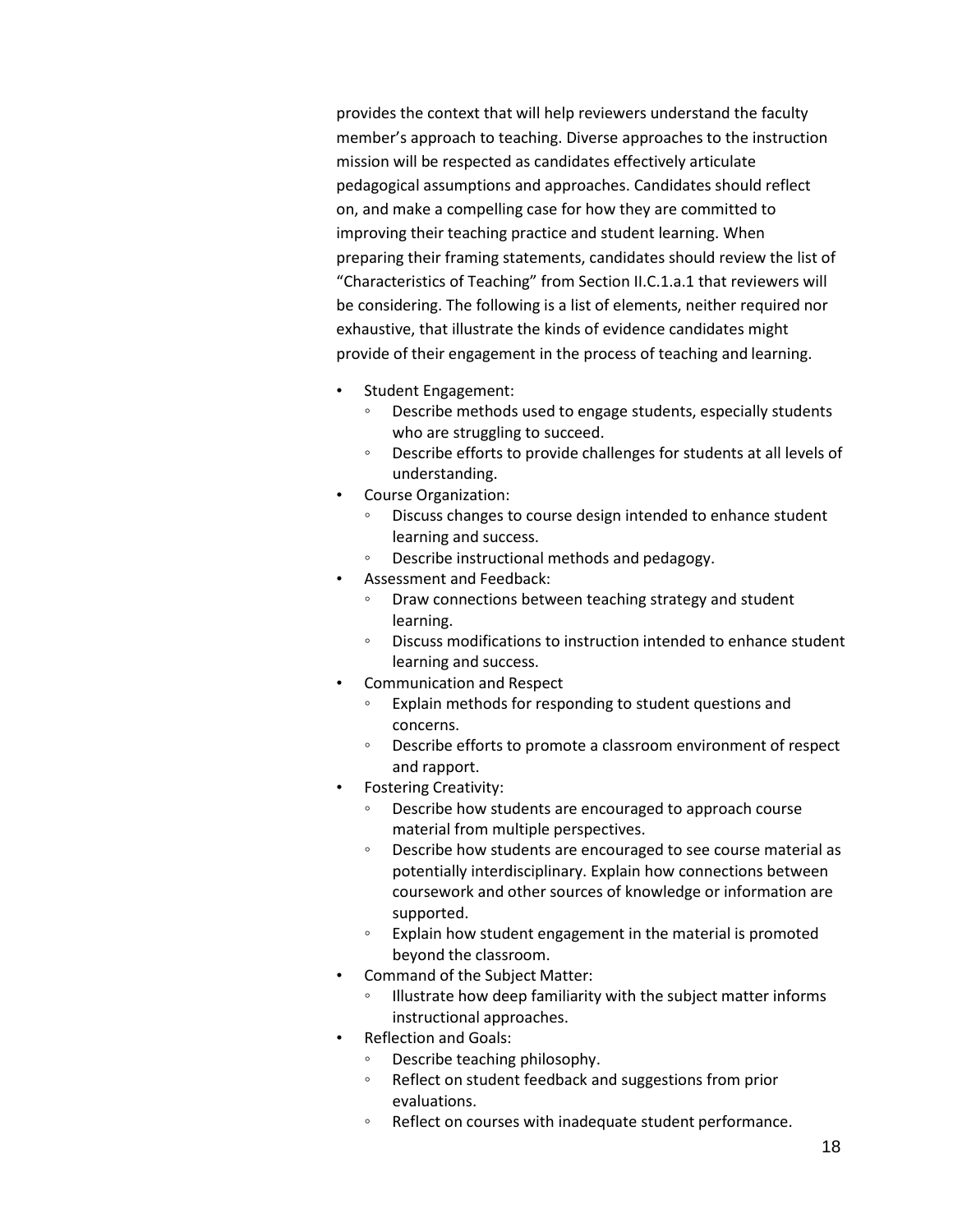provides the context that will help reviewers understand the faculty member's approach to teaching. Diverse approaches to the instruction mission will be respected as candidates effectively articulate pedagogical assumptions and approaches. Candidates should reflect on, and make a compelling case for how they are committed to improving their teaching practice and student learning. When preparing their framing statements, candidates should review the list of "Characteristics of Teaching" from Section II.C.1.a.1 that reviewers will be considering. The following is a list of elements, neither required nor exhaustive, that illustrate the kinds of evidence candidates might provide of their engagement in the process of teaching and learning.

- Student Engagement:
  - Describe methods used to engage students, especially students who are struggling to succeed.
  - Describe efforts to provide challenges for students at all levels of understanding.
- Course Organization:
  - Discuss changes to course design intended to enhance student learning and success.
  - Describe instructional methods and pedagogy.
- Assessment and Feedback:
  - Draw connections between teaching strategy and student learning.
  - Discuss modifications to instruction intended to enhance student learning and success.
- Communication and Respect
  - Explain methods for responding to student questions and concerns.
  - Describe efforts to promote a classroom environment of respect and rapport.
- Fostering Creativity:
  - Describe how students are encouraged to approach course material from multiple perspectives.
  - Describe how students are encouraged to see course material as potentially interdisciplinary. Explain how connections between coursework and other sources of knowledge or information are supported.
  - Explain how student engagement in the material is promoted beyond the classroom.
- Command of the Subject Matter:
  - Illustrate how deep familiarity with the subject matter informs instructional approaches.
- Reflection and Goals:
  - Describe teaching philosophy.
  - Reflect on student feedback and suggestions from prior evaluations.
  - Reflect on courses with inadequate student performance.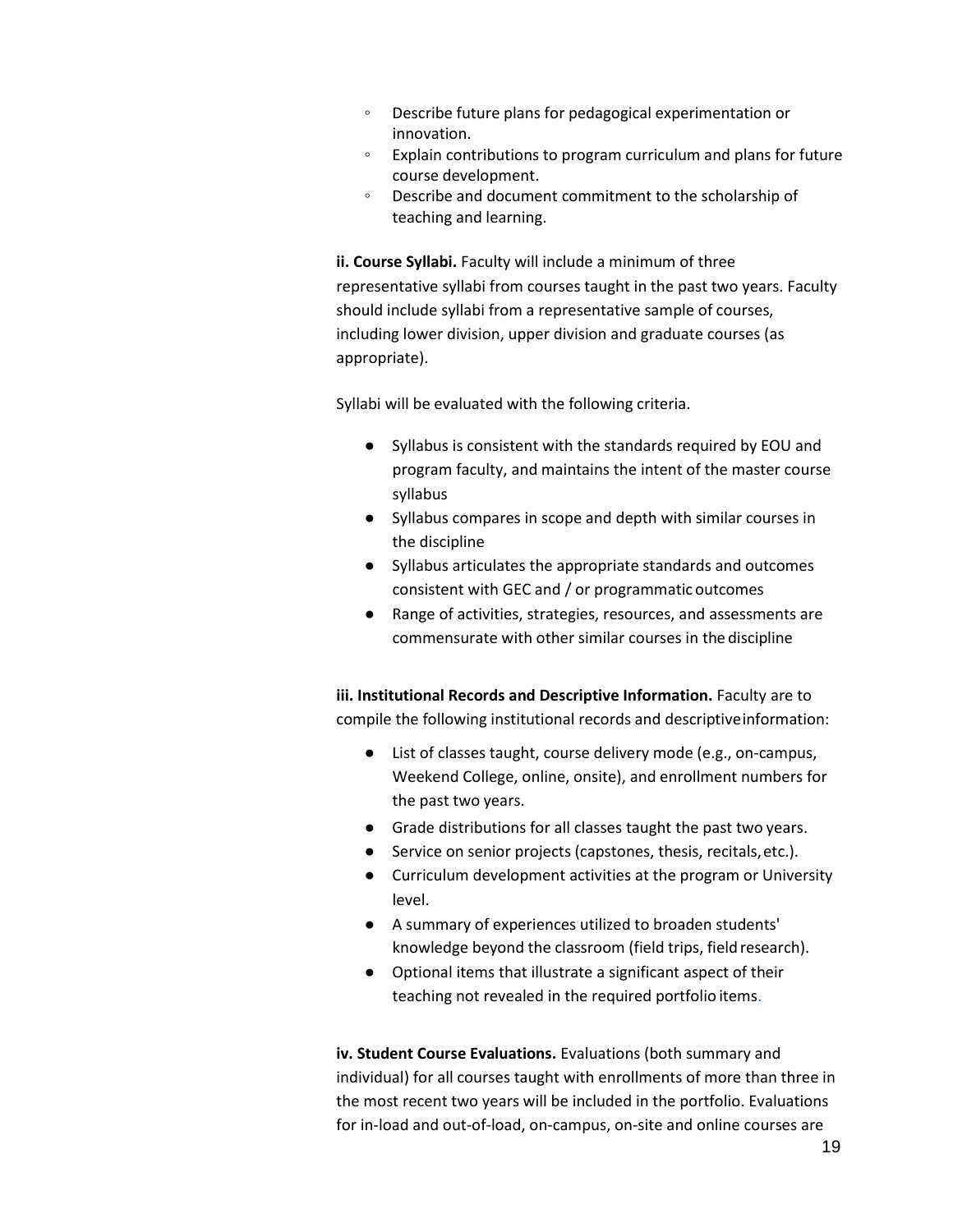- Describe future plans for pedagogical experimentation or innovation.
- Explain contributions to program curriculum and plans for future course development.
- Describe and document commitment to the scholarship of teaching and learning.

**ii. Course Syllabi.** Faculty will include a minimum of three representative syllabi from courses taught in the past two years. Faculty should include syllabi from a representative sample of courses, including lower division, upper division and graduate courses (as appropriate).

Syllabi will be evaluated with the following criteria.

- Syllabus is consistent with the standards required by EOU and program faculty, and maintains the intent of the master course syllabus
- Syllabus compares in scope and depth with similar courses in the discipline
- Syllabus articulates the appropriate standards and outcomes consistent with GEC and / or programmatic outcomes
- Range of activities, strategies, resources, and assessments are commensurate with other similar courses in the discipline

**iii. Institutional Records and Descriptive Information.** Faculty are to compile the following institutional records and descriptive information:

- List of classes taught, course delivery mode (e.g., on-campus, Weekend College, online, onsite), and enrollment numbers for the past two years.
- Grade distributions for all classes taught the past two years.
- Service on senior projects (capstones, thesis, recitals, etc.).
- Curriculum development activities at the program or University level.
- A summary of experiences utilized to broaden students' knowledge beyond the classroom (field trips, field research).
- Optional items that illustrate a significant aspect of their teaching not revealed in the required portfolio items.

**iv. Student Course Evaluations.** Evaluations (both summary and individual) for all courses taught with enrollments of more than three in the most recent two years will be included in the portfolio. Evaluations for in-load and out-of-load, on-campus, on-site and online courses are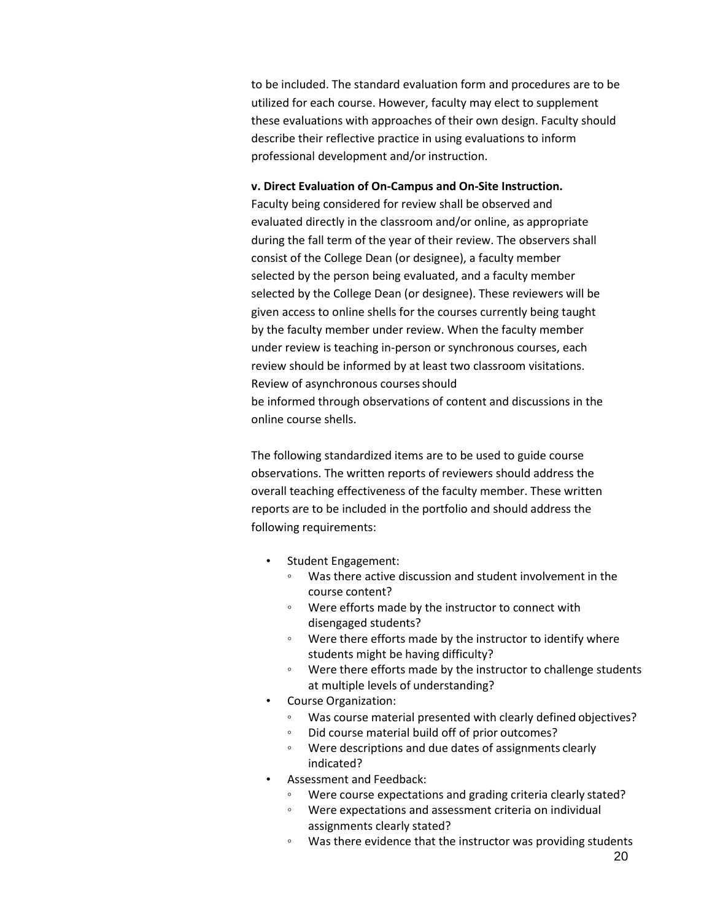to be included. The standard evaluation form and procedures are to be utilized for each course. However, faculty may elect to supplement these evaluations with approaches of their own design. Faculty should describe their reflective practice in using evaluations to inform professional development and/or instruction.

**v. Direct Evaluation of On-Campus and On-Site Instruction.**

Faculty being considered for review shall be observed and evaluated directly in the classroom and/or online, as appropriate during the fall term of the year of their review. The observers shall consist of the College Dean (or designee), a faculty member selected by the person being evaluated, and a faculty member selected by the College Dean (or designee). These reviewers will be given access to online shells for the courses currently being taught by the faculty member under review. When the faculty member under review is teaching in-person or synchronous courses, each review should be informed by at least two classroom visitations. Review of asynchronous courses should be informed through observations of content and discussions in the online course shells.

The following standardized items are to be used to guide course observations. The written reports of reviewers should address the overall teaching effectiveness of the faculty member. These written reports are to be included in the portfolio and should address the following requirements:

- Student Engagement:
  - Was there active discussion and student involvement in the course content?
  - Were efforts made by the instructor to connect with disengaged students?
  - Were there efforts made by the instructor to identify where students might be having difficulty?
  - Were there efforts made by the instructor to challenge students at multiple levels of understanding?
- Course Organization:
  - Was course material presented with clearly defined objectives?
  - Did course material build off of prior outcomes?
  - Were descriptions and due dates of assignments clearly indicated?
- Assessment and Feedback:
  - Were course expectations and grading criteria clearly stated?
  - Were expectations and assessment criteria on individual assignments clearly stated?
  - Was there evidence that the instructor was providing students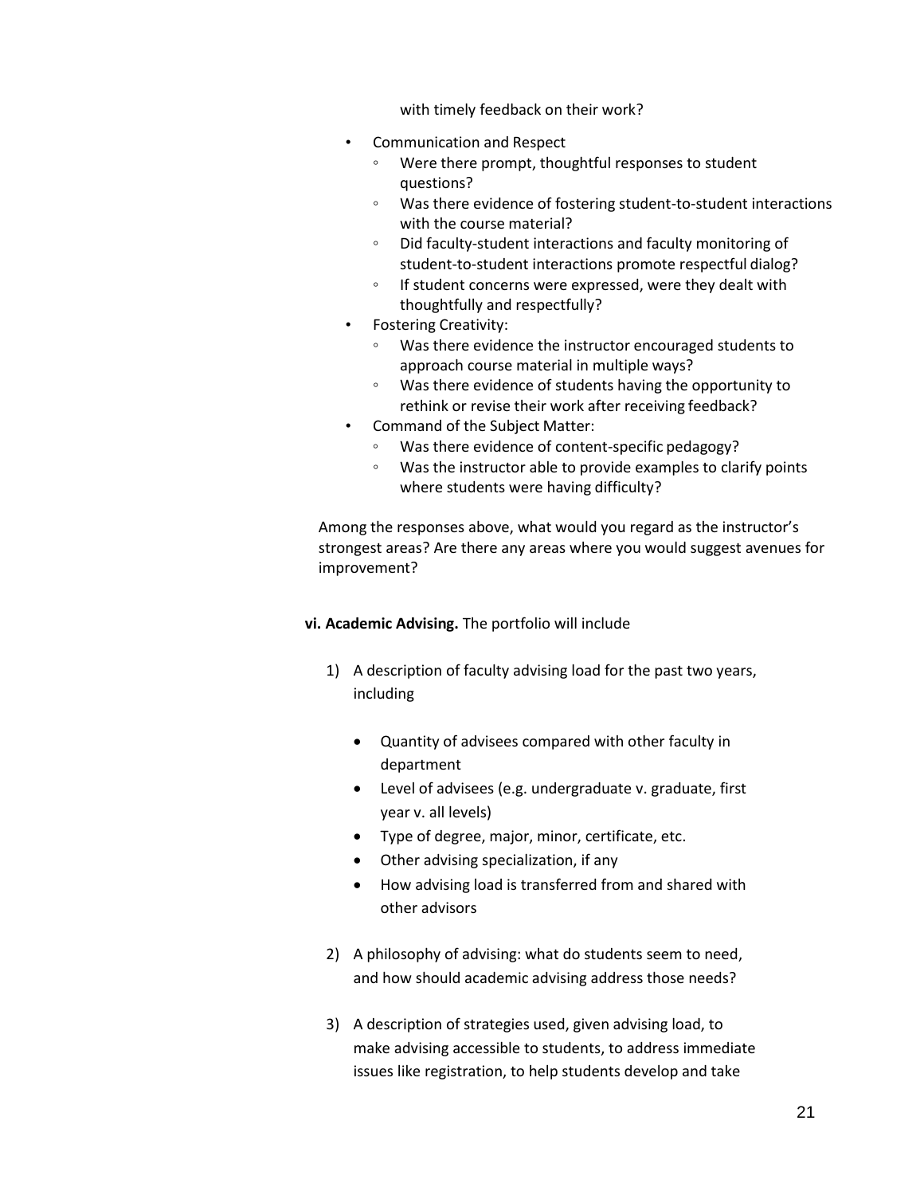with timely feedback on their work?

- Communication and Respect
  - Were there prompt, thoughtful responses to student questions?
  - Was there evidence of fostering student-to-student interactions with the course material?
  - Did faculty-student interactions and faculty monitoring of student-to-student interactions promote respectful dialog?
  - If student concerns were expressed, were they dealt with thoughtfully and respectfully?
- Fostering Creativity:
  - Was there evidence the instructor encouraged students to approach course material in multiple ways?
  - Was there evidence of students having the opportunity to rethink or revise their work after receiving feedback?
- Command of the Subject Matter:
  - Was there evidence of content-specific pedagogy?
  - Was the instructor able to provide examples to clarify points where students were having difficulty?

Among the responses above, what would you regard as the instructor's strongest areas? Are there any areas where you would suggest avenues for improvement?

**vi. Academic Advising.** The portfolio will include

1) A description of faculty advising load for the past two years, including

   - Quantity of advisees compared with other faculty in department
   - Level of advisees (e.g. undergraduate v. graduate, first year v. all levels)
   - Type of degree, major, minor, certificate, etc.
   - Other advising specialization, if any
   - How advising load is transferred from and shared with other advisors

2) A philosophy of advising: what do students seem to need, and how should academic advising address those needs?

3) A description of strategies used, given advising load, to make advising accessible to students, to address immediate issues like registration, to help students develop and take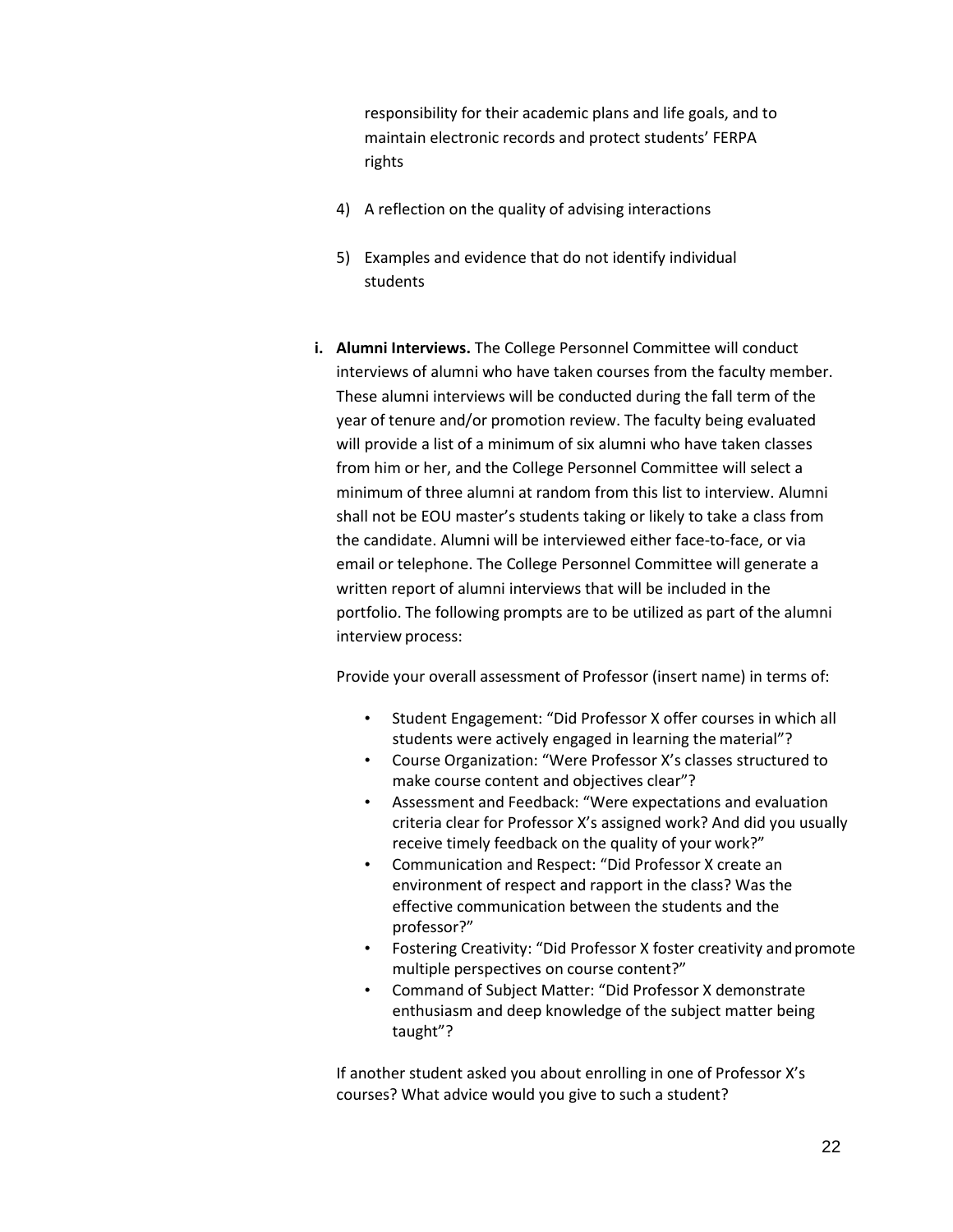responsibility for their academic plans and life goals, and to maintain electronic records and protect students' FERPA rights

4) A reflection on the quality of advising interactions

5) Examples and evidence that do not identify individual students

**i. Alumni Interviews.** The College Personnel Committee will conduct interviews of alumni who have taken courses from the faculty member. These alumni interviews will be conducted during the fall term of the year of tenure and/or promotion review. The faculty being evaluated will provide a list of a minimum of six alumni who have taken classes from him or her, and the College Personnel Committee will select a minimum of three alumni at random from this list to interview. Alumni shall not be EOU master's students taking or likely to take a class from the candidate. Alumni will be interviewed either face-to-face, or via email or telephone. The College Personnel Committee will generate a written report of alumni interviews that will be included in the portfolio. The following prompts are to be utilized as part of the alumni interview process:

Provide your overall assessment of Professor (insert name) in terms of:

- Student Engagement: "Did Professor X offer courses in which all students were actively engaged in learning the material"?
- Course Organization: "Were Professor X's classes structured to make course content and objectives clear"?
- Assessment and Feedback: "Were expectations and evaluation criteria clear for Professor X's assigned work? And did you usually receive timely feedback on the quality of your work?"
- Communication and Respect: "Did Professor X create an environment of respect and rapport in the class? Was the effective communication between the students and the professor?"
- Fostering Creativity: "Did Professor X foster creativity and promote multiple perspectives on course content?"
- Command of Subject Matter: "Did Professor X demonstrate enthusiasm and deep knowledge of the subject matter being taught"?

If another student asked you about enrolling in one of Professor X's courses? What advice would you give to such a student?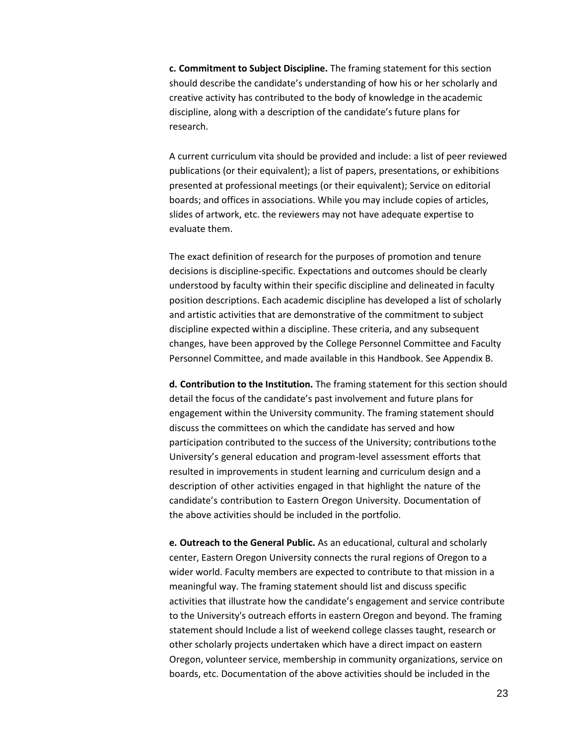**c. Commitment to Subject Discipline.** The framing statement for this section should describe the candidate's understanding of how his or her scholarly and creative activity has contributed to the body of knowledge in the academic discipline, along with a description of the candidate's future plans for research.

A current curriculum vita should be provided and include: a list of peer reviewed publications (or their equivalent); a list of papers, presentations, or exhibitions presented at professional meetings (or their equivalent); Service on editorial boards; and offices in associations. While you may include copies of articles, slides of artwork, etc. the reviewers may not have adequate expertise to evaluate them.

The exact definition of research for the purposes of promotion and tenure decisions is discipline-specific. Expectations and outcomes should be clearly understood by faculty within their specific discipline and delineated in faculty position descriptions. Each academic discipline has developed a list of scholarly and artistic activities that are demonstrative of the commitment to subject discipline expected within a discipline. These criteria, and any subsequent changes, have been approved by the College Personnel Committee and Faculty Personnel Committee, and made available in this Handbook. See Appendix B.

**d. Contribution to the Institution.** The framing statement for this section should detail the focus of the candidate's past involvement and future plans for engagement within the University community. The framing statement should discuss the committees on which the candidate has served and how participation contributed to the success of the University; contributions to the University's general education and program-level assessment efforts that resulted in improvements in student learning and curriculum design and a description of other activities engaged in that highlight the nature of the candidate's contribution to Eastern Oregon University. Documentation of the above activities should be included in the portfolio.

**e. Outreach to the General Public.** As an educational, cultural and scholarly center, Eastern Oregon University connects the rural regions of Oregon to a wider world. Faculty members are expected to contribute to that mission in a meaningful way. The framing statement should list and discuss specific activities that illustrate how the candidate's engagement and service contribute to the University's outreach efforts in eastern Oregon and beyond. The framing statement should Include a list of weekend college classes taught, research or other scholarly projects undertaken which have a direct impact on eastern Oregon, volunteer service, membership in community organizations, service on boards, etc. Documentation of the above activities should be included in the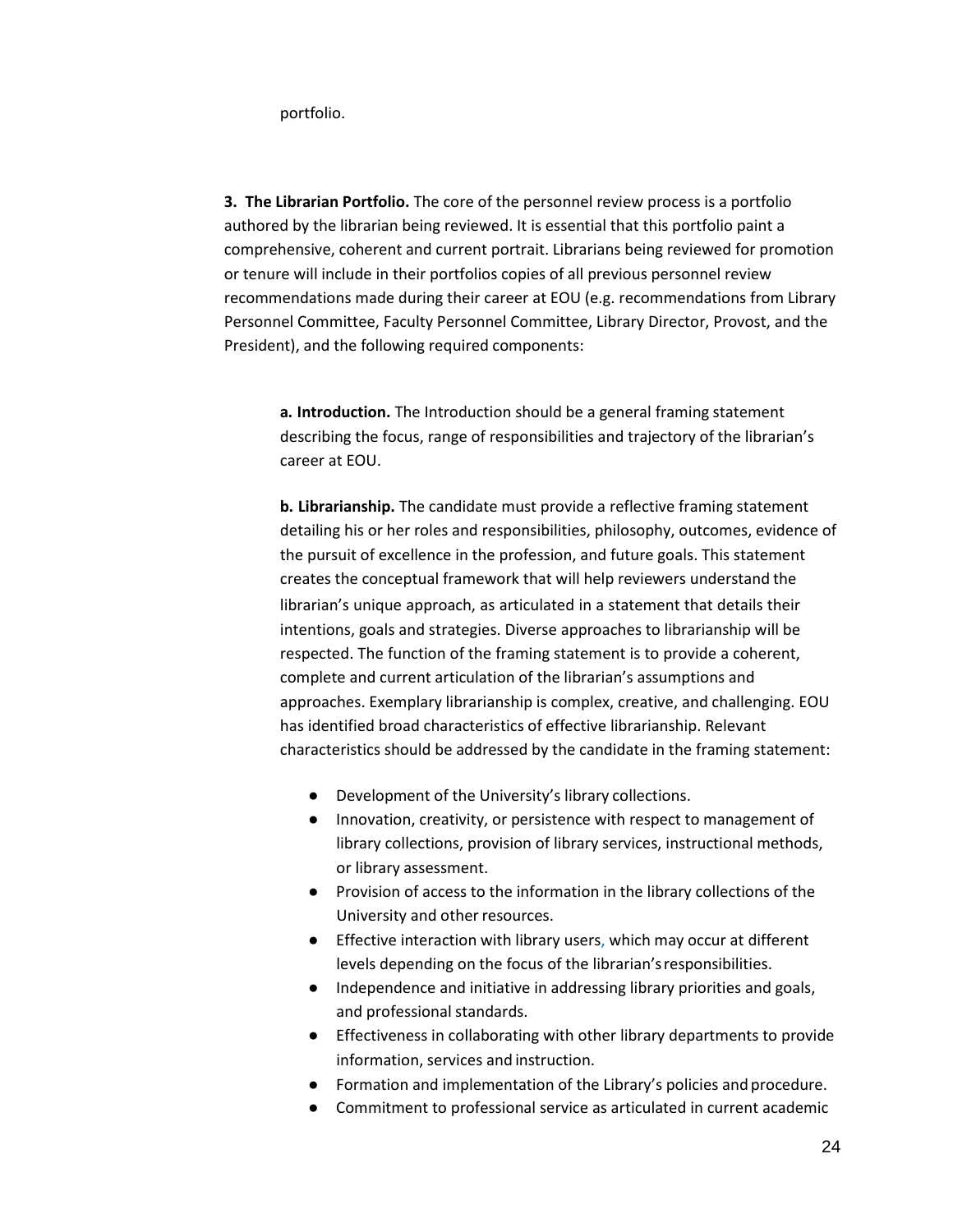portfolio.

**3. The Librarian Portfolio.** The core of the personnel review process is a portfolio authored by the librarian being reviewed. It is essential that this portfolio paint a comprehensive, coherent and current portrait. Librarians being reviewed for promotion or tenure will include in their portfolios copies of all previous personnel review recommendations made during their career at EOU (e.g. recommendations from Library Personnel Committee, Faculty Personnel Committee, Library Director, Provost, and the President), and the following required components:

**a. Introduction.** The Introduction should be a general framing statement describing the focus, range of responsibilities and trajectory of the librarian's career at EOU.

**b. Librarianship.** The candidate must provide a reflective framing statement detailing his or her roles and responsibilities, philosophy, outcomes, evidence of the pursuit of excellence in the profession, and future goals. This statement creates the conceptual framework that will help reviewers understand the librarian's unique approach, as articulated in a statement that details their intentions, goals and strategies. Diverse approaches to librarianship will be respected. The function of the framing statement is to provide a coherent, complete and current articulation of the librarian's assumptions and approaches. Exemplary librarianship is complex, creative, and challenging. EOU has identified broad characteristics of effective librarianship. Relevant characteristics should be addressed by the candidate in the framing statement:

- Development of the University's library collections.
- Innovation, creativity, or persistence with respect to management of library collections, provision of library services, instructional methods, or library assessment.
- Provision of access to the information in the library collections of the University and other resources.
- Effective interaction with library users, which may occur at different levels depending on the focus of the librarian's responsibilities.
- Independence and initiative in addressing library priorities and goals, and professional standards.
- Effectiveness in collaborating with other library departments to provide information, services and instruction.
- Formation and implementation of the Library's policies and procedure.
- Commitment to professional service as articulated in current academic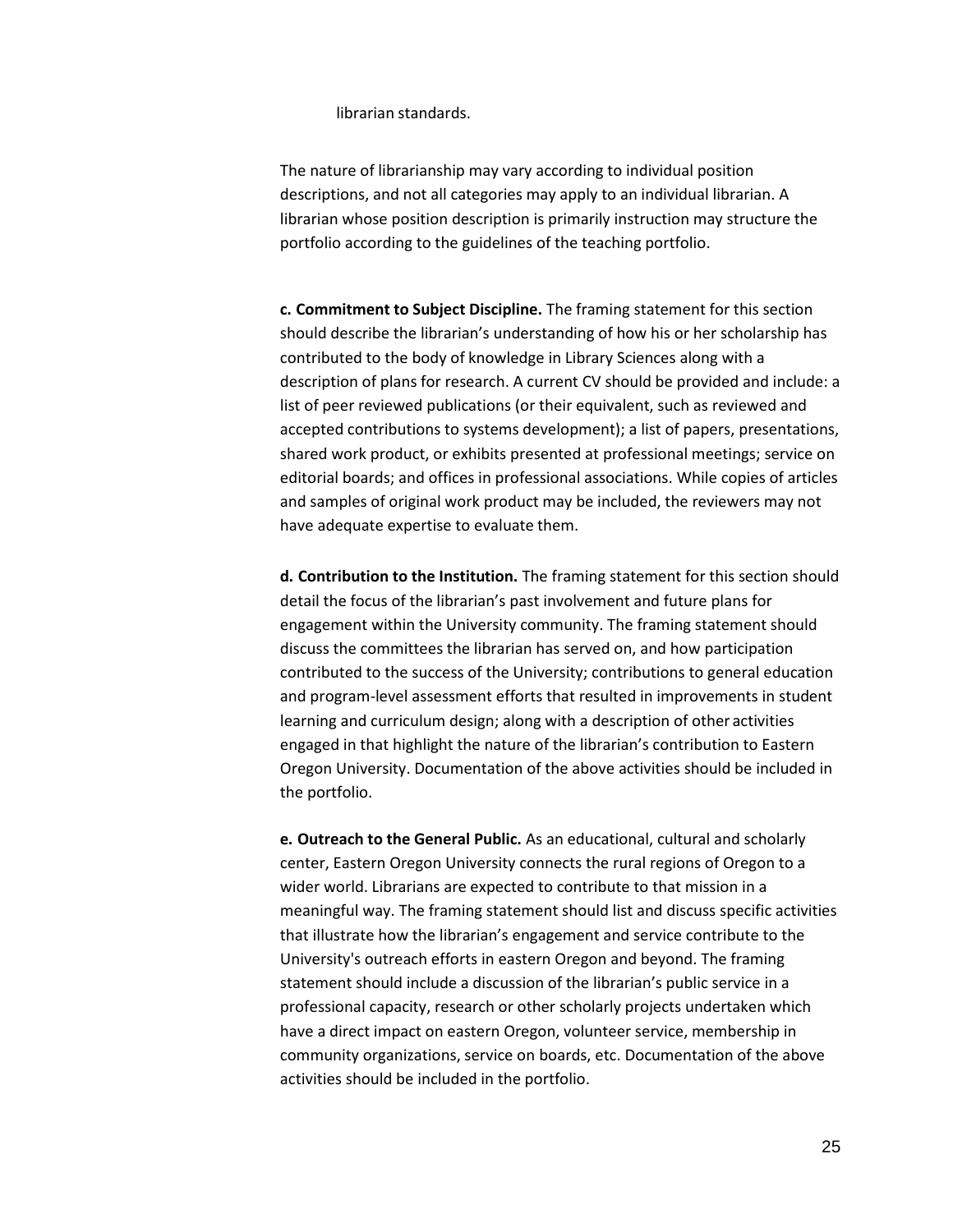librarian standards.

The nature of librarianship may vary according to individual position descriptions, and not all categories may apply to an individual librarian. A librarian whose position description is primarily instruction may structure the portfolio according to the guidelines of the teaching portfolio.

**c. Commitment to Subject Discipline.** The framing statement for this section should describe the librarian's understanding of how his or her scholarship has contributed to the body of knowledge in Library Sciences along with a description of plans for research. A current CV should be provided and include: a list of peer reviewed publications (or their equivalent, such as reviewed and accepted contributions to systems development); a list of papers, presentations, shared work product, or exhibits presented at professional meetings; service on editorial boards; and offices in professional associations. While copies of articles and samples of original work product may be included, the reviewers may not have adequate expertise to evaluate them.

**d. Contribution to the Institution.** The framing statement for this section should detail the focus of the librarian's past involvement and future plans for engagement within the University community. The framing statement should discuss the committees the librarian has served on, and how participation contributed to the success of the University; contributions to general education and program-level assessment efforts that resulted in improvements in student learning and curriculum design; along with a description of other activities engaged in that highlight the nature of the librarian's contribution to Eastern Oregon University. Documentation of the above activities should be included in the portfolio.

**e. Outreach to the General Public.** As an educational, cultural and scholarly center, Eastern Oregon University connects the rural regions of Oregon to a wider world. Librarians are expected to contribute to that mission in a meaningful way. The framing statement should list and discuss specific activities that illustrate how the librarian's engagement and service contribute to the University's outreach efforts in eastern Oregon and beyond. The framing statement should include a discussion of the librarian's public service in a professional capacity, research or other scholarly projects undertaken which have a direct impact on eastern Oregon, volunteer service, membership in community organizations, service on boards, etc. Documentation of the above activities should be included in the portfolio.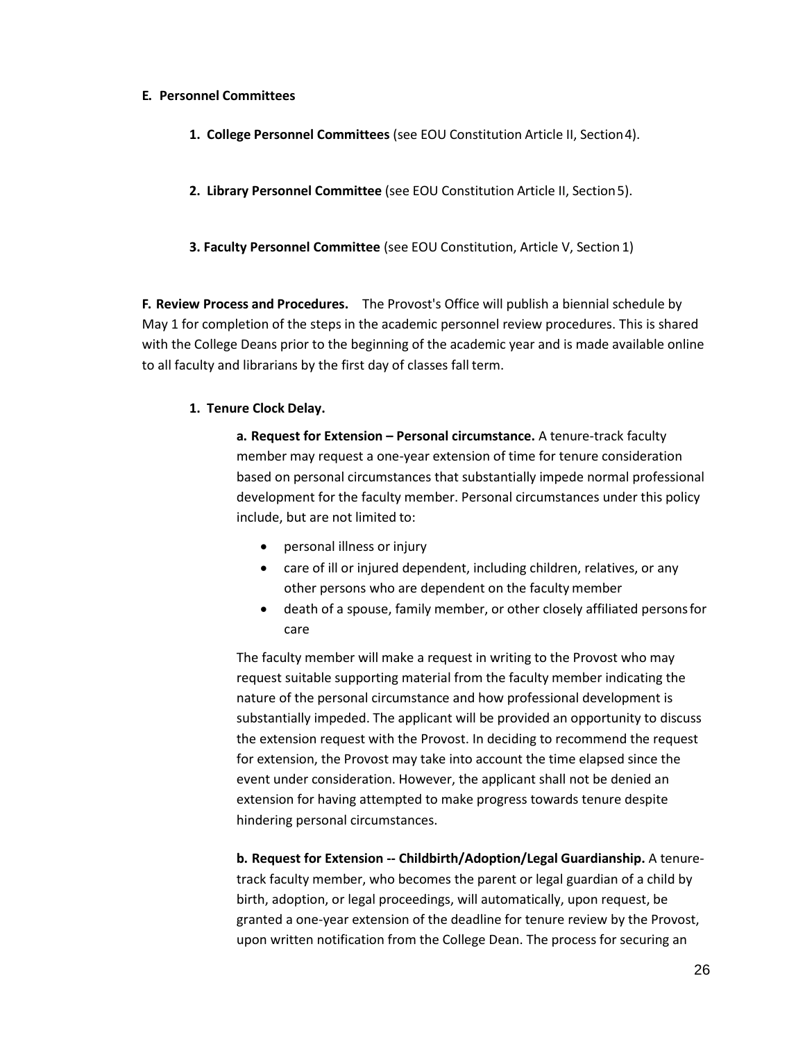**E. Personnel Committees**

**1. College Personnel Committees** (see EOU Constitution Article II, Section 4).

**2. Library Personnel Committee** (see EOU Constitution Article II, Section 5).

**3. Faculty Personnel Committee** (see EOU Constitution, Article V, Section 1)

**F. Review Process and Procedures.** The Provost's Office will publish a biennial schedule by May 1 for completion of the steps in the academic personnel review procedures. This is shared with the College Deans prior to the beginning of the academic year and is made available online to all faculty and librarians by the first day of classes fall term.

**1. Tenure Clock Delay.**

**a. Request for Extension – Personal circumstance.** A tenure-track faculty member may request a one-year extension of time for tenure consideration based on personal circumstances that substantially impede normal professional development for the faculty member. Personal circumstances under this policy include, but are not limited to:

- personal illness or injury
- care of ill or injured dependent, including children, relatives, or any other persons who are dependent on the faculty member
- death of a spouse, family member, or other closely affiliated persons for care

The faculty member will make a request in writing to the Provost who may request suitable supporting material from the faculty member indicating the nature of the personal circumstance and how professional development is substantially impeded. The applicant will be provided an opportunity to discuss the extension request with the Provost. In deciding to recommend the request for extension, the Provost may take into account the time elapsed since the event under consideration. However, the applicant shall not be denied an extension for having attempted to make progress towards tenure despite hindering personal circumstances.

**b. Request for Extension -- Childbirth/Adoption/Legal Guardianship.** A tenure-track faculty member, who becomes the parent or legal guardian of a child by birth, adoption, or legal proceedings, will automatically, upon request, be granted a one-year extension of the deadline for tenure review by the Provost, upon written notification from the College Dean. The process for securing an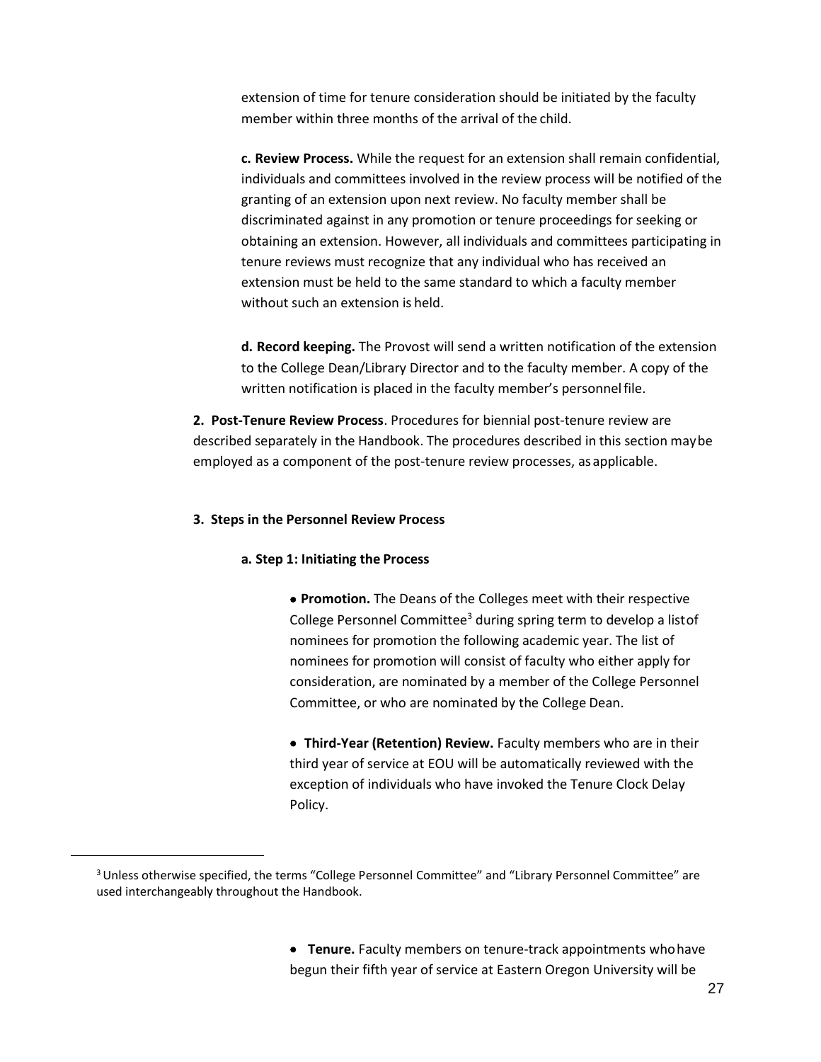extension of time for tenure consideration should be initiated by the faculty member within three months of the arrival of the child.

**c. Review Process.** While the request for an extension shall remain confidential, individuals and committees involved in the review process will be notified of the granting of an extension upon next review. No faculty member shall be discriminated against in any promotion or tenure proceedings for seeking or obtaining an extension. However, all individuals and committees participating in tenure reviews must recognize that any individual who has received an extension must be held to the same standard to which a faculty member without such an extension is held.

**d. Record keeping.** The Provost will send a written notification of the extension to the College Dean/Library Director and to the faculty member. A copy of the written notification is placed in the faculty member's personnel file.

**2. Post-Tenure Review Process**. Procedures for biennial post-tenure review are described separately in the Handbook. The procedures described in this section may be employed as a component of the post-tenure review processes, as applicable.

**3. Steps in the Personnel Review Process**

**a. Step 1: Initiating the Process**

- **Promotion.** The Deans of the Colleges meet with their respective College Personnel Committee[3] during spring term to develop a list of nominees for promotion the following academic year. The list of nominees for promotion will consist of faculty who either apply for consideration, are nominated by a member of the College Personnel Committee, or who are nominated by the College Dean.

- **Third-Year (Retention) Review.** Faculty members who are in their third year of service at EOU will be automatically reviewed with the exception of individuals who have invoked the Tenure Clock Delay Policy.

- **Tenure.** Faculty members on tenure-track appointments who have begun their fifth year of service at Eastern Oregon University will be

[3] Unless otherwise specified, the terms "College Personnel Committee" and "Library Personnel Committee" are used interchangeably throughout the Handbook.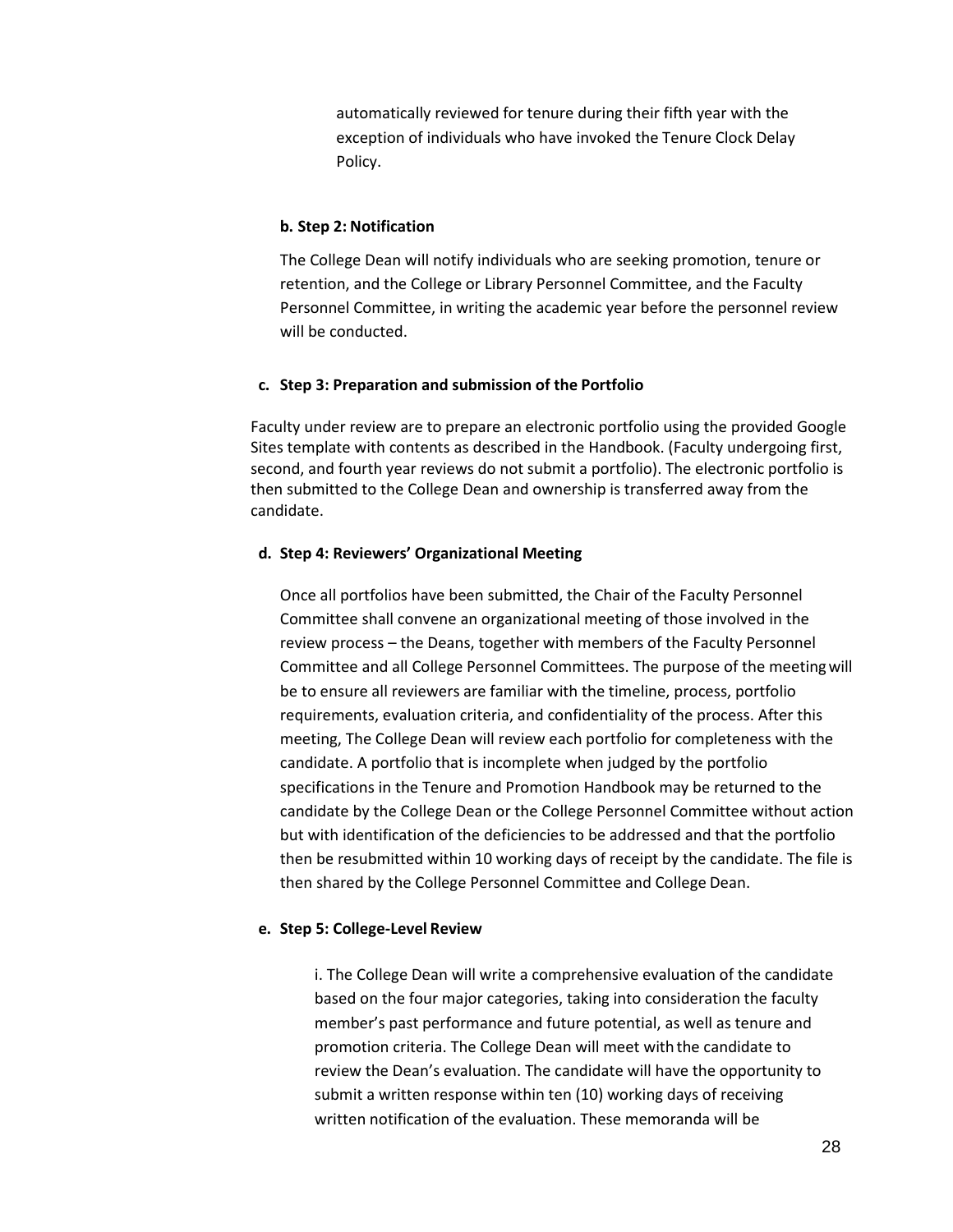automatically reviewed for tenure during their fifth year with the exception of individuals who have invoked the Tenure Clock Delay Policy.

**b. Step 2: Notification**

The College Dean will notify individuals who are seeking promotion, tenure or retention, and the College or Library Personnel Committee, and the Faculty Personnel Committee, in writing the academic year before the personnel review will be conducted.

**c. Step 3: Preparation and submission of the Portfolio**

Faculty under review are to prepare an electronic portfolio using the provided Google Sites template with contents as described in the Handbook. (Faculty undergoing first, second, and fourth year reviews do not submit a portfolio). The electronic portfolio is then submitted to the College Dean and ownership is transferred away from the candidate.

**d. Step 4: Reviewers' Organizational Meeting**

Once all portfolios have been submitted, the Chair of the Faculty Personnel Committee shall convene an organizational meeting of those involved in the review process – the Deans, together with members of the Faculty Personnel Committee and all College Personnel Committees. The purpose of the meeting will be to ensure all reviewers are familiar with the timeline, process, portfolio requirements, evaluation criteria, and confidentiality of the process. After this meeting, The College Dean will review each portfolio for completeness with the candidate. A portfolio that is incomplete when judged by the portfolio specifications in the Tenure and Promotion Handbook may be returned to the candidate by the College Dean or the College Personnel Committee without action but with identification of the deficiencies to be addressed and that the portfolio then be resubmitted within 10 working days of receipt by the candidate. The file is then shared by the College Personnel Committee and College Dean.

**e. Step 5: College-Level Review**

i. The College Dean will write a comprehensive evaluation of the candidate based on the four major categories, taking into consideration the faculty member's past performance and future potential, as well as tenure and promotion criteria. The College Dean will meet with the candidate to review the Dean's evaluation. The candidate will have the opportunity to submit a written response within ten (10) working days of receiving written notification of the evaluation. These memoranda will be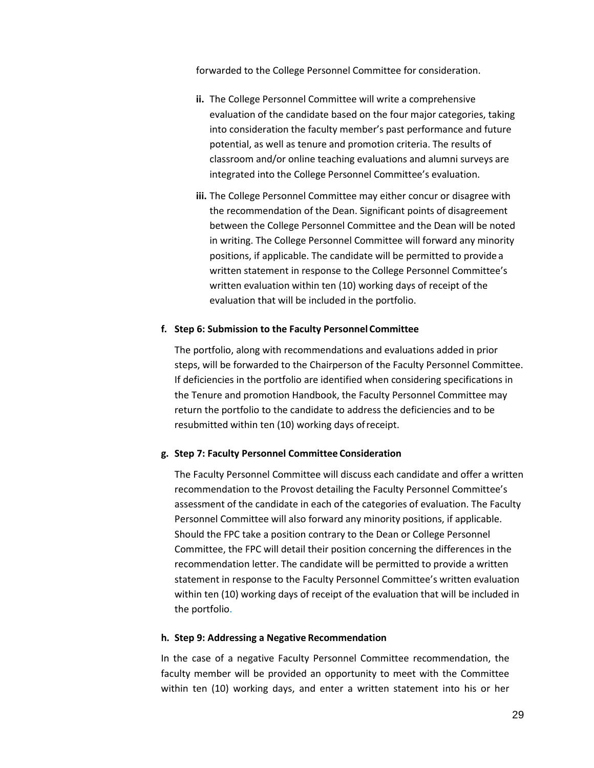forwarded to the College Personnel Committee for consideration.

- **ii.** The College Personnel Committee will write a comprehensive evaluation of the candidate based on the four major categories, taking into consideration the faculty member's past performance and future potential, as well as tenure and promotion criteria. The results of classroom and/or online teaching evaluations and alumni surveys are integrated into the College Personnel Committee's evaluation.
- **iii.** The College Personnel Committee may either concur or disagree with the recommendation of the Dean. Significant points of disagreement between the College Personnel Committee and the Dean will be noted in writing. The College Personnel Committee will forward any minority positions, if applicable. The candidate will be permitted to provide a written statement in response to the College Personnel Committee's written evaluation within ten (10) working days of receipt of the evaluation that will be included in the portfolio.

**f. Step 6: Submission to the Faculty Personnel Committee**

The portfolio, along with recommendations and evaluations added in prior steps, will be forwarded to the Chairperson of the Faculty Personnel Committee. If deficiencies in the portfolio are identified when considering specifications in the Tenure and promotion Handbook, the Faculty Personnel Committee may return the portfolio to the candidate to address the deficiencies and to be resubmitted within ten (10) working days of receipt.

**g. Step 7: Faculty Personnel Committee Consideration**

The Faculty Personnel Committee will discuss each candidate and offer a written recommendation to the Provost detailing the Faculty Personnel Committee's assessment of the candidate in each of the categories of evaluation. The Faculty Personnel Committee will also forward any minority positions, if applicable. Should the FPC take a position contrary to the Dean or College Personnel Committee, the FPC will detail their position concerning the differences in the recommendation letter. The candidate will be permitted to provide a written statement in response to the Faculty Personnel Committee's written evaluation within ten (10) working days of receipt of the evaluation that will be included in the portfolio.

**h. Step 9: Addressing a Negative Recommendation**

In the case of a negative Faculty Personnel Committee recommendation, the faculty member will be provided an opportunity to meet with the Committee within ten (10) working days, and enter a written statement into his or her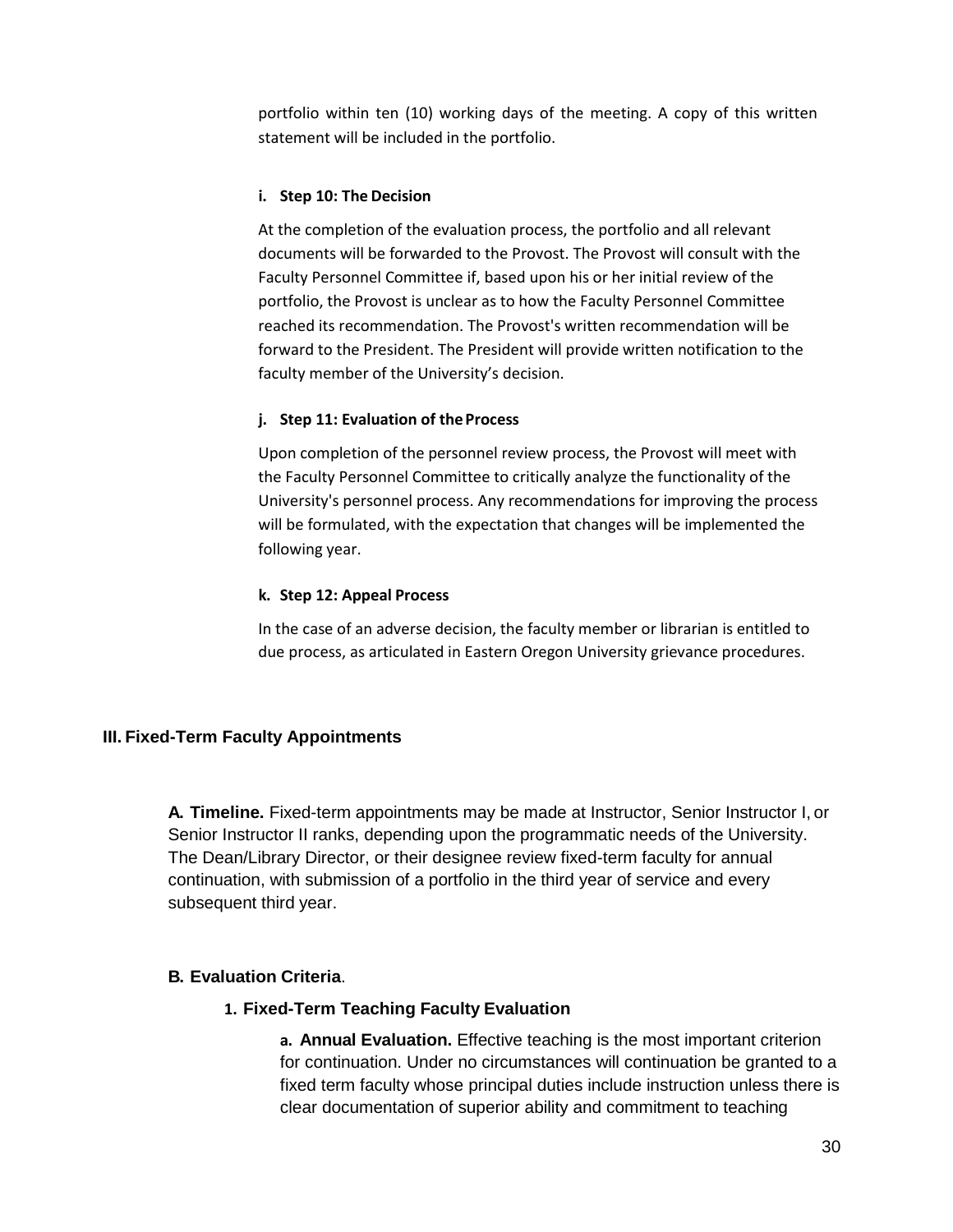portfolio within ten (10) working days of the meeting. A copy of this written statement will be included in the portfolio.

#### i. Step 10: The Decision

At the completion of the evaluation process, the portfolio and all relevant documents will be forwarded to the Provost. The Provost will consult with the Faculty Personnel Committee if, based upon his or her initial review of the portfolio, the Provost is unclear as to how the Faculty Personnel Committee reached its recommendation. The Provost's written recommendation will be forward to the President. The President will provide written notification to the faculty member of the University's decision.

#### j. Step 11: Evaluation of the Process

Upon completion of the personnel review process, the Provost will meet with the Faculty Personnel Committee to critically analyze the functionality of the University's personnel process. Any recommendations for improving the process will be formulated, with the expectation that changes will be implemented the following year.

#### k. Step 12: Appeal Process

In the case of an adverse decision, the faculty member or librarian is entitled to due process, as articulated in Eastern Oregon University grievance procedures.

## III. Fixed-Term Faculty Appointments

**A. Timeline.** Fixed-term appointments may be made at Instructor, Senior Instructor I, or Senior Instructor II ranks, depending upon the programmatic needs of the University. The Dean/Library Director, or their designee review fixed-term faculty for annual continuation, with submission of a portfolio in the third year of service and every subsequent third year.

### B. Evaluation Criteria.

#### 1. Fixed-Term Teaching Faculty Evaluation

**a. Annual Evaluation.** Effective teaching is the most important criterion for continuation. Under no circumstances will continuation be granted to a fixed term faculty whose principal duties include instruction unless there is clear documentation of superior ability and commitment to teaching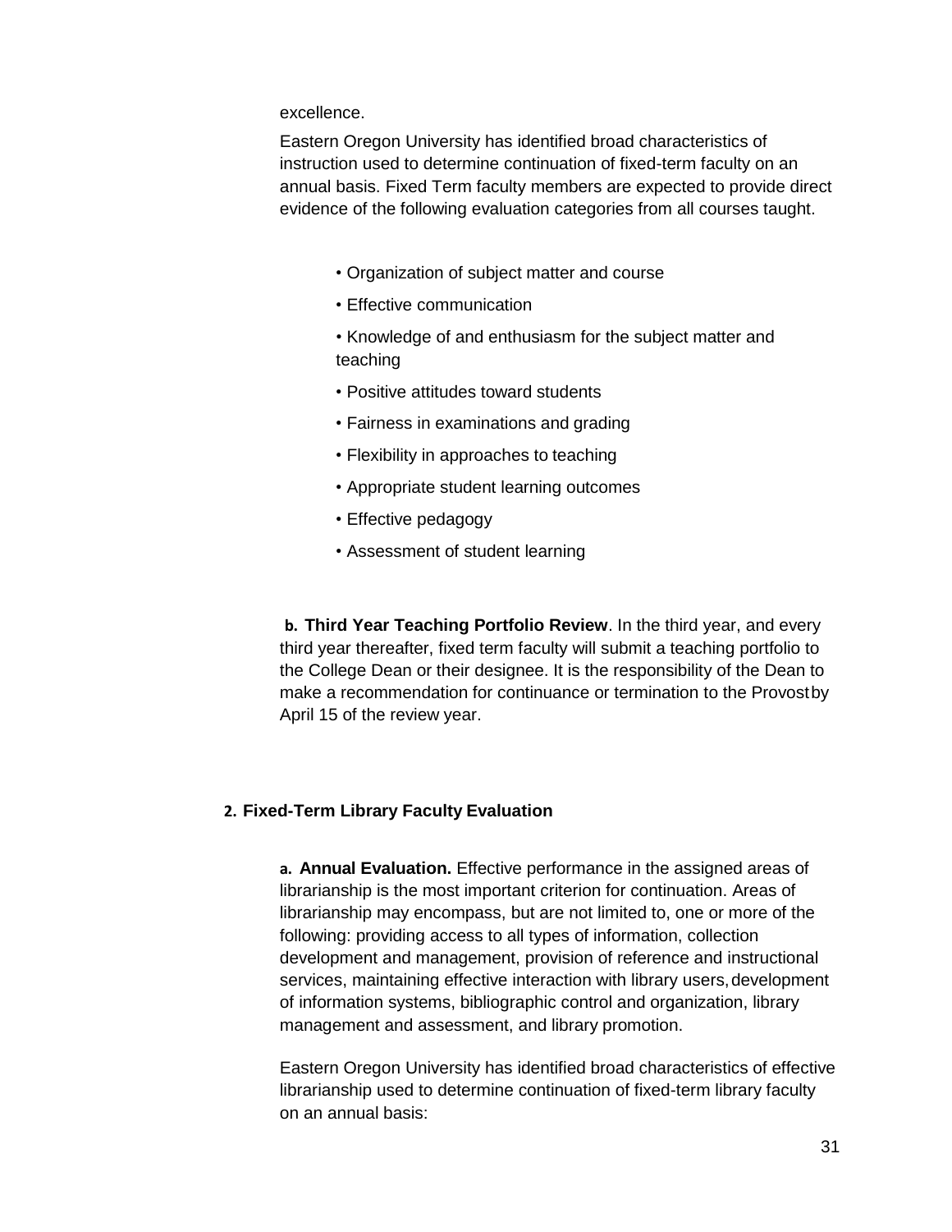excellence.

Eastern Oregon University has identified broad characteristics of instruction used to determine continuation of fixed-term faculty on an annual basis. Fixed Term faculty members are expected to provide direct evidence of the following evaluation categories from all courses taught.

- Organization of subject matter and course
- Effective communication
- Knowledge of and enthusiasm for the subject matter and teaching
- Positive attitudes toward students
- Fairness in examinations and grading
- Flexibility in approaches to teaching
- Appropriate student learning outcomes
- Effective pedagogy
- Assessment of student learning

**b. Third Year Teaching Portfolio Review**. In the third year, and every third year thereafter, fixed term faculty will submit a teaching portfolio to the College Dean or their designee. It is the responsibility of the Dean to make a recommendation for continuance or termination to the Provost by April 15 of the review year.

**2. Fixed-Term Library Faculty Evaluation**

**a. Annual Evaluation.** Effective performance in the assigned areas of librarianship is the most important criterion for continuation. Areas of librarianship may encompass, but are not limited to, one or more of the following: providing access to all types of information, collection development and management, provision of reference and instructional services, maintaining effective interaction with library users, development of information systems, bibliographic control and organization, library management and assessment, and library promotion.

Eastern Oregon University has identified broad characteristics of effective librarianship used to determine continuation of fixed-term library faculty on an annual basis: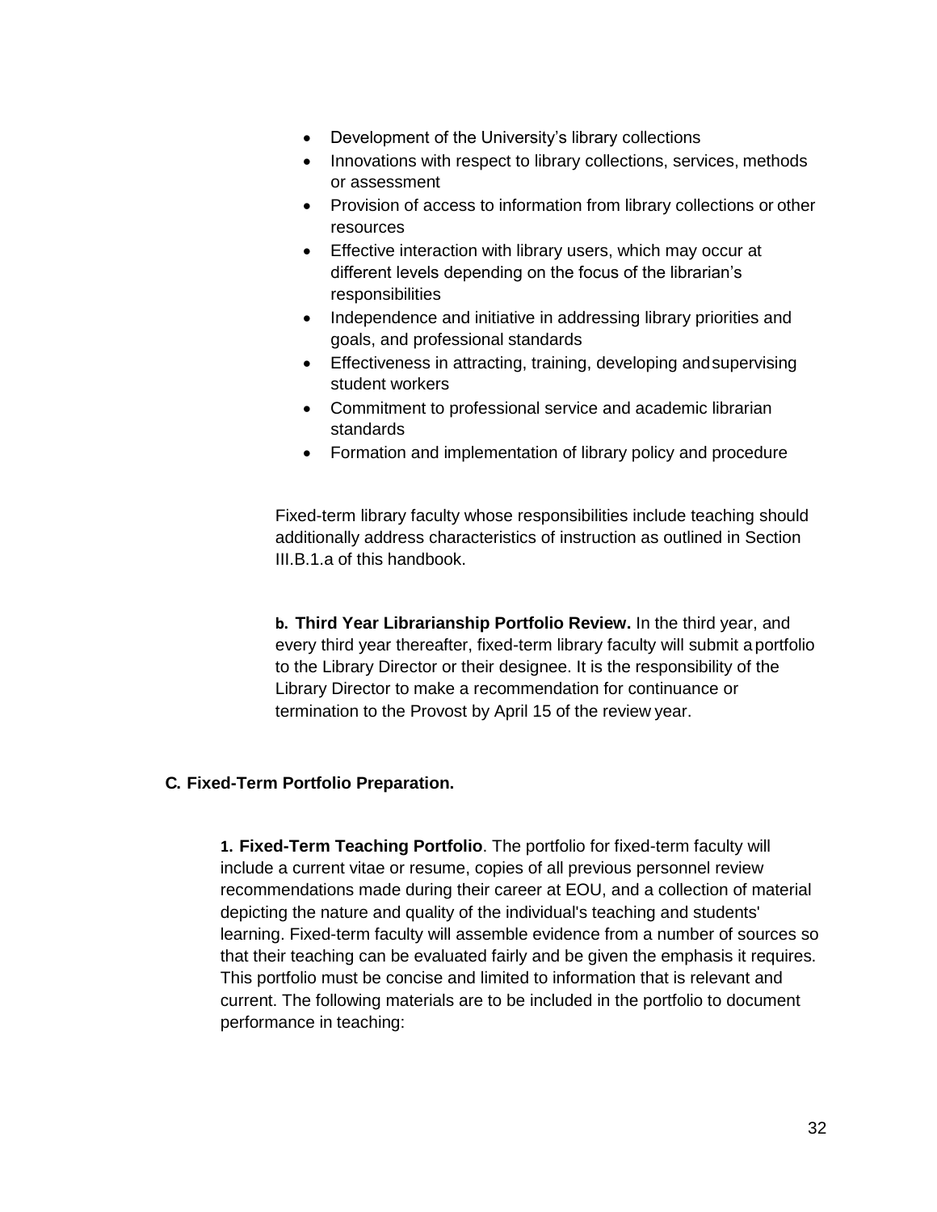- Development of the University's library collections
- Innovations with respect to library collections, services, methods or assessment
- Provision of access to information from library collections or other resources
- Effective interaction with library users, which may occur at different levels depending on the focus of the librarian's responsibilities
- Independence and initiative in addressing library priorities and goals, and professional standards
- Effectiveness in attracting, training, developing and supervising student workers
- Commitment to professional service and academic librarian standards
- Formation and implementation of library policy and procedure

Fixed-term library faculty whose responsibilities include teaching should additionally address characteristics of instruction as outlined in Section III.B.1.a of this handbook.

**b. Third Year Librarianship Portfolio Review.** In the third year, and every third year thereafter, fixed-term library faculty will submit a portfolio to the Library Director or their designee. It is the responsibility of the Library Director to make a recommendation for continuance or termination to the Provost by April 15 of the review year.

## C. Fixed-Term Portfolio Preparation.

**1. Fixed-Term Teaching Portfolio**. The portfolio for fixed-term faculty will include a current vitae or resume, copies of all previous personnel review recommendations made during their career at EOU, and a collection of material depicting the nature and quality of the individual's teaching and students' learning. Fixed-term faculty will assemble evidence from a number of sources so that their teaching can be evaluated fairly and be given the emphasis it requires. This portfolio must be concise and limited to information that is relevant and current. The following materials are to be included in the portfolio to document performance in teaching: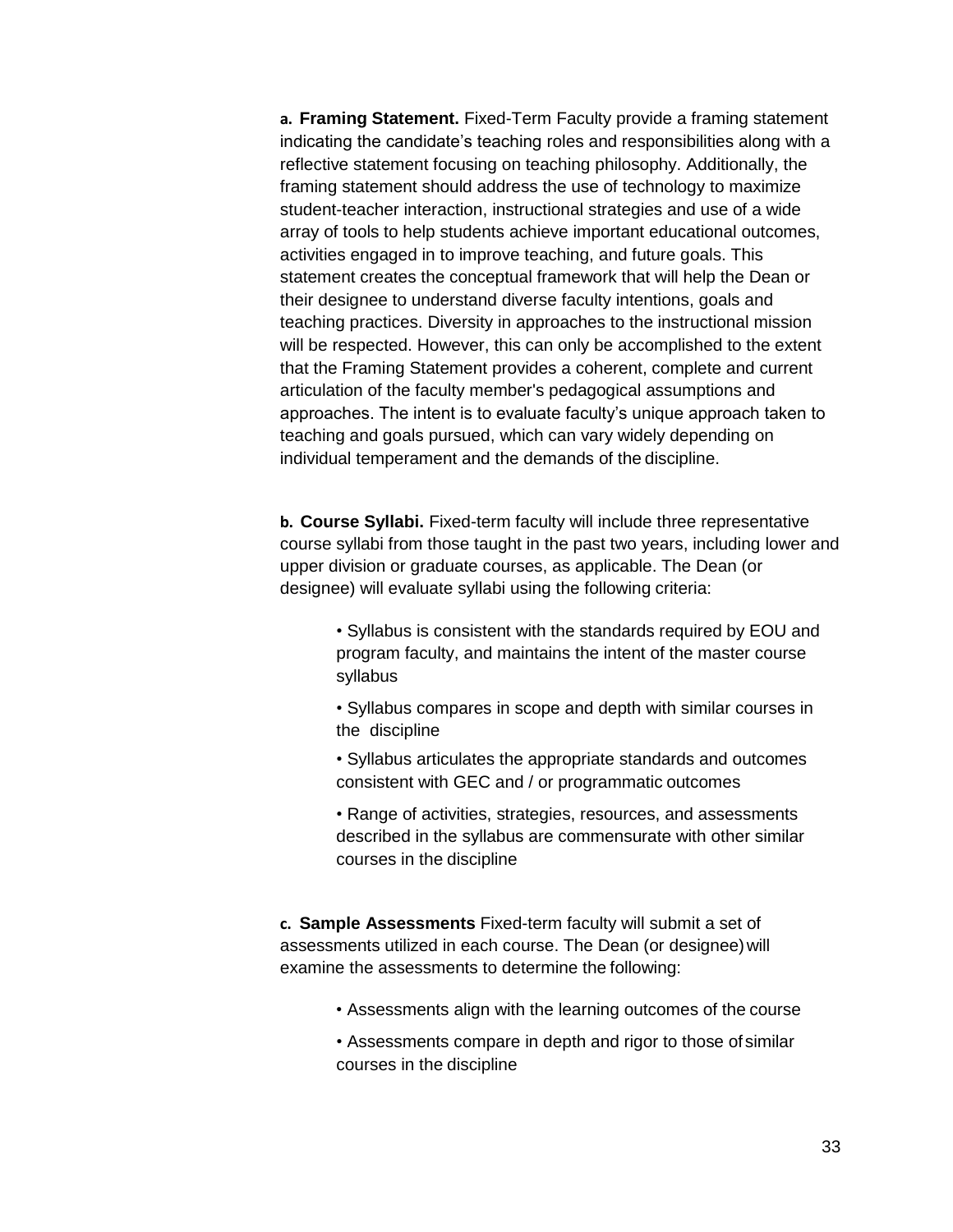**a. Framing Statement.** Fixed-Term Faculty provide a framing statement indicating the candidate's teaching roles and responsibilities along with a reflective statement focusing on teaching philosophy. Additionally, the framing statement should address the use of technology to maximize student-teacher interaction, instructional strategies and use of a wide array of tools to help students achieve important educational outcomes, activities engaged in to improve teaching, and future goals. This statement creates the conceptual framework that will help the Dean or their designee to understand diverse faculty intentions, goals and teaching practices. Diversity in approaches to the instructional mission will be respected. However, this can only be accomplished to the extent that the Framing Statement provides a coherent, complete and current articulation of the faculty member's pedagogical assumptions and approaches. The intent is to evaluate faculty's unique approach taken to teaching and goals pursued, which can vary widely depending on individual temperament and the demands of the discipline.

**b. Course Syllabi.** Fixed-term faculty will include three representative course syllabi from those taught in the past two years, including lower and upper division or graduate courses, as applicable. The Dean (or designee) will evaluate syllabi using the following criteria:

- Syllabus is consistent with the standards required by EOU and program faculty, and maintains the intent of the master course syllabus
- Syllabus compares in scope and depth with similar courses in the discipline
- Syllabus articulates the appropriate standards and outcomes consistent with GEC and / or programmatic outcomes
- Range of activities, strategies, resources, and assessments described in the syllabus are commensurate with other similar courses in the discipline

**c. Sample Assessments** Fixed-term faculty will submit a set of assessments utilized in each course. The Dean (or designee) will examine the assessments to determine the following:

- Assessments align with the learning outcomes of the course
- Assessments compare in depth and rigor to those of similar courses in the discipline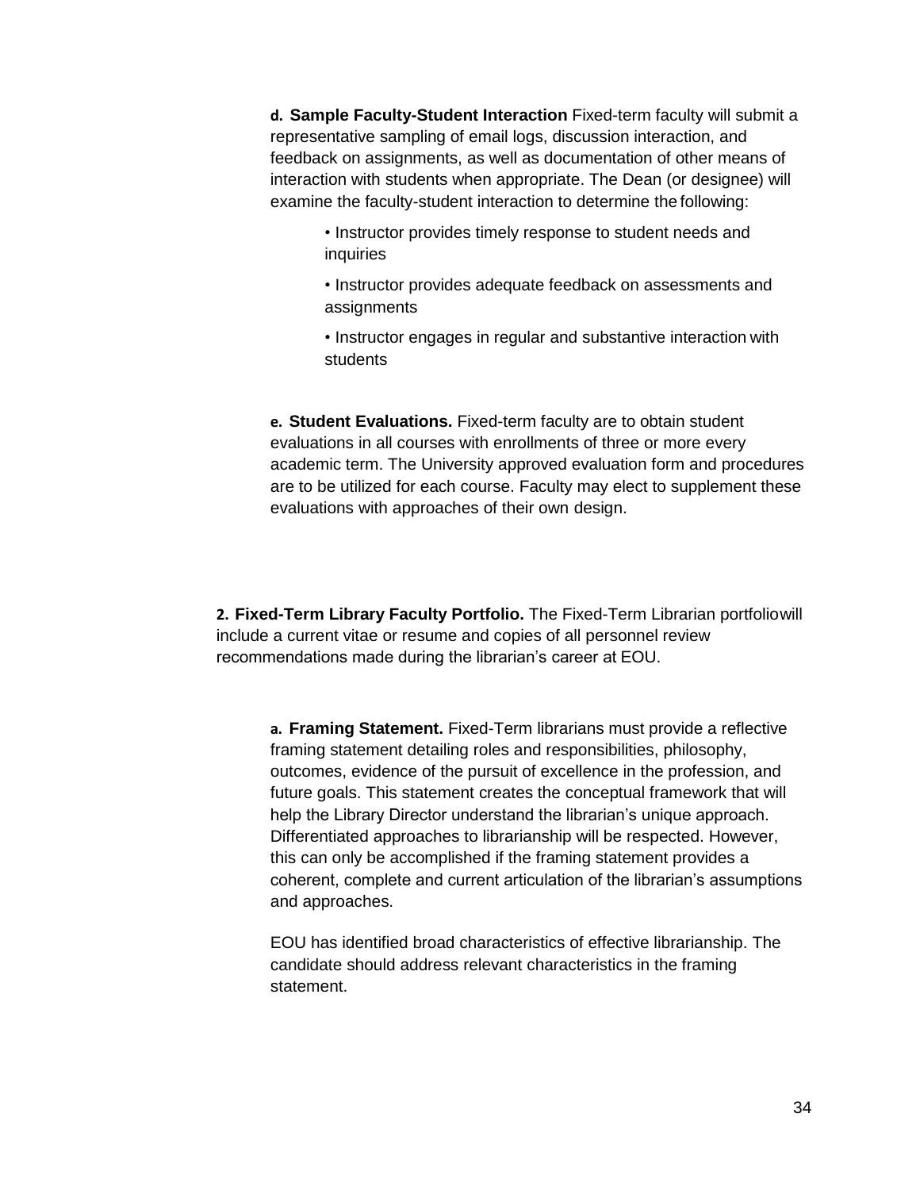**d. Sample Faculty-Student Interaction** Fixed-term faculty will submit a representative sampling of email logs, discussion interaction, and feedback on assignments, as well as documentation of other means of interaction with students when appropriate. The Dean (or designee) will examine the faculty-student interaction to determine the following:

- Instructor provides timely response to student needs and inquiries
- Instructor provides adequate feedback on assessments and assignments
- Instructor engages in regular and substantive interaction with students

**e. Student Evaluations.** Fixed-term faculty are to obtain student evaluations in all courses with enrollments of three or more every academic term. The University approved evaluation form and procedures are to be utilized for each course. Faculty may elect to supplement these evaluations with approaches of their own design.

**2. Fixed-Term Library Faculty Portfolio.** The Fixed-Term Librarian portfolio will include a current vitae or resume and copies of all personnel review recommendations made during the librarian's career at EOU.

**a. Framing Statement.** Fixed-Term librarians must provide a reflective framing statement detailing roles and responsibilities, philosophy, outcomes, evidence of the pursuit of excellence in the profession, and future goals. This statement creates the conceptual framework that will help the Library Director understand the librarian's unique approach. Differentiated approaches to librarianship will be respected. However, this can only be accomplished if the framing statement provides a coherent, complete and current articulation of the librarian's assumptions and approaches.

EOU has identified broad characteristics of effective librarianship. The candidate should address relevant characteristics in the framing statement.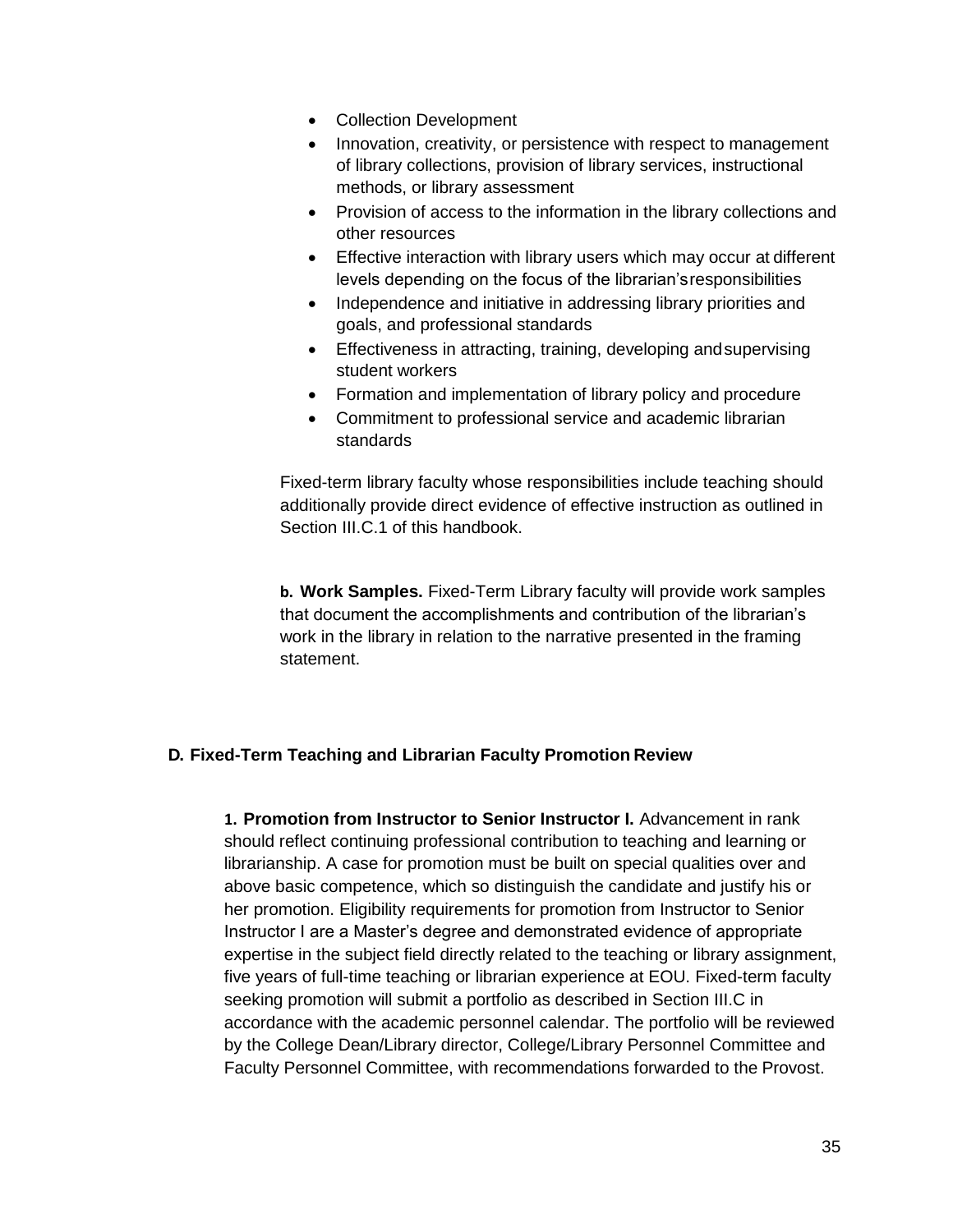- Collection Development
- Innovation, creativity, or persistence with respect to management of library collections, provision of library services, instructional methods, or library assessment
- Provision of access to the information in the library collections and other resources
- Effective interaction with library users which may occur at different levels depending on the focus of the librarian's responsibilities
- Independence and initiative in addressing library priorities and goals, and professional standards
- Effectiveness in attracting, training, developing and supervising student workers
- Formation and implementation of library policy and procedure
- Commitment to professional service and academic librarian standards

Fixed-term library faculty whose responsibilities include teaching should additionally provide direct evidence of effective instruction as outlined in Section III.C.1 of this handbook.

**b. Work Samples.** Fixed-Term Library faculty will provide work samples that document the accomplishments and contribution of the librarian's work in the library in relation to the narrative presented in the framing statement.

### D. Fixed-Term Teaching and Librarian Faculty Promotion Review

**1. Promotion from Instructor to Senior Instructor I.** Advancement in rank should reflect continuing professional contribution to teaching and learning or librarianship. A case for promotion must be built on special qualities over and above basic competence, which so distinguish the candidate and justify his or her promotion. Eligibility requirements for promotion from Instructor to Senior Instructor I are a Master's degree and demonstrated evidence of appropriate expertise in the subject field directly related to the teaching or library assignment, five years of full-time teaching or librarian experience at EOU. Fixed-term faculty seeking promotion will submit a portfolio as described in Section III.C in accordance with the academic personnel calendar. The portfolio will be reviewed by the College Dean/Library director, College/Library Personnel Committee and Faculty Personnel Committee, with recommendations forwarded to the Provost.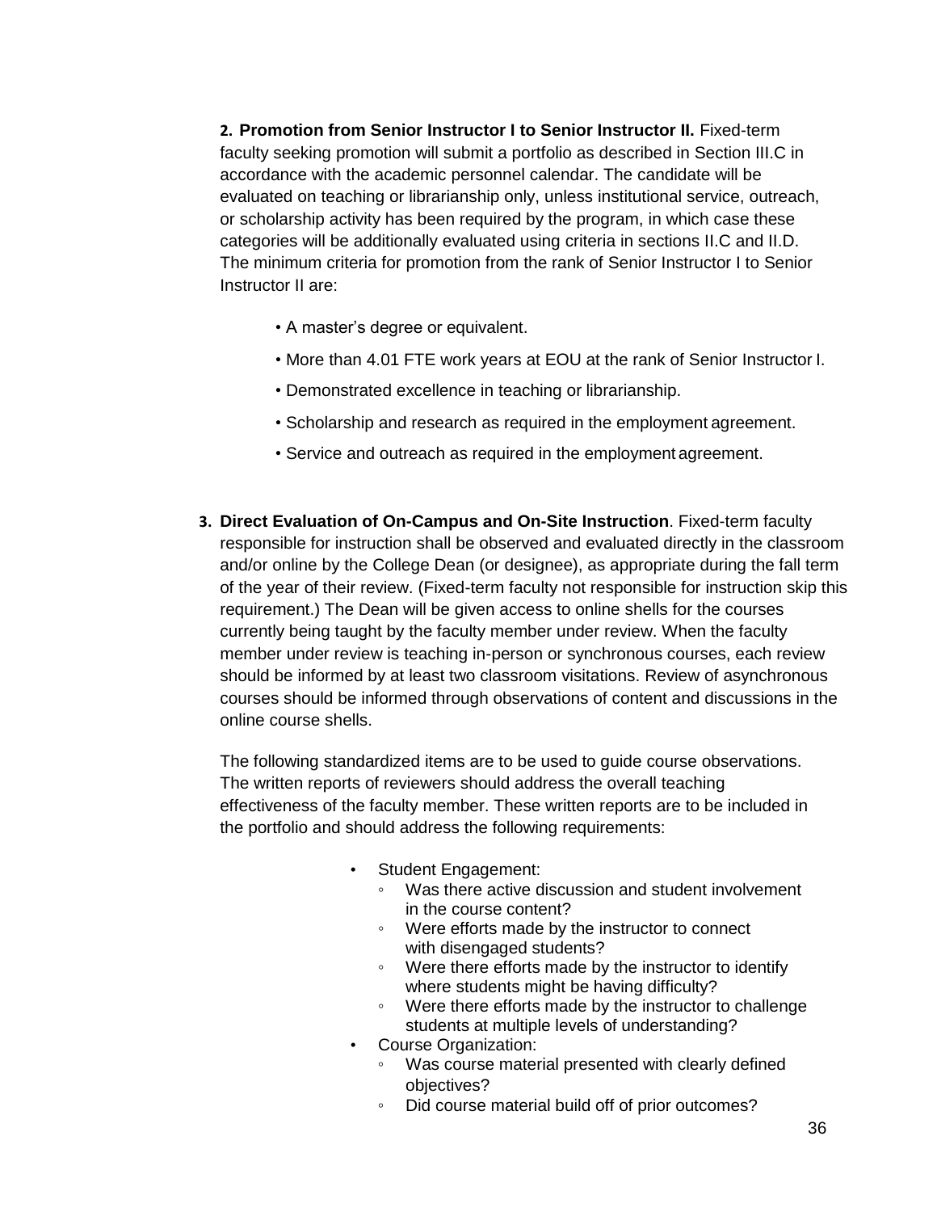**2. Promotion from Senior Instructor I to Senior Instructor II.** Fixed-term faculty seeking promotion will submit a portfolio as described in Section III.C in accordance with the academic personnel calendar. The candidate will be evaluated on teaching or librarianship only, unless institutional service, outreach, or scholarship activity has been required by the program, in which case these categories will be additionally evaluated using criteria in sections II.C and II.D. The minimum criteria for promotion from the rank of Senior Instructor I to Senior Instructor II are:

- A master's degree or equivalent.
- More than 4.01 FTE work years at EOU at the rank of Senior Instructor I.
- Demonstrated excellence in teaching or librarianship.
- Scholarship and research as required in the employment agreement.
- Service and outreach as required in the employment agreement.

**3. Direct Evaluation of On-Campus and On-Site Instruction**. Fixed-term faculty responsible for instruction shall be observed and evaluated directly in the classroom and/or online by the College Dean (or designee), as appropriate during the fall term of the year of their review. (Fixed-term faculty not responsible for instruction skip this requirement.) The Dean will be given access to online shells for the courses currently being taught by the faculty member under review. When the faculty member under review is teaching in-person or synchronous courses, each review should be informed by at least two classroom visitations. Review of asynchronous courses should be informed through observations of content and discussions in the online course shells.

The following standardized items are to be used to guide course observations. The written reports of reviewers should address the overall teaching effectiveness of the faculty member. These written reports are to be included in the portfolio and should address the following requirements:

- Student Engagement:
  - Was there active discussion and student involvement in the course content?
  - Were efforts made by the instructor to connect with disengaged students?
  - Were there efforts made by the instructor to identify where students might be having difficulty?
  - Were there efforts made by the instructor to challenge students at multiple levels of understanding?
- Course Organization:
  - Was course material presented with clearly defined objectives?
  - Did course material build off of prior outcomes?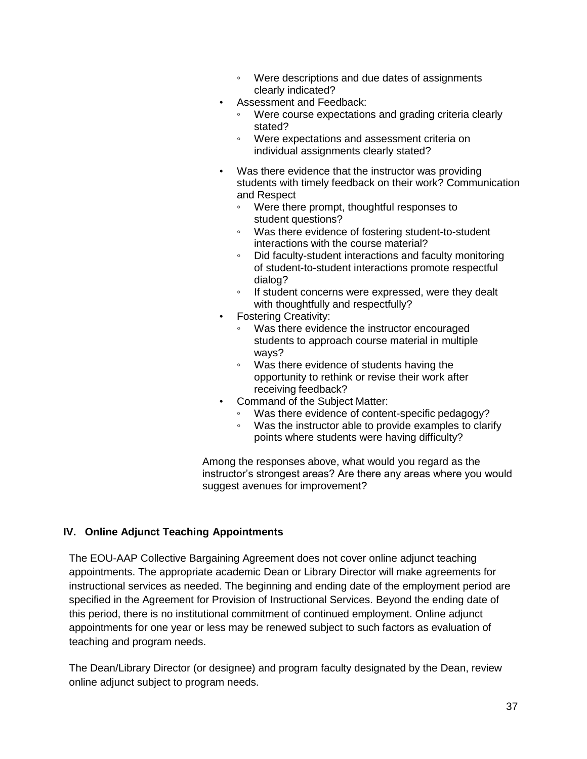- Were descriptions and due dates of assignments clearly indicated?
- Assessment and Feedback:
    - Were course expectations and grading criteria clearly stated?
    - Were expectations and assessment criteria on individual assignments clearly stated?

- Was there evidence that the instructor was providing students with timely feedback on their work? Communication and Respect
    - Were there prompt, thoughtful responses to student questions?
    - Was there evidence of fostering student-to-student interactions with the course material?
    - Did faculty-student interactions and faculty monitoring of student-to-student interactions promote respectful dialog?
    - If student concerns were expressed, were they dealt with thoughtfully and respectfully?
- Fostering Creativity:
    - Was there evidence the instructor encouraged students to approach course material in multiple ways?
    - Was there evidence of students having the opportunity to rethink or revise their work after receiving feedback?
- Command of the Subject Matter:
    - Was there evidence of content-specific pedagogy?
    - Was the instructor able to provide examples to clarify points where students were having difficulty?

Among the responses above, what would you regard as the instructor's strongest areas? Are there any areas where you would suggest avenues for improvement?

## IV. Online Adjunct Teaching Appointments

The EOU-AAP Collective Bargaining Agreement does not cover online adjunct teaching appointments. The appropriate academic Dean or Library Director will make agreements for instructional services as needed. The beginning and ending date of the employment period are specified in the Agreement for Provision of Instructional Services. Beyond the ending date of this period, there is no institutional commitment of continued employment. Online adjunct appointments for one year or less may be renewed subject to such factors as evaluation of teaching and program needs.

The Dean/Library Director (or designee) and program faculty designated by the Dean, review online adjunct subject to program needs.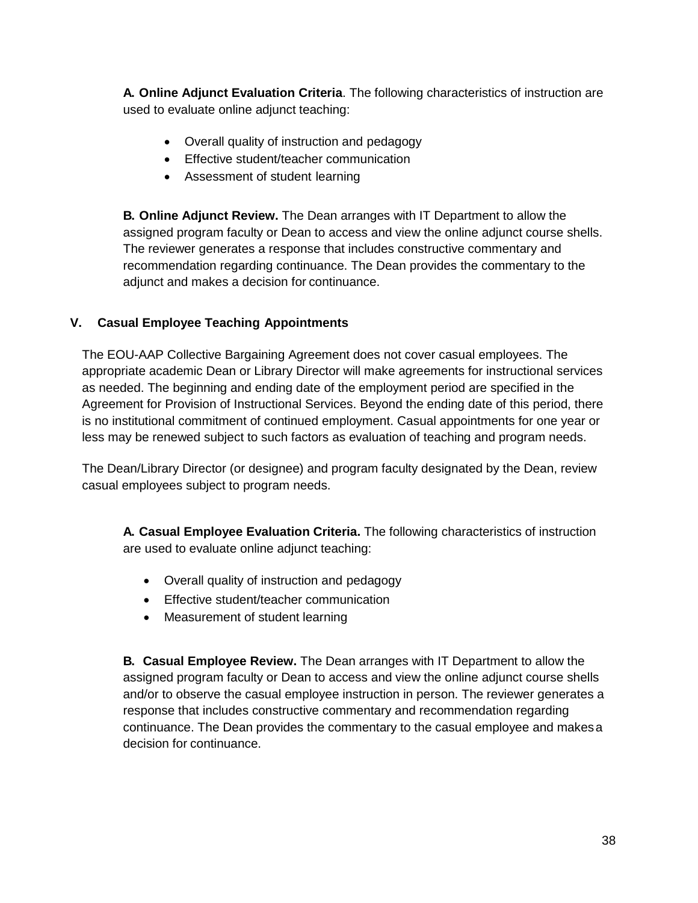**A. Online Adjunct Evaluation Criteria**. The following characteristics of instruction are used to evaluate online adjunct teaching:

- Overall quality of instruction and pedagogy
- Effective student/teacher communication
- Assessment of student learning

**B. Online Adjunct Review.** The Dean arranges with IT Department to allow the assigned program faculty or Dean to access and view the online adjunct course shells. The reviewer generates a response that includes constructive commentary and recommendation regarding continuance. The Dean provides the commentary to the adjunct and makes a decision for continuance.

## V. Casual Employee Teaching Appointments

The EOU-AAP Collective Bargaining Agreement does not cover casual employees. The appropriate academic Dean or Library Director will make agreements for instructional services as needed. The beginning and ending date of the employment period are specified in the Agreement for Provision of Instructional Services. Beyond the ending date of this period, there is no institutional commitment of continued employment. Casual appointments for one year or less may be renewed subject to such factors as evaluation of teaching and program needs.

The Dean/Library Director (or designee) and program faculty designated by the Dean, review casual employees subject to program needs.

**A. Casual Employee Evaluation Criteria.** The following characteristics of instruction are used to evaluate online adjunct teaching:

- Overall quality of instruction and pedagogy
- Effective student/teacher communication
- Measurement of student learning

**B. Casual Employee Review.** The Dean arranges with IT Department to allow the assigned program faculty or Dean to access and view the online adjunct course shells and/or to observe the casual employee instruction in person. The reviewer generates a response that includes constructive commentary and recommendation regarding continuance. The Dean provides the commentary to the casual employee and makes a decision for continuance.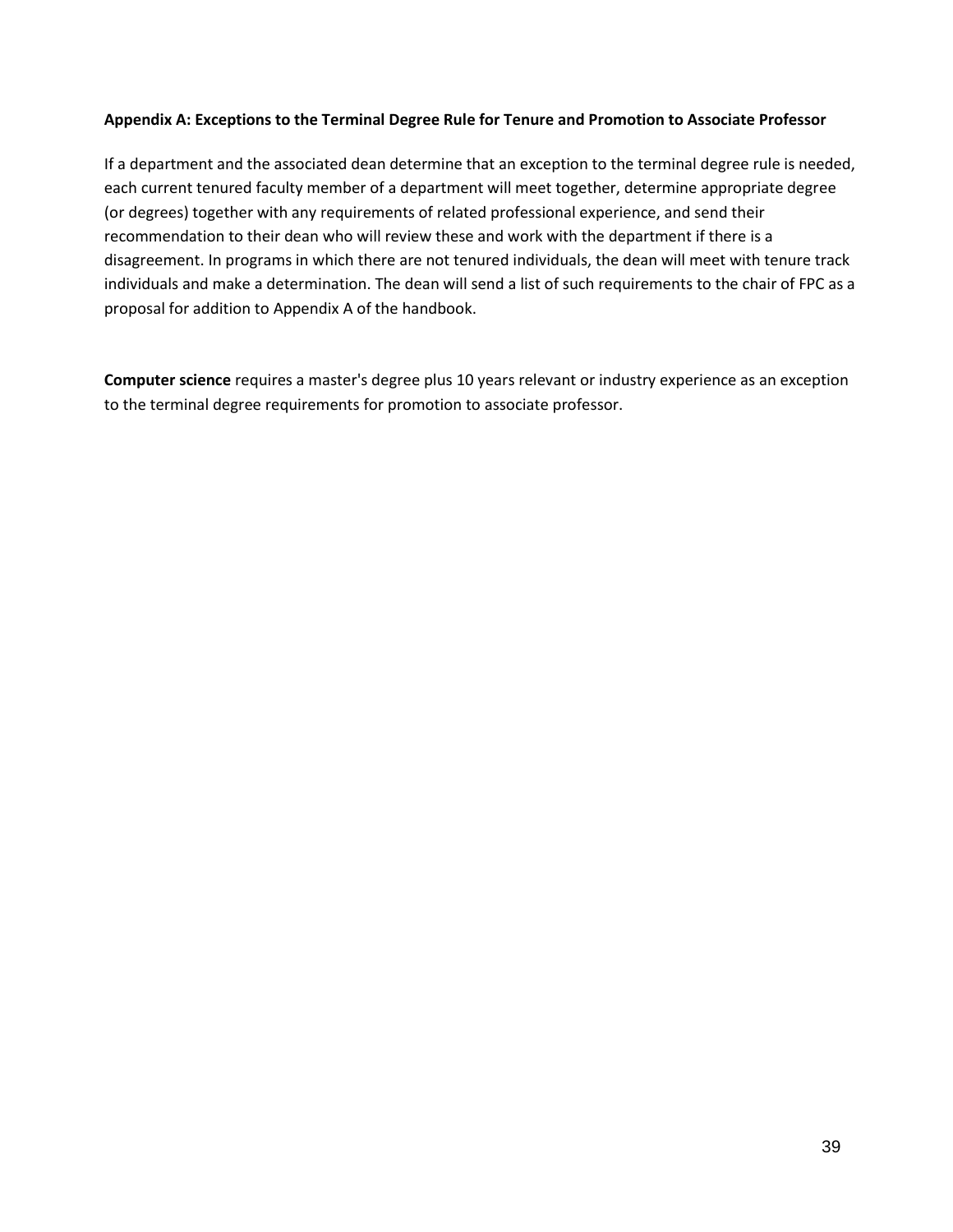**Appendix A: Exceptions to the Terminal Degree Rule for Tenure and Promotion to Associate Professor**

If a department and the associated dean determine that an exception to the terminal degree rule is needed, each current tenured faculty member of a department will meet together, determine appropriate degree (or degrees) together with any requirements of related professional experience, and send their recommendation to their dean who will review these and work with the department if there is a disagreement. In programs in which there are not tenured individuals, the dean will meet with tenure track individuals and make a determination. The dean will send a list of such requirements to the chair of FPC as a proposal for addition to Appendix A of the handbook.

**Computer science** requires a master's degree plus 10 years relevant or industry experience as an exception to the terminal degree requirements for promotion to associate professor.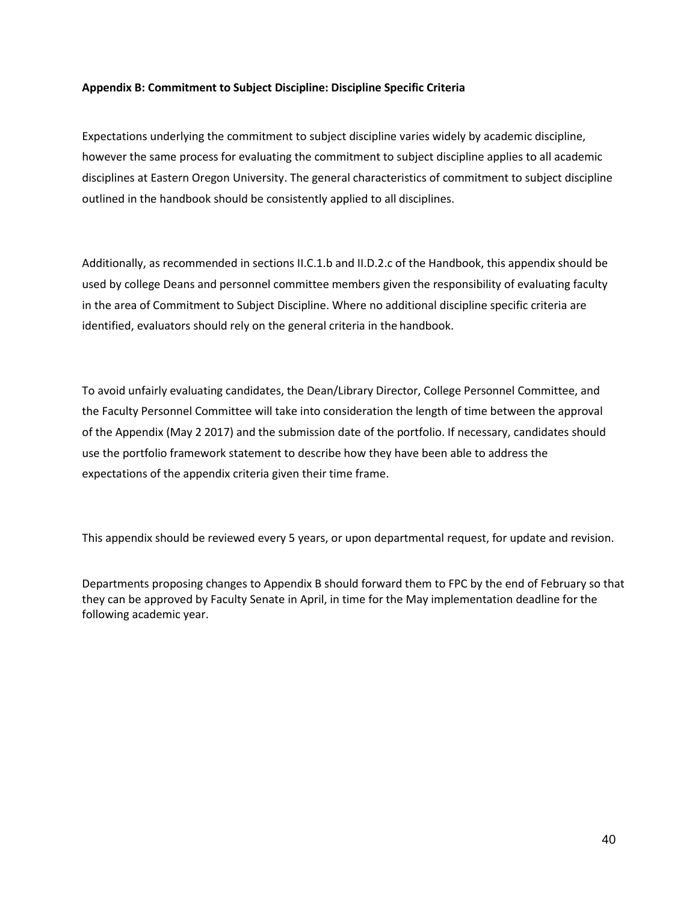**Appendix B: Commitment to Subject Discipline: Discipline Specific Criteria**

Expectations underlying the commitment to subject discipline varies widely by academic discipline, however the same process for evaluating the commitment to subject discipline applies to all academic disciplines at Eastern Oregon University. The general characteristics of commitment to subject discipline outlined in the handbook should be consistently applied to all disciplines.

Additionally, as recommended in sections II.C.1.b and II.D.2.c of the Handbook, this appendix should be used by college Deans and personnel committee members given the responsibility of evaluating faculty in the area of Commitment to Subject Discipline. Where no additional discipline specific criteria are identified, evaluators should rely on the general criteria in the handbook.

To avoid unfairly evaluating candidates, the Dean/Library Director, College Personnel Committee, and the Faculty Personnel Committee will take into consideration the length of time between the approval of the Appendix (May 2 2017) and the submission date of the portfolio. If necessary, candidates should use the portfolio framework statement to describe how they have been able to address the expectations of the appendix criteria given their time frame.

This appendix should be reviewed every 5 years, or upon departmental request, for update and revision.

Departments proposing changes to Appendix B should forward them to FPC by the end of February so that they can be approved by Faculty Senate in April, in time for the May implementation deadline for the following academic year.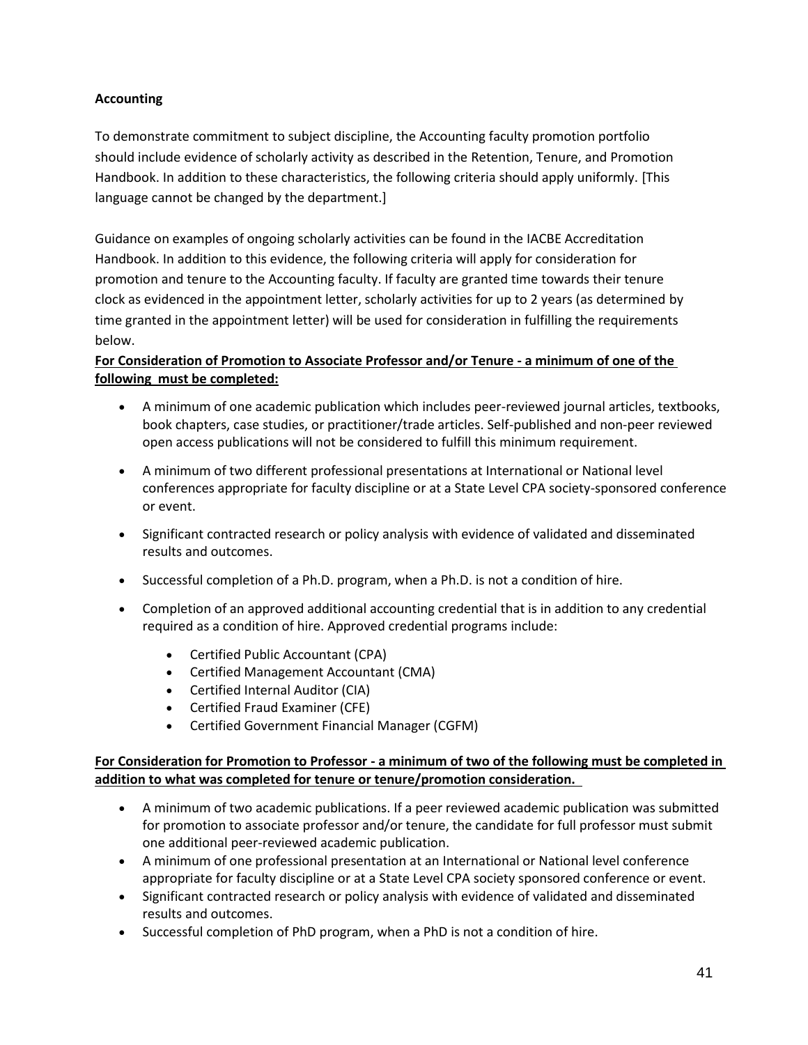**Accounting**

To demonstrate commitment to subject discipline, the Accounting faculty promotion portfolio should include evidence of scholarly activity as described in the Retention, Tenure, and Promotion Handbook. In addition to these characteristics, the following criteria should apply uniformly. [This language cannot be changed by the department.]

Guidance on examples of ongoing scholarly activities can be found in the IACBE Accreditation Handbook. In addition to this evidence, the following criteria will apply for consideration for promotion and tenure to the Accounting faculty. If faculty are granted time towards their tenure clock as evidenced in the appointment letter, scholarly activities for up to 2 years (as determined by time granted in the appointment letter) will be used for consideration in fulfilling the requirements below.

**For Consideration of Promotion to Associate Professor and/or Tenure - a minimum of one of the following must be completed:**

- A minimum of one academic publication which includes peer-reviewed journal articles, textbooks, book chapters, case studies, or practitioner/trade articles. Self-published and non-peer reviewed open access publications will not be considered to fulfill this minimum requirement.
- A minimum of two different professional presentations at International or National level conferences appropriate for faculty discipline or at a State Level CPA society-sponsored conference or event.
- Significant contracted research or policy analysis with evidence of validated and disseminated results and outcomes.
- Successful completion of a Ph.D. program, when a Ph.D. is not a condition of hire.
- Completion of an approved additional accounting credential that is in addition to any credential required as a condition of hire. Approved credential programs include:
    - Certified Public Accountant (CPA)
    - Certified Management Accountant (CMA)
    - Certified Internal Auditor (CIA)
    - Certified Fraud Examiner (CFE)
    - Certified Government Financial Manager (CGFM)

**For Consideration for Promotion to Professor - a minimum of two of the following must be completed in addition to what was completed for tenure or tenure/promotion consideration.**

- A minimum of two academic publications. If a peer reviewed academic publication was submitted for promotion to associate professor and/or tenure, the candidate for full professor must submit one additional peer-reviewed academic publication.
- A minimum of one professional presentation at an International or National level conference appropriate for faculty discipline or at a State Level CPA society sponsored conference or event.
- Significant contracted research or policy analysis with evidence of validated and disseminated results and outcomes.
- Successful completion of PhD program, when a PhD is not a condition of hire.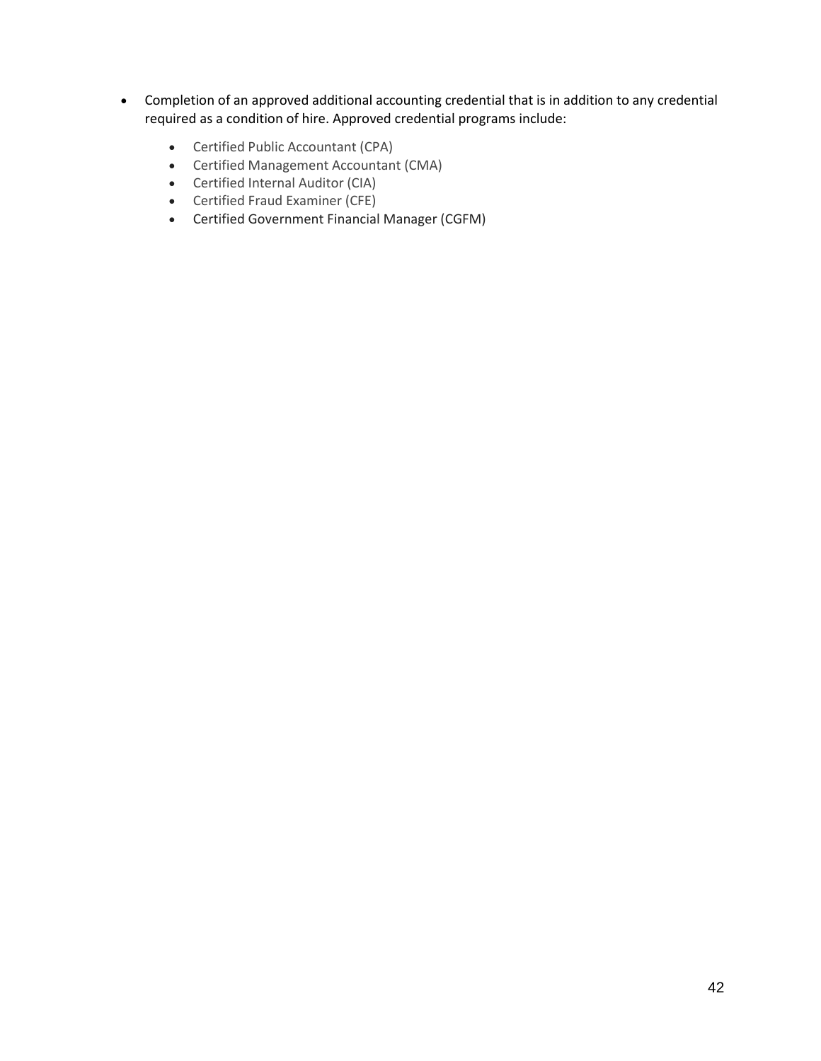- Completion of an approved additional accounting credential that is in addition to any credential required as a condition of hire. Approved credential programs include:
  - Certified Public Accountant (CPA)
  - Certified Management Accountant (CMA)
  - Certified Internal Auditor (CIA)
  - Certified Fraud Examiner (CFE)
  - Certified Government Financial Manager (CGFM)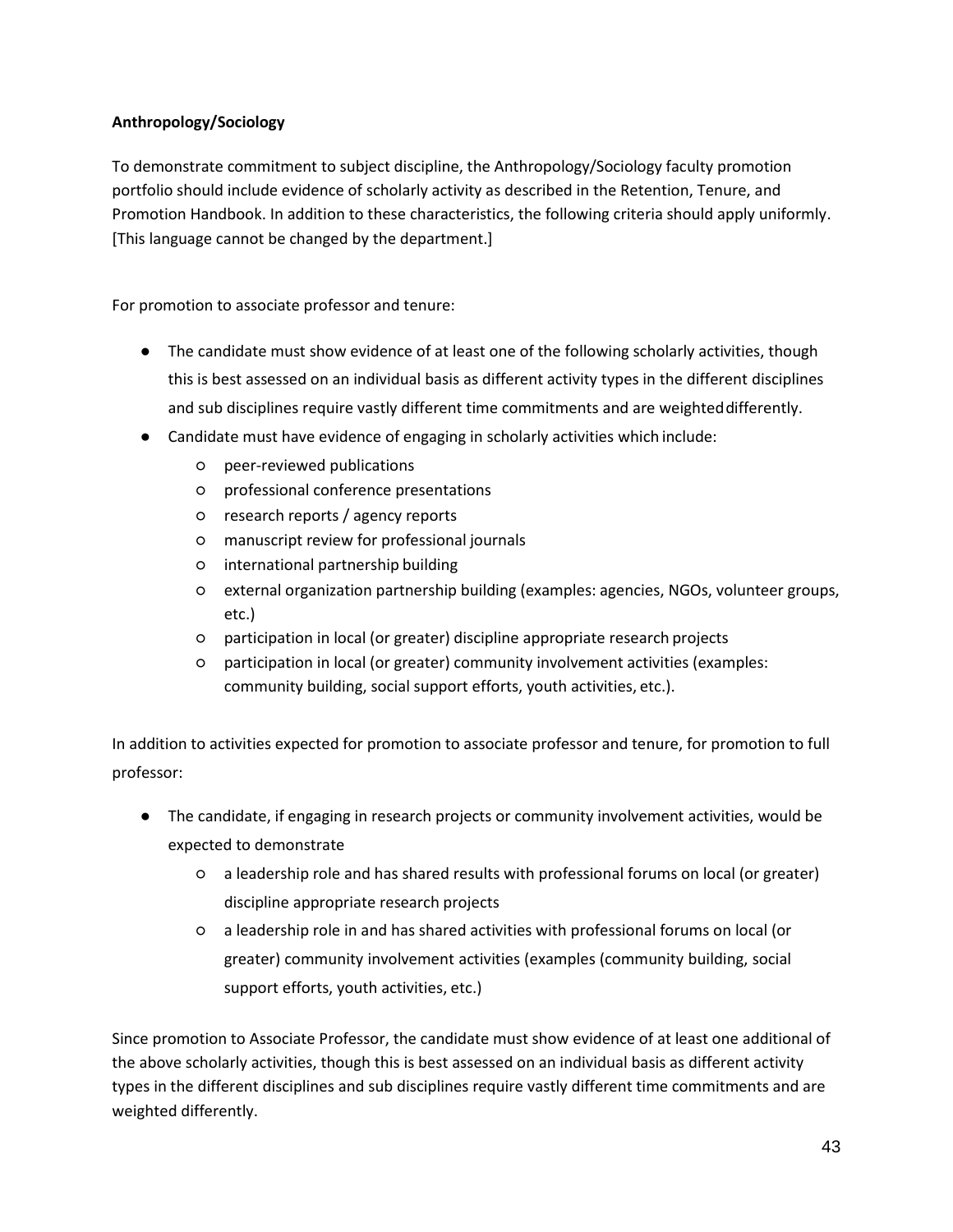**Anthropology/Sociology**

To demonstrate commitment to subject discipline, the Anthropology/Sociology faculty promotion portfolio should include evidence of scholarly activity as described in the Retention, Tenure, and Promotion Handbook. In addition to these characteristics, the following criteria should apply uniformly. [This language cannot be changed by the department.]

For promotion to associate professor and tenure:

- The candidate must show evidence of at least one of the following scholarly activities, though this is best assessed on an individual basis as different activity types in the different disciplines and sub disciplines require vastly different time commitments and are weighted differently.
- Candidate must have evidence of engaging in scholarly activities which include:
  - peer-reviewed publications
  - professional conference presentations
  - research reports / agency reports
  - manuscript review for professional journals
  - international partnership building
  - external organization partnership building (examples: agencies, NGOs, volunteer groups, etc.)
  - participation in local (or greater) discipline appropriate research projects
  - participation in local (or greater) community involvement activities (examples: community building, social support efforts, youth activities, etc.).

In addition to activities expected for promotion to associate professor and tenure, for promotion to full professor:

- The candidate, if engaging in research projects or community involvement activities, would be expected to demonstrate
  - a leadership role and has shared results with professional forums on local (or greater) discipline appropriate research projects
  - a leadership role in and has shared activities with professional forums on local (or greater) community involvement activities (examples (community building, social support efforts, youth activities, etc.)

Since promotion to Associate Professor, the candidate must show evidence of at least one additional of the above scholarly activities, though this is best assessed on an individual basis as different activity types in the different disciplines and sub disciplines require vastly different time commitments and are weighted differently.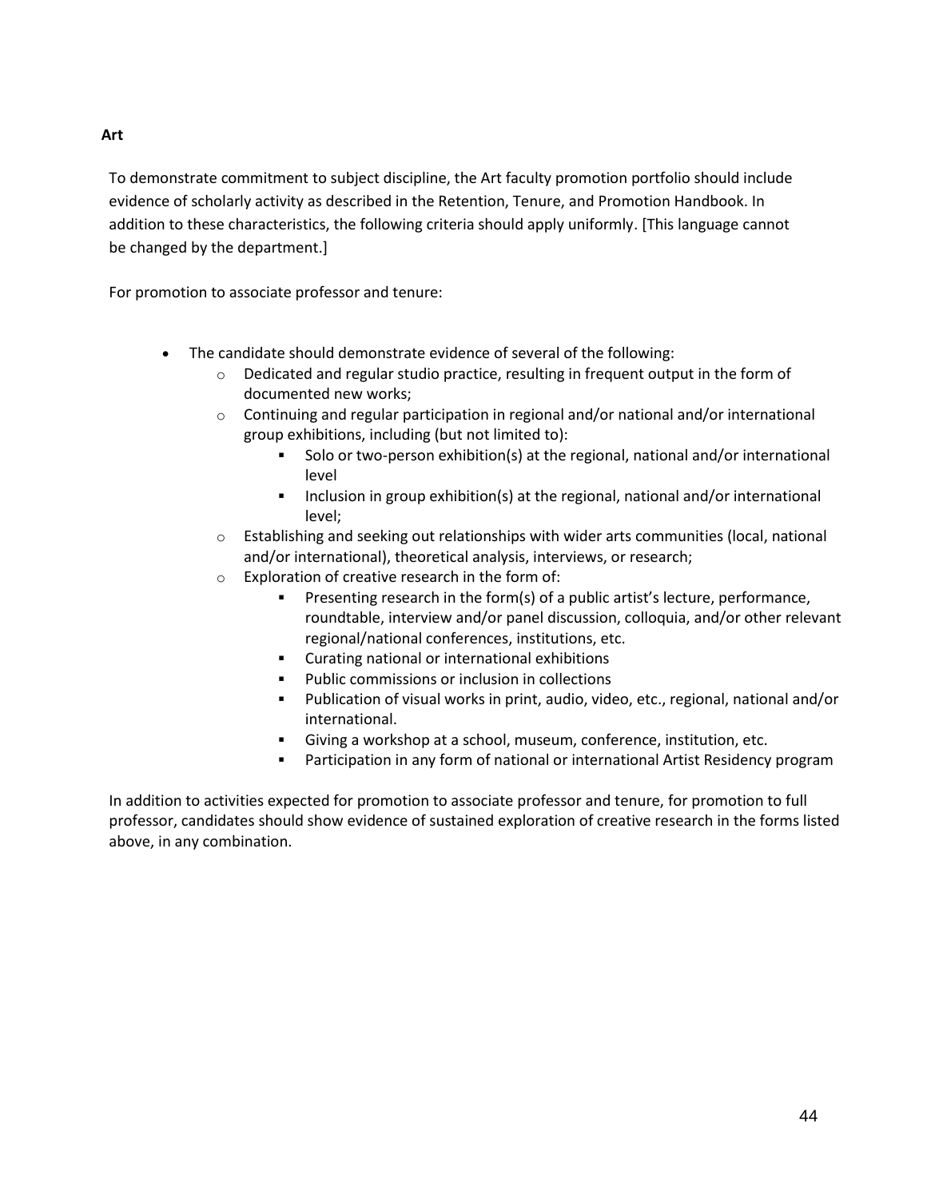**Art**

To demonstrate commitment to subject discipline, the Art faculty promotion portfolio should include evidence of scholarly activity as described in the Retention, Tenure, and Promotion Handbook. In addition to these characteristics, the following criteria should apply uniformly. [This language cannot be changed by the department.]

For promotion to associate professor and tenure:

- The candidate should demonstrate evidence of several of the following:
  - Dedicated and regular studio practice, resulting in frequent output in the form of documented new works;
  - Continuing and regular participation in regional and/or national and/or international group exhibitions, including (but not limited to):
    - Solo or two-person exhibition(s) at the regional, national and/or international level
    - Inclusion in group exhibition(s) at the regional, national and/or international level;
  - Establishing and seeking out relationships with wider arts communities (local, national and/or international), theoretical analysis, interviews, or research;
  - Exploration of creative research in the form of:
    - Presenting research in the form(s) of a public artist's lecture, performance, roundtable, interview and/or panel discussion, colloquia, and/or other relevant regional/national conferences, institutions, etc.
    - Curating national or international exhibitions
    - Public commissions or inclusion in collections
    - Publication of visual works in print, audio, video, etc., regional, national and/or international.
    - Giving a workshop at a school, museum, conference, institution, etc.
    - Participation in any form of national or international Artist Residency program

In addition to activities expected for promotion to associate professor and tenure, for promotion to full professor, candidates should show evidence of sustained exploration of creative research in the forms listed above, in any combination.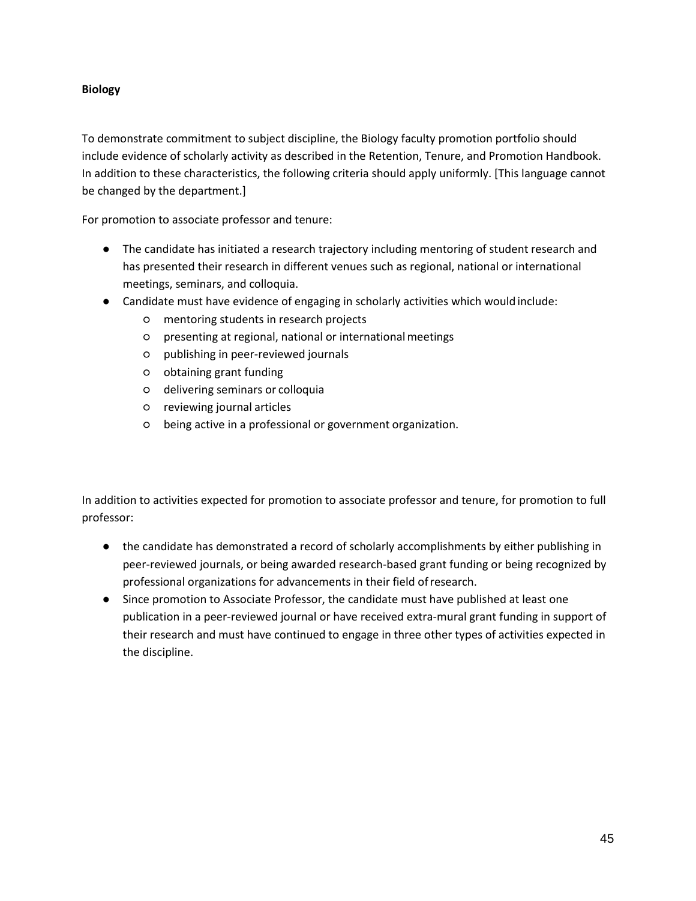**Biology**

To demonstrate commitment to subject discipline, the Biology faculty promotion portfolio should include evidence of scholarly activity as described in the Retention, Tenure, and Promotion Handbook. In addition to these characteristics, the following criteria should apply uniformly. [This language cannot be changed by the department.]

For promotion to associate professor and tenure:

- The candidate has initiated a research trajectory including mentoring of student research and has presented their research in different venues such as regional, national or international meetings, seminars, and colloquia.
- Candidate must have evidence of engaging in scholarly activities which would include:
  - mentoring students in research projects
  - presenting at regional, national or international meetings
  - publishing in peer-reviewed journals
  - obtaining grant funding
  - delivering seminars or colloquia
  - reviewing journal articles
  - being active in a professional or government organization.

In addition to activities expected for promotion to associate professor and tenure, for promotion to full professor:

- the candidate has demonstrated a record of scholarly accomplishments by either publishing in peer-reviewed journals, or being awarded research-based grant funding or being recognized by professional organizations for advancements in their field of research.
- Since promotion to Associate Professor, the candidate must have published at least one publication in a peer-reviewed journal or have received extra-mural grant funding in support of their research and must have continued to engage in three other types of activities expected in the discipline.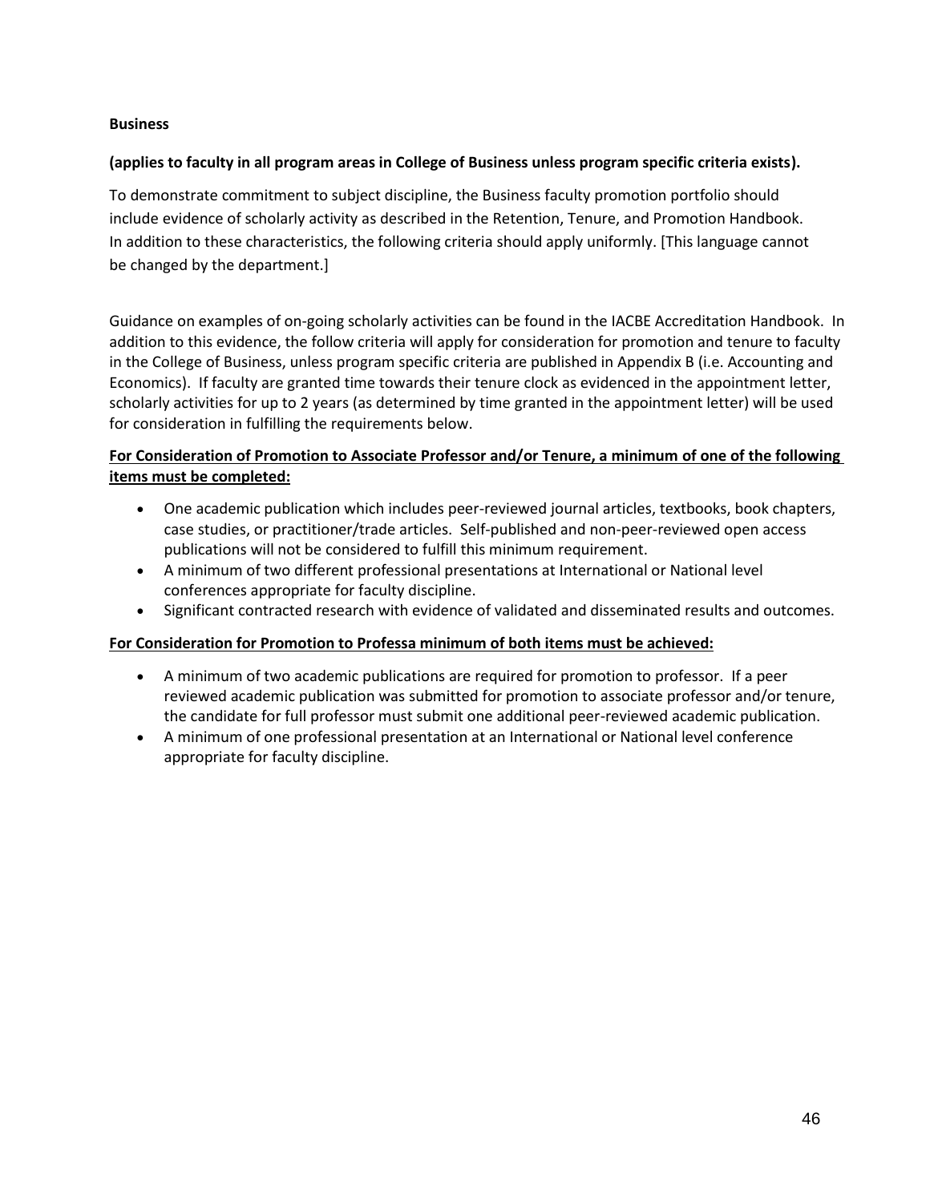**Business**

**(applies to faculty in all program areas in College of Business unless program specific criteria exists).**

To demonstrate commitment to subject discipline, the Business faculty promotion portfolio should include evidence of scholarly activity as described in the Retention, Tenure, and Promotion Handbook. In addition to these characteristics, the following criteria should apply uniformly. [This language cannot be changed by the department.]

Guidance on examples of on-going scholarly activities can be found in the IACBE Accreditation Handbook. In addition to this evidence, the follow criteria will apply for consideration for promotion and tenure to faculty in the College of Business, unless program specific criteria are published in Appendix B (i.e. Accounting and Economics). If faculty are granted time towards their tenure clock as evidenced in the appointment letter, scholarly activities for up to 2 years (as determined by time granted in the appointment letter) will be used for consideration in fulfilling the requirements below.

**For Consideration of Promotion to Associate Professor and/or Tenure, a minimum of one of the following items must be completed:**

- One academic publication which includes peer-reviewed journal articles, textbooks, book chapters, case studies, or practitioner/trade articles. Self-published and non-peer-reviewed open access publications will not be considered to fulfill this minimum requirement.
- A minimum of two different professional presentations at International or National level conferences appropriate for faculty discipline.
- Significant contracted research with evidence of validated and disseminated results and outcomes.

**For Consideration for Promotion to Professa minimum of both items must be achieved:**

- A minimum of two academic publications are required for promotion to professor. If a peer reviewed academic publication was submitted for promotion to associate professor and/or tenure, the candidate for full professor must submit one additional peer-reviewed academic publication.
- A minimum of one professional presentation at an International or National level conference appropriate for faculty discipline.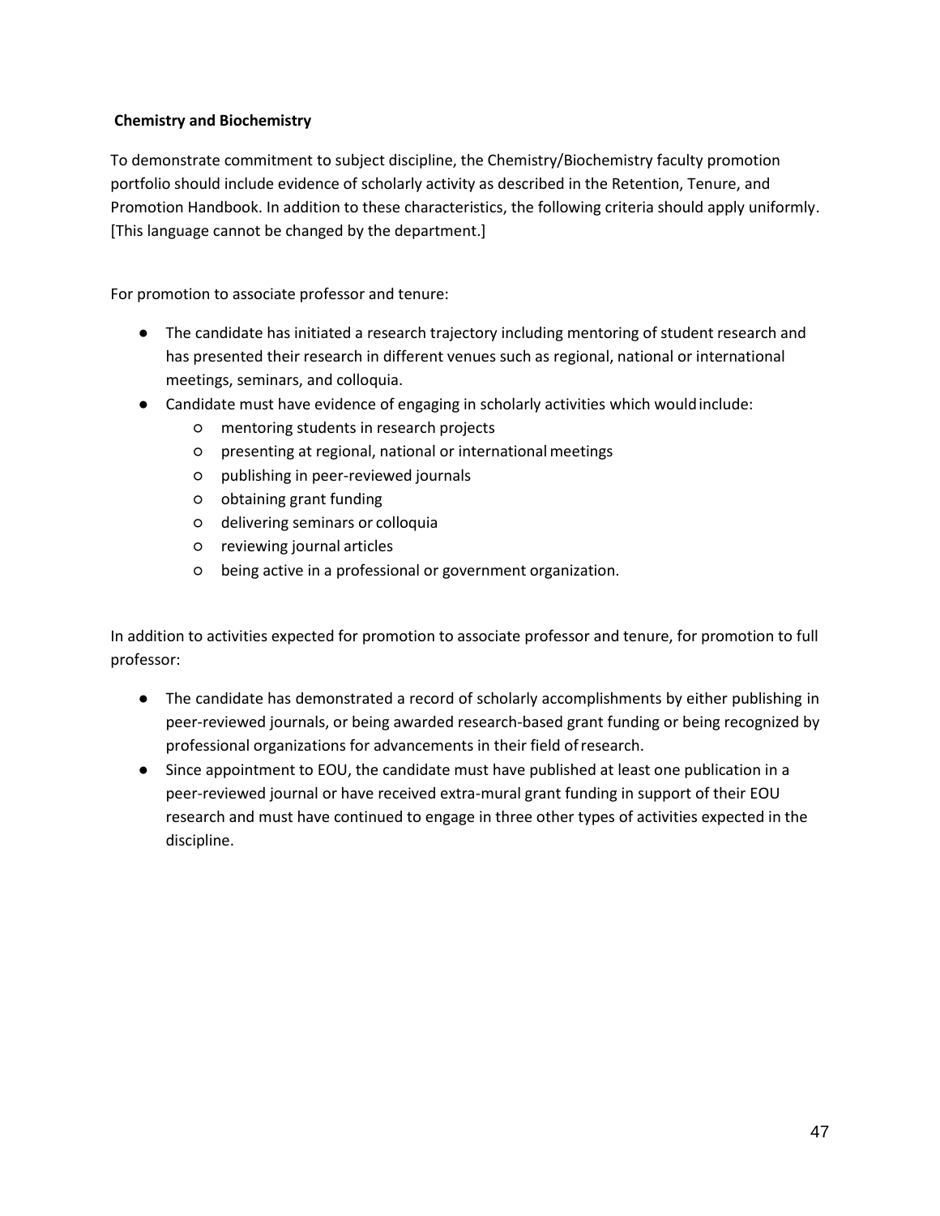**Chemistry and Biochemistry**

To demonstrate commitment to subject discipline, the Chemistry/Biochemistry faculty promotion portfolio should include evidence of scholarly activity as described in the Retention, Tenure, and Promotion Handbook. In addition to these characteristics, the following criteria should apply uniformly. [This language cannot be changed by the department.]

For promotion to associate professor and tenure:

- The candidate has initiated a research trajectory including mentoring of student research and has presented their research in different venues such as regional, national or international meetings, seminars, and colloquia.
- Candidate must have evidence of engaging in scholarly activities which would include:
  - mentoring students in research projects
  - presenting at regional, national or international meetings
  - publishing in peer-reviewed journals
  - obtaining grant funding
  - delivering seminars or colloquia
  - reviewing journal articles
  - being active in a professional or government organization.

In addition to activities expected for promotion to associate professor and tenure, for promotion to full professor:

- The candidate has demonstrated a record of scholarly accomplishments by either publishing in peer-reviewed journals, or being awarded research-based grant funding or being recognized by professional organizations for advancements in their field of research.
- Since appointment to EOU, the candidate must have published at least one publication in a peer-reviewed journal or have received extra-mural grant funding in support of their EOU research and must have continued to engage in three other types of activities expected in the discipline.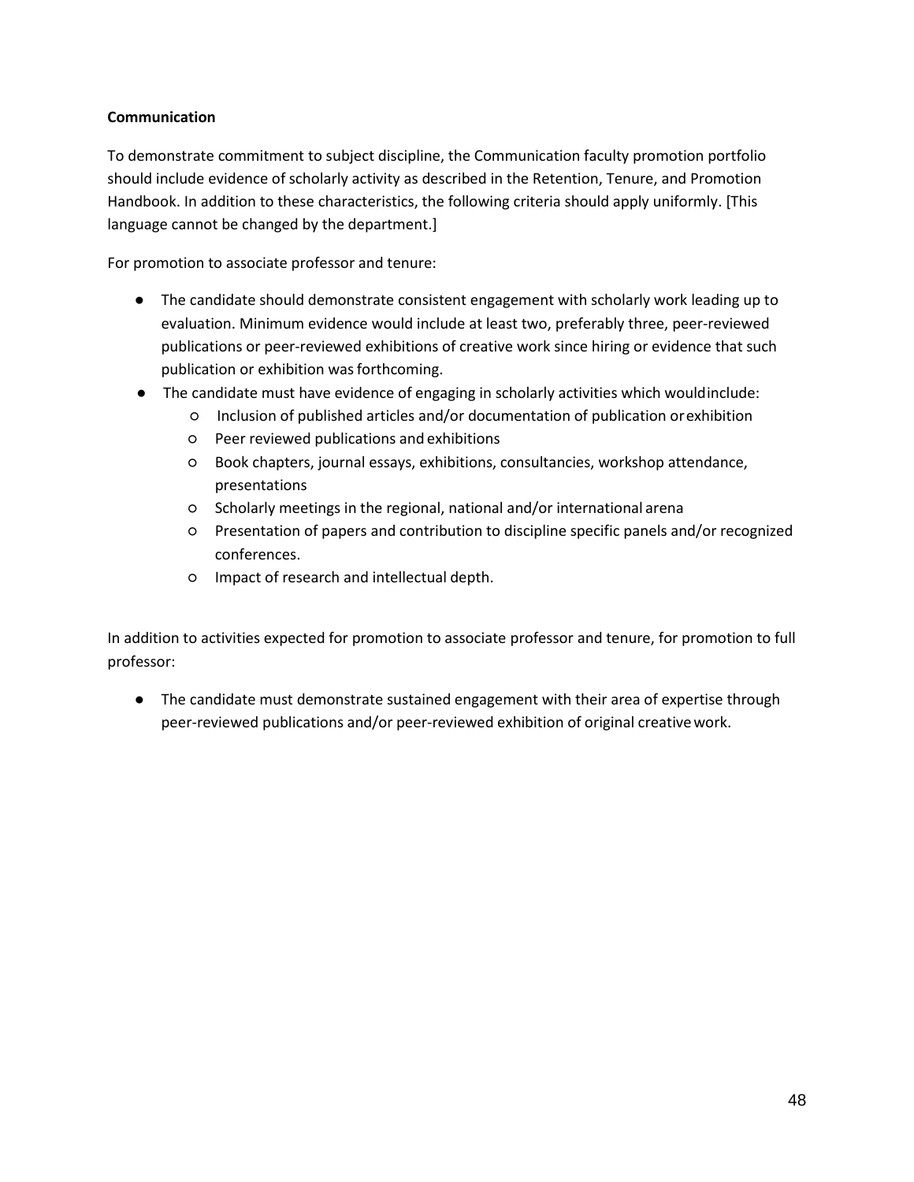**Communication**

To demonstrate commitment to subject discipline, the Communication faculty promotion portfolio should include evidence of scholarly activity as described in the Retention, Tenure, and Promotion Handbook. In addition to these characteristics, the following criteria should apply uniformly. [This language cannot be changed by the department.]

For promotion to associate professor and tenure:

- The candidate should demonstrate consistent engagement with scholarly work leading up to evaluation. Minimum evidence would include at least two, preferably three, peer-reviewed publications or peer-reviewed exhibitions of creative work since hiring or evidence that such publication or exhibition was forthcoming.
- The candidate must have evidence of engaging in scholarly activities which would include:
    - Inclusion of published articles and/or documentation of publication or exhibition
    - Peer reviewed publications and exhibitions
    - Book chapters, journal essays, exhibitions, consultancies, workshop attendance, presentations
    - Scholarly meetings in the regional, national and/or international arena
    - Presentation of papers and contribution to discipline specific panels and/or recognized conferences.
    - Impact of research and intellectual depth.

In addition to activities expected for promotion to associate professor and tenure, for promotion to full professor:

- The candidate must demonstrate sustained engagement with their area of expertise through peer-reviewed publications and/or peer-reviewed exhibition of original creative work.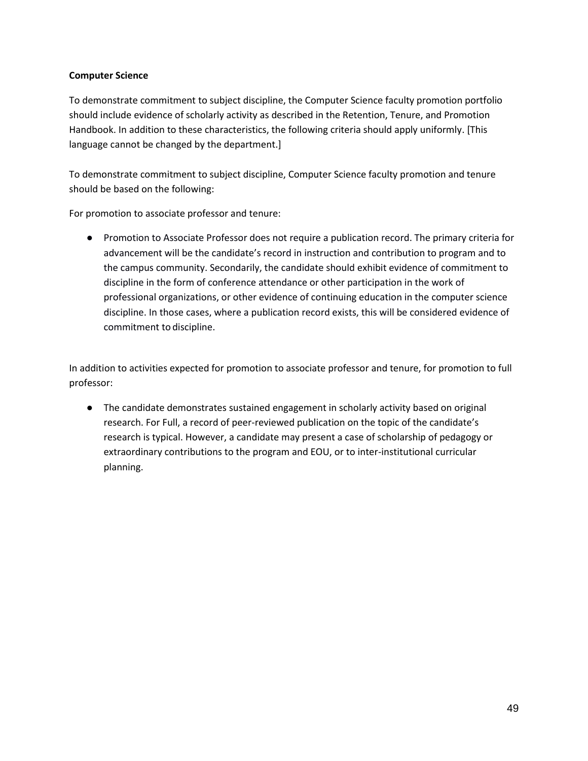**Computer Science**

To demonstrate commitment to subject discipline, the Computer Science faculty promotion portfolio should include evidence of scholarly activity as described in the Retention, Tenure, and Promotion Handbook. In addition to these characteristics, the following criteria should apply uniformly. [This language cannot be changed by the department.]

To demonstrate commitment to subject discipline, Computer Science faculty promotion and tenure should be based on the following:

For promotion to associate professor and tenure:

- Promotion to Associate Professor does not require a publication record. The primary criteria for advancement will be the candidate's record in instruction and contribution to program and to the campus community. Secondarily, the candidate should exhibit evidence of commitment to discipline in the form of conference attendance or other participation in the work of professional organizations, or other evidence of continuing education in the computer science discipline. In those cases, where a publication record exists, this will be considered evidence of commitment to discipline.

In addition to activities expected for promotion to associate professor and tenure, for promotion to full professor:

- The candidate demonstrates sustained engagement in scholarly activity based on original research. For Full, a record of peer-reviewed publication on the topic of the candidate's research is typical. However, a candidate may present a case of scholarship of pedagogy or extraordinary contributions to the program and EOU, or to inter-institutional curricular planning.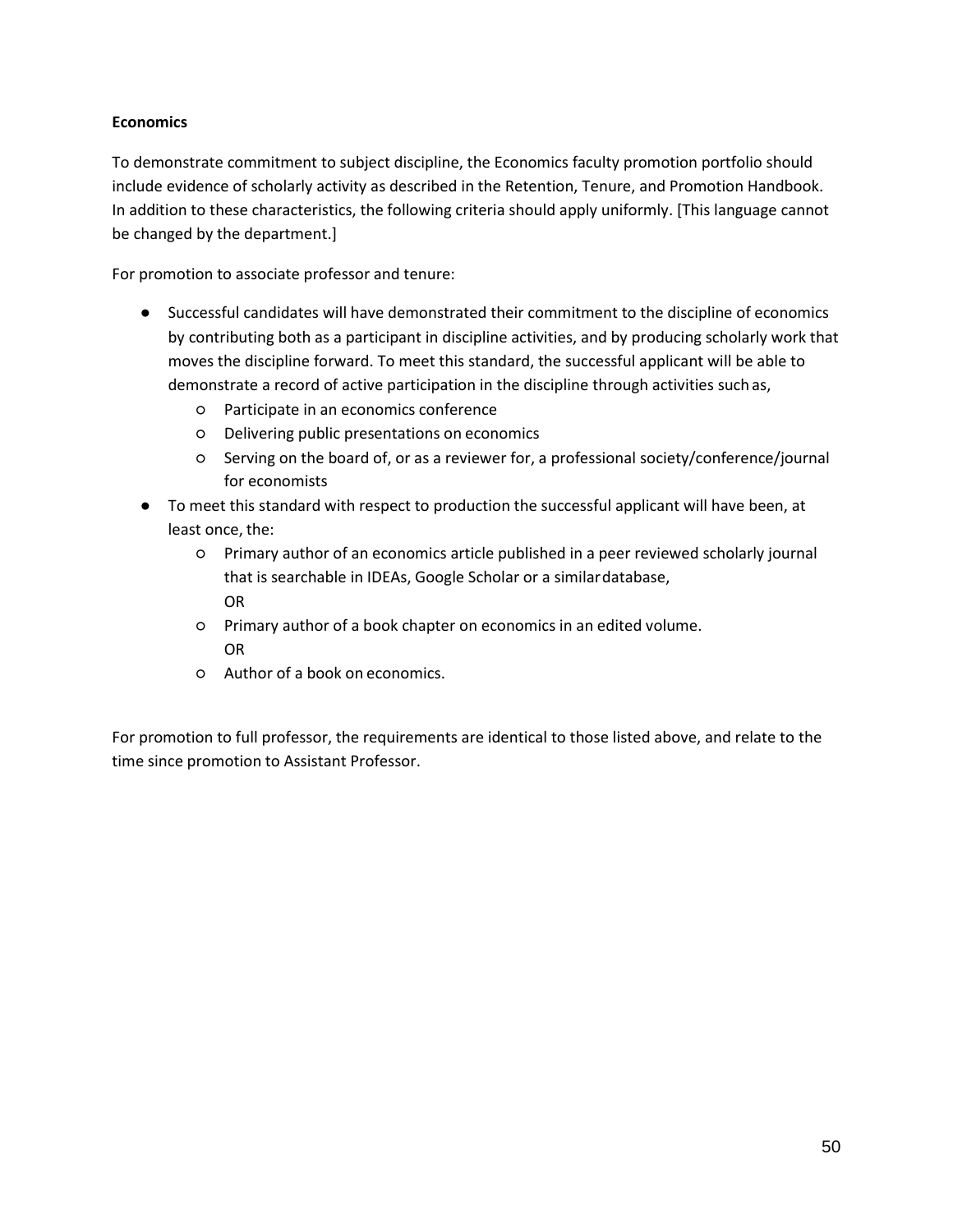**Economics**

To demonstrate commitment to subject discipline, the Economics faculty promotion portfolio should include evidence of scholarly activity as described in the Retention, Tenure, and Promotion Handbook. In addition to these characteristics, the following criteria should apply uniformly. [This language cannot be changed by the department.]

For promotion to associate professor and tenure:

- Successful candidates will have demonstrated their commitment to the discipline of economics by contributing both as a participant in discipline activities, and by producing scholarly work that moves the discipline forward. To meet this standard, the successful applicant will be able to demonstrate a record of active participation in the discipline through activities such as,
  - Participate in an economics conference
  - Delivering public presentations on economics
  - Serving on the board of, or as a reviewer for, a professional society/conference/journal for economists
- To meet this standard with respect to production the successful applicant will have been, at least once, the:
  - Primary author of an economics article published in a peer reviewed scholarly journal that is searchable in IDEAs, Google Scholar or a similar database,  
    OR
  - Primary author of a book chapter on economics in an edited volume.  
    OR
  - Author of a book on economics.

For promotion to full professor, the requirements are identical to those listed above, and relate to the time since promotion to Assistant Professor.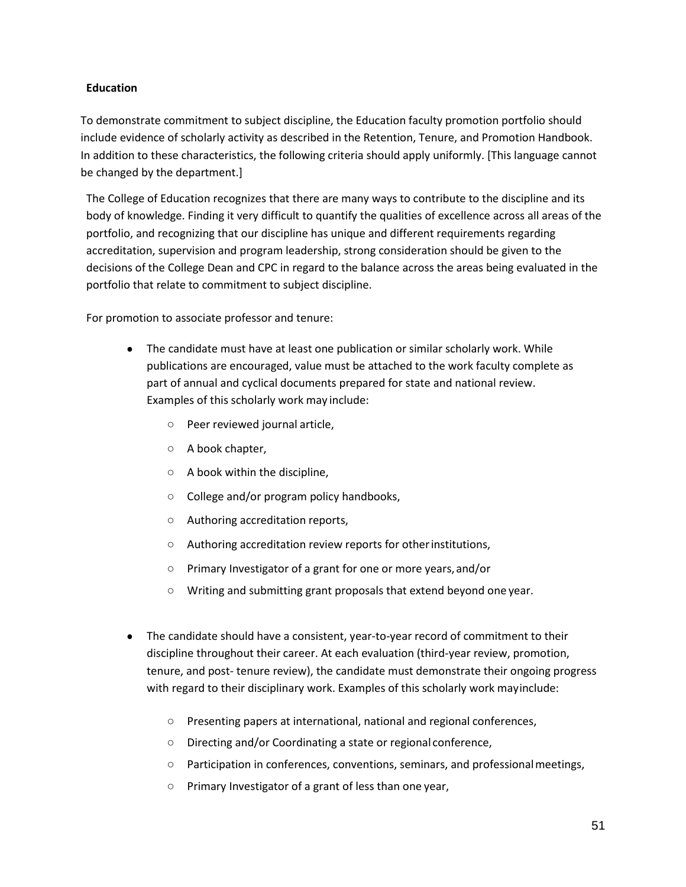**Education**

To demonstrate commitment to subject discipline, the Education faculty promotion portfolio should include evidence of scholarly activity as described in the Retention, Tenure, and Promotion Handbook. In addition to these characteristics, the following criteria should apply uniformly. [This language cannot be changed by the department.]

The College of Education recognizes that there are many ways to contribute to the discipline and its body of knowledge. Finding it very difficult to quantify the qualities of excellence across all areas of the portfolio, and recognizing that our discipline has unique and different requirements regarding accreditation, supervision and program leadership, strong consideration should be given to the decisions of the College Dean and CPC in regard to the balance across the areas being evaluated in the portfolio that relate to commitment to subject discipline.

For promotion to associate professor and tenure:

- The candidate must have at least one publication or similar scholarly work. While publications are encouraged, value must be attached to the work faculty complete as part of annual and cyclical documents prepared for state and national review. Examples of this scholarly work may include:
    - Peer reviewed journal article,
    - A book chapter,
    - A book within the discipline,
    - College and/or program policy handbooks,
    - Authoring accreditation reports,
    - Authoring accreditation review reports for other institutions,
    - Primary Investigator of a grant for one or more years, and/or
    - Writing and submitting grant proposals that extend beyond one year.

- The candidate should have a consistent, year-to-year record of commitment to their discipline throughout their career. At each evaluation (third-year review, promotion, tenure, and post- tenure review), the candidate must demonstrate their ongoing progress with regard to their disciplinary work. Examples of this scholarly work may include:
    - Presenting papers at international, national and regional conferences,
    - Directing and/or Coordinating a state or regional conference,
    - Participation in conferences, conventions, seminars, and professional meetings,
    - Primary Investigator of a grant of less than one year,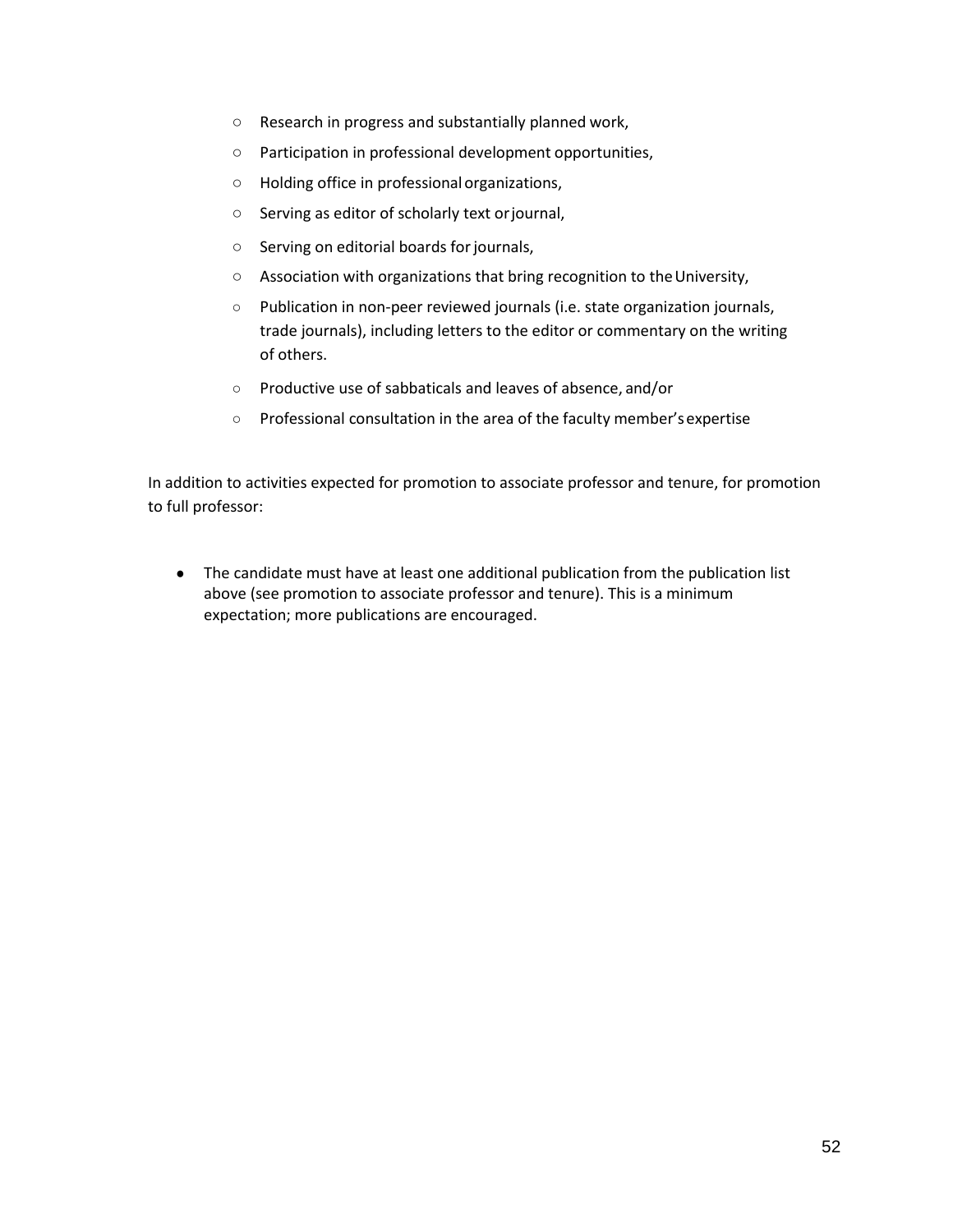- Research in progress and substantially planned work,
- Participation in professional development opportunities,
- Holding office in professional organizations,
- Serving as editor of scholarly text or journal,
- Serving on editorial boards for journals,
- Association with organizations that bring recognition to the University,
- Publication in non-peer reviewed journals (i.e. state organization journals, trade journals), including letters to the editor or commentary on the writing of others.
- Productive use of sabbaticals and leaves of absence, and/or
- Professional consultation in the area of the faculty member's expertise

In addition to activities expected for promotion to associate professor and tenure, for promotion to full professor:

- The candidate must have at least one additional publication from the publication list above (see promotion to associate professor and tenure). This is a minimum expectation; more publications are encouraged.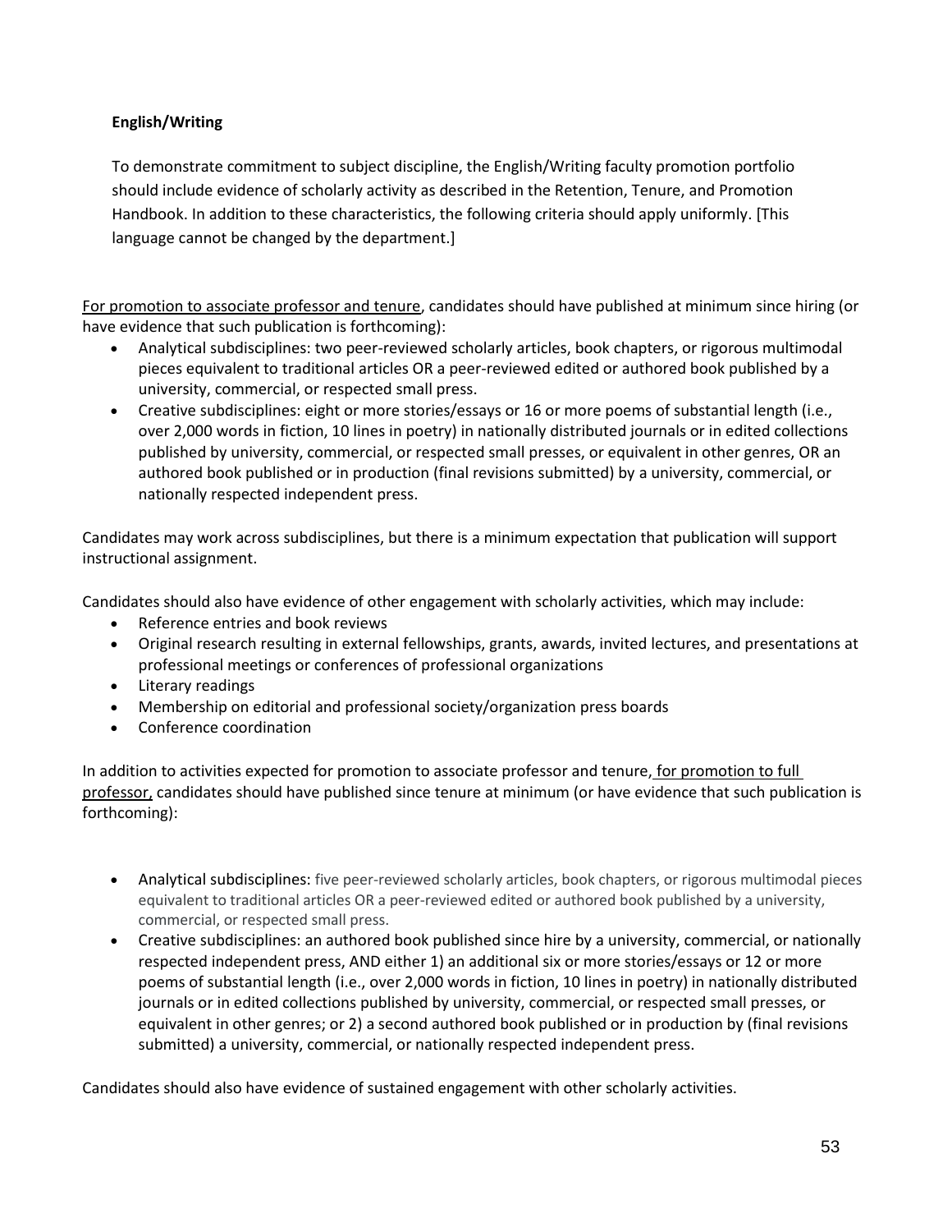**English/Writing**

To demonstrate commitment to subject discipline, the English/Writing faculty promotion portfolio should include evidence of scholarly activity as described in the Retention, Tenure, and Promotion Handbook. In addition to these characteristics, the following criteria should apply uniformly. [This language cannot be changed by the department.]

For promotion to associate professor and tenure, candidates should have published at minimum since hiring (or have evidence that such publication is forthcoming):

- Analytical subdisciplines: two peer-reviewed scholarly articles, book chapters, or rigorous multimodal pieces equivalent to traditional articles OR a peer-reviewed edited or authored book published by a university, commercial, or respected small press.
- Creative subdisciplines: eight or more stories/essays or 16 or more poems of substantial length (i.e., over 2,000 words in fiction, 10 lines in poetry) in nationally distributed journals or in edited collections published by university, commercial, or respected small presses, or equivalent in other genres, OR an authored book published or in production (final revisions submitted) by a university, commercial, or nationally respected independent press.

Candidates may work across subdisciplines, but there is a minimum expectation that publication will support instructional assignment.

Candidates should also have evidence of other engagement with scholarly activities, which may include:

- Reference entries and book reviews
- Original research resulting in external fellowships, grants, awards, invited lectures, and presentations at professional meetings or conferences of professional organizations
- Literary readings
- Membership on editorial and professional society/organization press boards
- Conference coordination

In addition to activities expected for promotion to associate professor and tenure, for promotion to full professor, candidates should have published since tenure at minimum (or have evidence that such publication is forthcoming):

- Analytical subdisciplines: five peer-reviewed scholarly articles, book chapters, or rigorous multimodal pieces equivalent to traditional articles OR a peer-reviewed edited or authored book published by a university, commercial, or respected small press.
- Creative subdisciplines: an authored book published since hire by a university, commercial, or nationally respected independent press, AND either 1) an additional six or more stories/essays or 12 or more poems of substantial length (i.e., over 2,000 words in fiction, 10 lines in poetry) in nationally distributed journals or in edited collections published by university, commercial, or respected small presses, or equivalent in other genres; or 2) a second authored book published or in production by (final revisions submitted) a university, commercial, or nationally respected independent press.

Candidates should also have evidence of sustained engagement with other scholarly activities.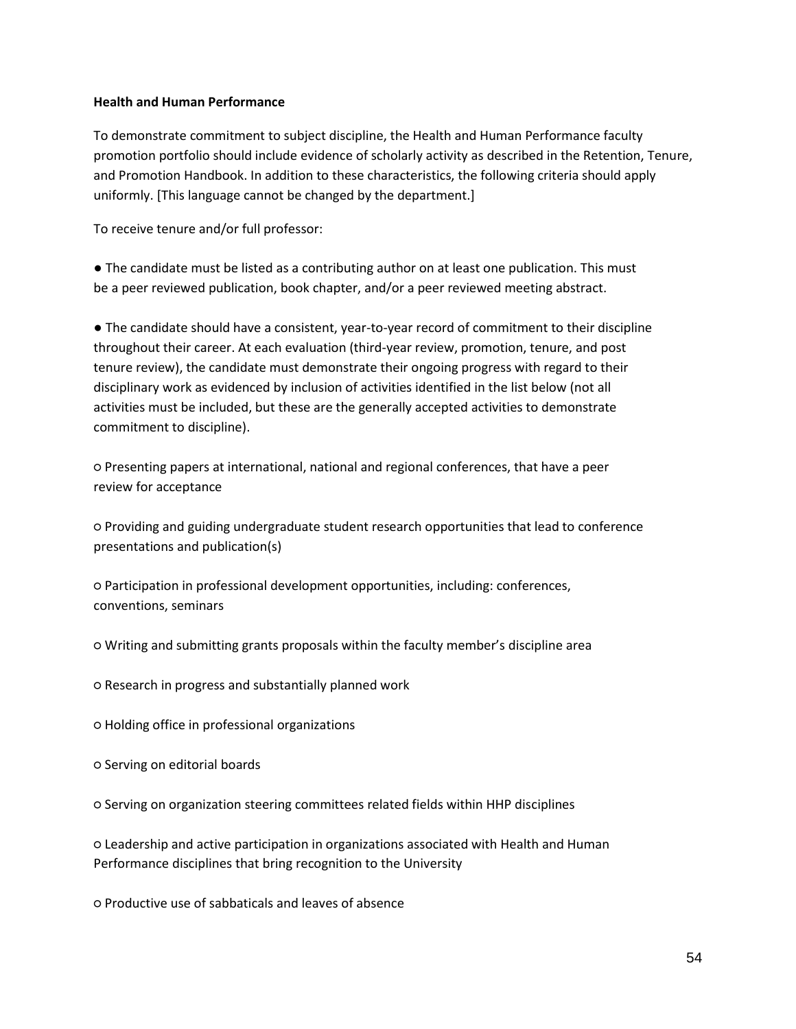**Health and Human Performance**

To demonstrate commitment to subject discipline, the Health and Human Performance faculty promotion portfolio should include evidence of scholarly activity as described in the Retention, Tenure, and Promotion Handbook. In addition to these characteristics, the following criteria should apply uniformly. [This language cannot be changed by the department.]

To receive tenure and/or full professor:

- The candidate must be listed as a contributing author on at least one publication. This must be a peer reviewed publication, book chapter, and/or a peer reviewed meeting abstract.

- The candidate should have a consistent, year-to-year record of commitment to their discipline throughout their career. At each evaluation (third-year review, promotion, tenure, and post tenure review), the candidate must demonstrate their ongoing progress with regard to their disciplinary work as evidenced by inclusion of activities identified in the list below (not all activities must be included, but these are the generally accepted activities to demonstrate commitment to discipline).

  - Presenting papers at international, national and regional conferences, that have a peer review for acceptance

  - Providing and guiding undergraduate student research opportunities that lead to conference presentations and publication(s)

  - Participation in professional development opportunities, including: conferences, conventions, seminars

  - Writing and submitting grants proposals within the faculty member's discipline area

  - Research in progress and substantially planned work

  - Holding office in professional organizations

  - Serving on editorial boards

  - Serving on organization steering committees related fields within HHP disciplines

  - Leadership and active participation in organizations associated with Health and Human Performance disciplines that bring recognition to the University

  - Productive use of sabbaticals and leaves of absence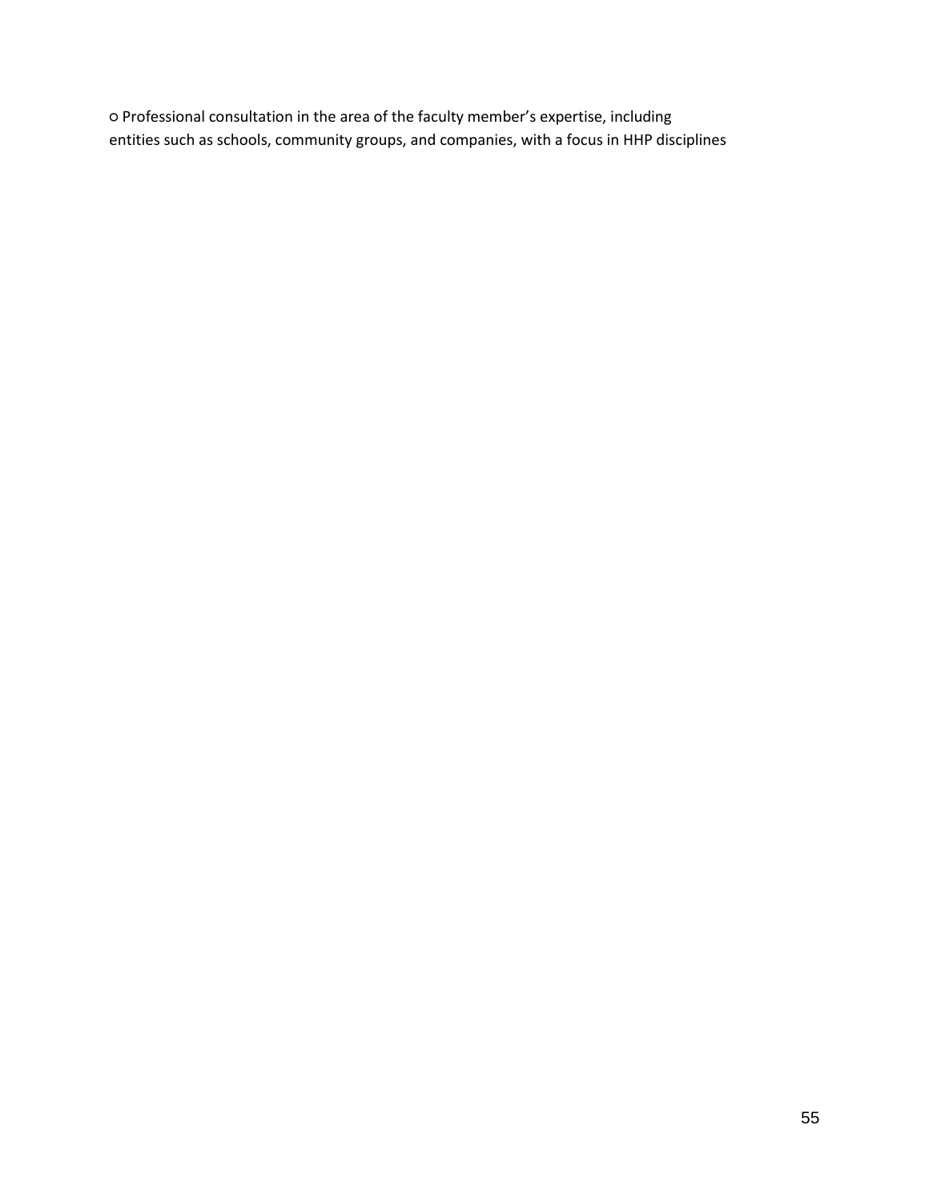- Professional consultation in the area of the faculty member's expertise, including entities such as schools, community groups, and companies, with a focus in HHP disciplines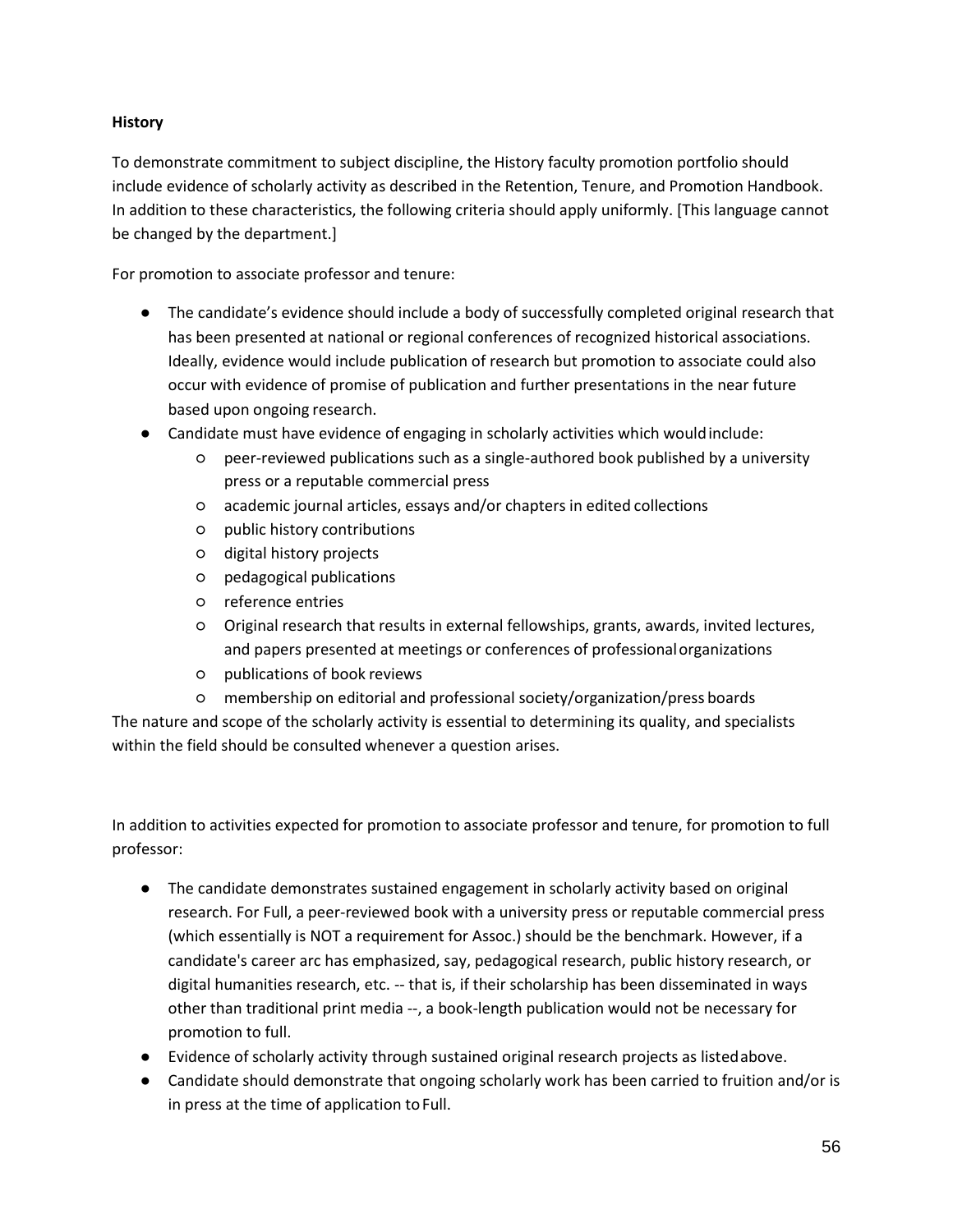**History**

To demonstrate commitment to subject discipline, the History faculty promotion portfolio should include evidence of scholarly activity as described in the Retention, Tenure, and Promotion Handbook. In addition to these characteristics, the following criteria should apply uniformly. [This language cannot be changed by the department.]

For promotion to associate professor and tenure:

- The candidate's evidence should include a body of successfully completed original research that has been presented at national or regional conferences of recognized historical associations. Ideally, evidence would include publication of research but promotion to associate could also occur with evidence of promise of publication and further presentations in the near future based upon ongoing research.
- Candidate must have evidence of engaging in scholarly activities which would include:
    - peer-reviewed publications such as a single-authored book published by a university press or a reputable commercial press
    - academic journal articles, essays and/or chapters in edited collections
    - public history contributions
    - digital history projects
    - pedagogical publications
    - reference entries
    - Original research that results in external fellowships, grants, awards, invited lectures, and papers presented at meetings or conferences of professional organizations
    - publications of book reviews
    - membership on editorial and professional society/organization/press boards

The nature and scope of the scholarly activity is essential to determining its quality, and specialists within the field should be consulted whenever a question arises.

In addition to activities expected for promotion to associate professor and tenure, for promotion to full professor:

- The candidate demonstrates sustained engagement in scholarly activity based on original research. For Full, a peer-reviewed book with a university press or reputable commercial press (which essentially is NOT a requirement for Assoc.) should be the benchmark. However, if a candidate's career arc has emphasized, say, pedagogical research, public history research, or digital humanities research, etc. -- that is, if their scholarship has been disseminated in ways other than traditional print media --, a book-length publication would not be necessary for promotion to full.
- Evidence of scholarly activity through sustained original research projects as listed above.
- Candidate should demonstrate that ongoing scholarly work has been carried to fruition and/or is in press at the time of application to Full.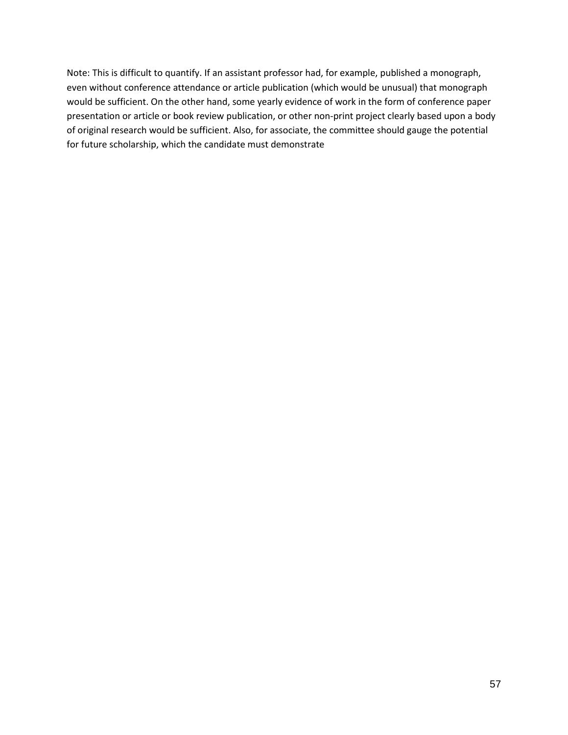Note: This is difficult to quantify. If an assistant professor had, for example, published a monograph, even without conference attendance or article publication (which would be unusual) that monograph would be sufficient. On the other hand, some yearly evidence of work in the form of conference paper presentation or article or book review publication, or other non-print project clearly based upon a body of original research would be sufficient. Also, for associate, the committee should gauge the potential for future scholarship, which the candidate must demonstrate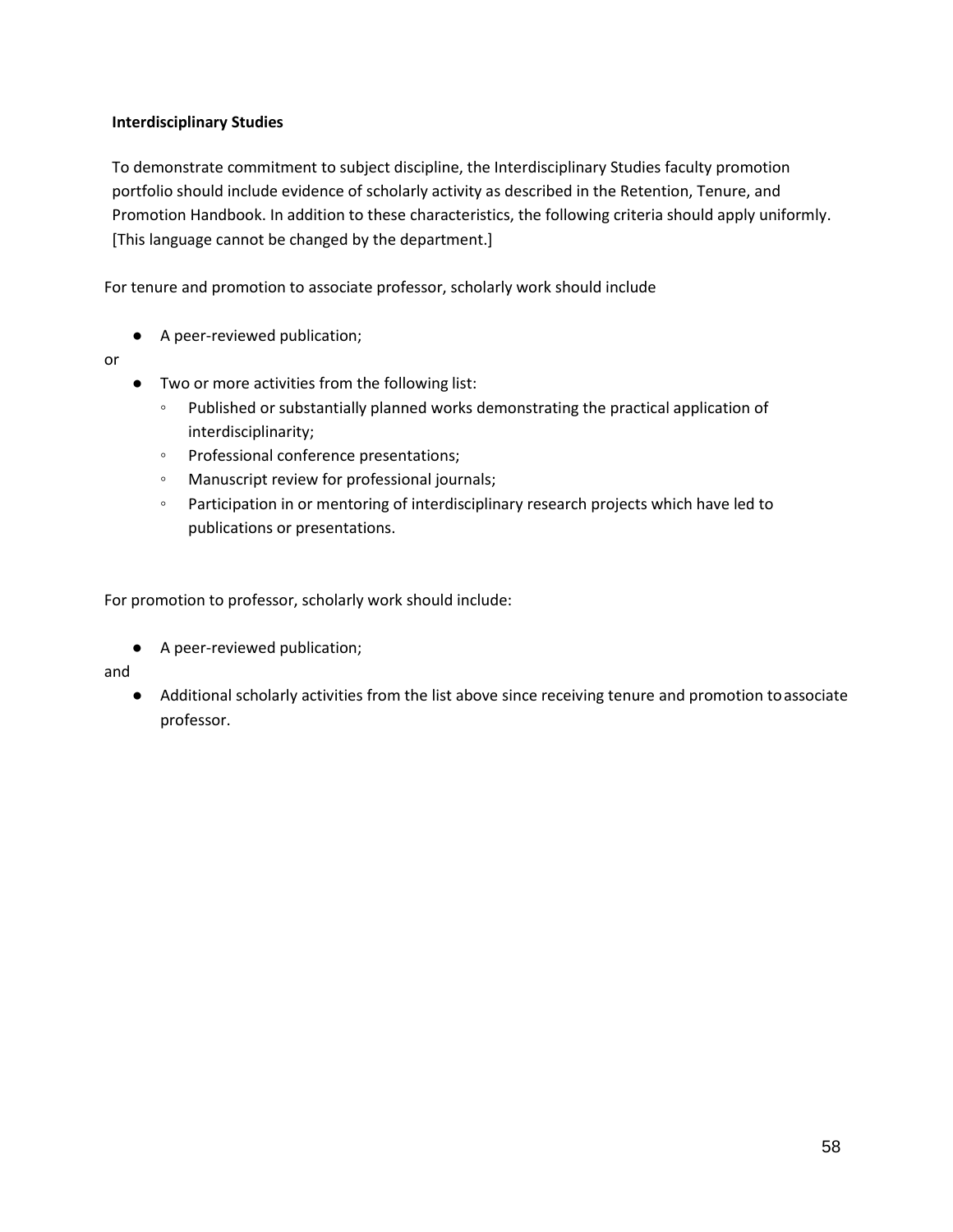**Interdisciplinary Studies**

To demonstrate commitment to subject discipline, the Interdisciplinary Studies faculty promotion portfolio should include evidence of scholarly activity as described in the Retention, Tenure, and Promotion Handbook. In addition to these characteristics, the following criteria should apply uniformly. [This language cannot be changed by the department.]

For tenure and promotion to associate professor, scholarly work should include

- A peer-reviewed publication;

or

- Two or more activities from the following list:
  - Published or substantially planned works demonstrating the practical application of interdisciplinarity;
  - Professional conference presentations;
  - Manuscript review for professional journals;
  - Participation in or mentoring of interdisciplinary research projects which have led to publications or presentations.

For promotion to professor, scholarly work should include:

- A peer-reviewed publication;

and

- Additional scholarly activities from the list above since receiving tenure and promotion to associate professor.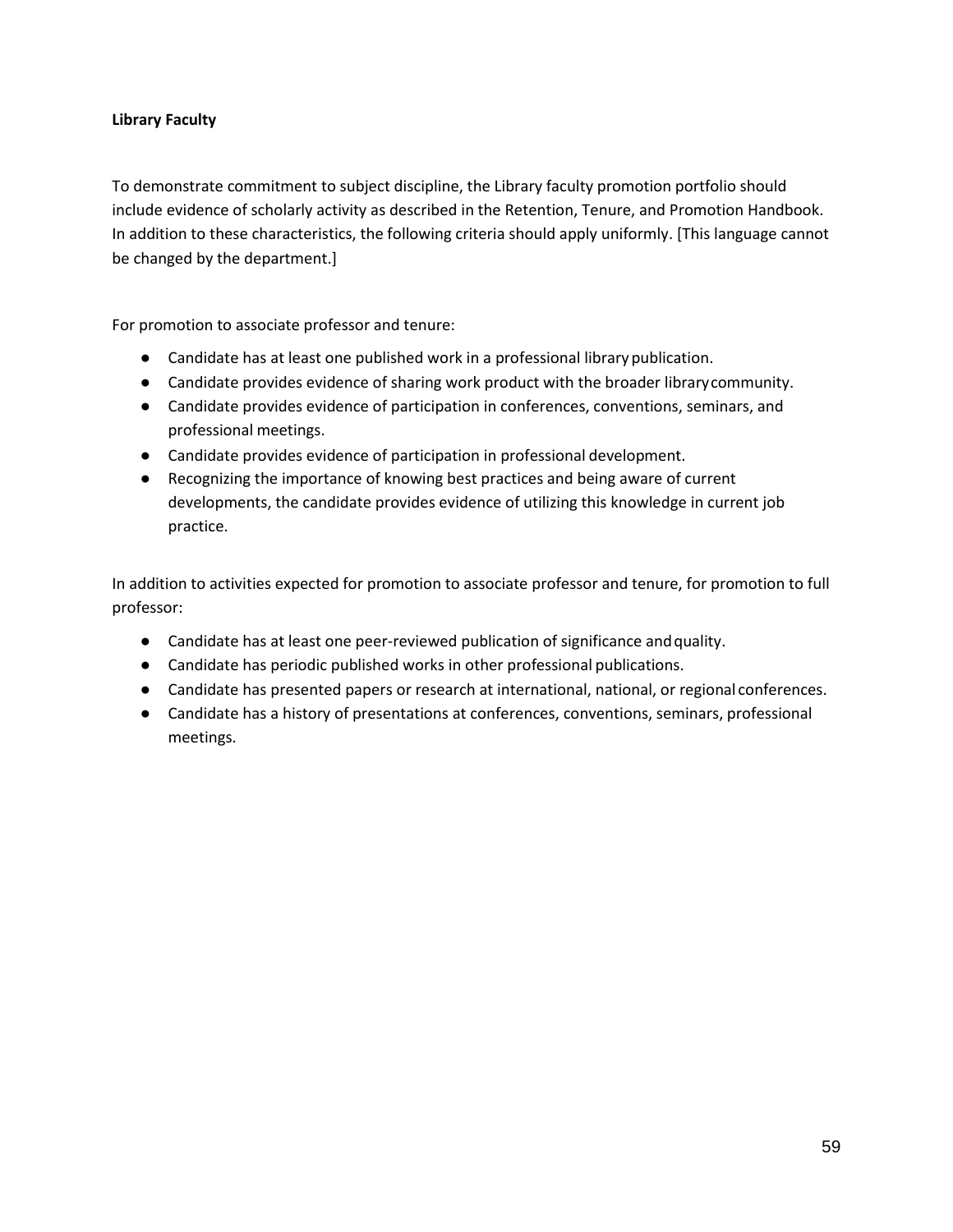**Library Faculty**

To demonstrate commitment to subject discipline, the Library faculty promotion portfolio should include evidence of scholarly activity as described in the Retention, Tenure, and Promotion Handbook. In addition to these characteristics, the following criteria should apply uniformly. [This language cannot be changed by the department.]

For promotion to associate professor and tenure:

- Candidate has at least one published work in a professional library publication.
- Candidate provides evidence of sharing work product with the broader library community.
- Candidate provides evidence of participation in conferences, conventions, seminars, and professional meetings.
- Candidate provides evidence of participation in professional development.
- Recognizing the importance of knowing best practices and being aware of current developments, the candidate provides evidence of utilizing this knowledge in current job practice.

In addition to activities expected for promotion to associate professor and tenure, for promotion to full professor:

- Candidate has at least one peer-reviewed publication of significance and quality.
- Candidate has periodic published works in other professional publications.
- Candidate has presented papers or research at international, national, or regional conferences.
- Candidate has a history of presentations at conferences, conventions, seminars, professional meetings.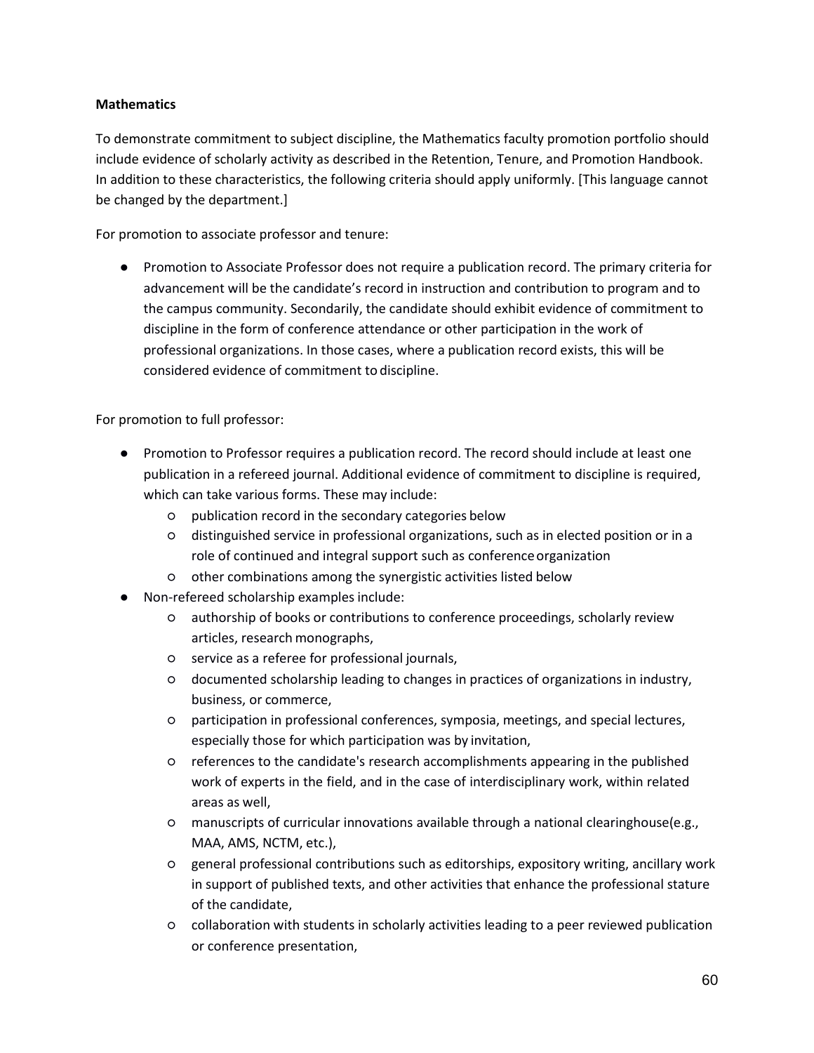**Mathematics**

To demonstrate commitment to subject discipline, the Mathematics faculty promotion portfolio should include evidence of scholarly activity as described in the Retention, Tenure, and Promotion Handbook. In addition to these characteristics, the following criteria should apply uniformly. [This language cannot be changed by the department.]

For promotion to associate professor and tenure:

- Promotion to Associate Professor does not require a publication record. The primary criteria for advancement will be the candidate's record in instruction and contribution to program and to the campus community. Secondarily, the candidate should exhibit evidence of commitment to discipline in the form of conference attendance or other participation in the work of professional organizations. In those cases, where a publication record exists, this will be considered evidence of commitment to discipline.

For promotion to full professor:

- Promotion to Professor requires a publication record. The record should include at least one publication in a refereed journal. Additional evidence of commitment to discipline is required, which can take various forms. These may include:
  - publication record in the secondary categories below
  - distinguished service in professional organizations, such as in elected position or in a role of continued and integral support such as conference organization
  - other combinations among the synergistic activities listed below
- Non-refereed scholarship examples include:
  - authorship of books or contributions to conference proceedings, scholarly review articles, research monographs,
  - service as a referee for professional journals,
  - documented scholarship leading to changes in practices of organizations in industry, business, or commerce,
  - participation in professional conferences, symposia, meetings, and special lectures, especially those for which participation was by invitation,
  - references to the candidate's research accomplishments appearing in the published work of experts in the field, and in the case of interdisciplinary work, within related areas as well,
  - manuscripts of curricular innovations available through a national clearinghouse(e.g., MAA, AMS, NCTM, etc.),
  - general professional contributions such as editorships, expository writing, ancillary work in support of published texts, and other activities that enhance the professional stature of the candidate,
  - collaboration with students in scholarly activities leading to a peer reviewed publication or conference presentation,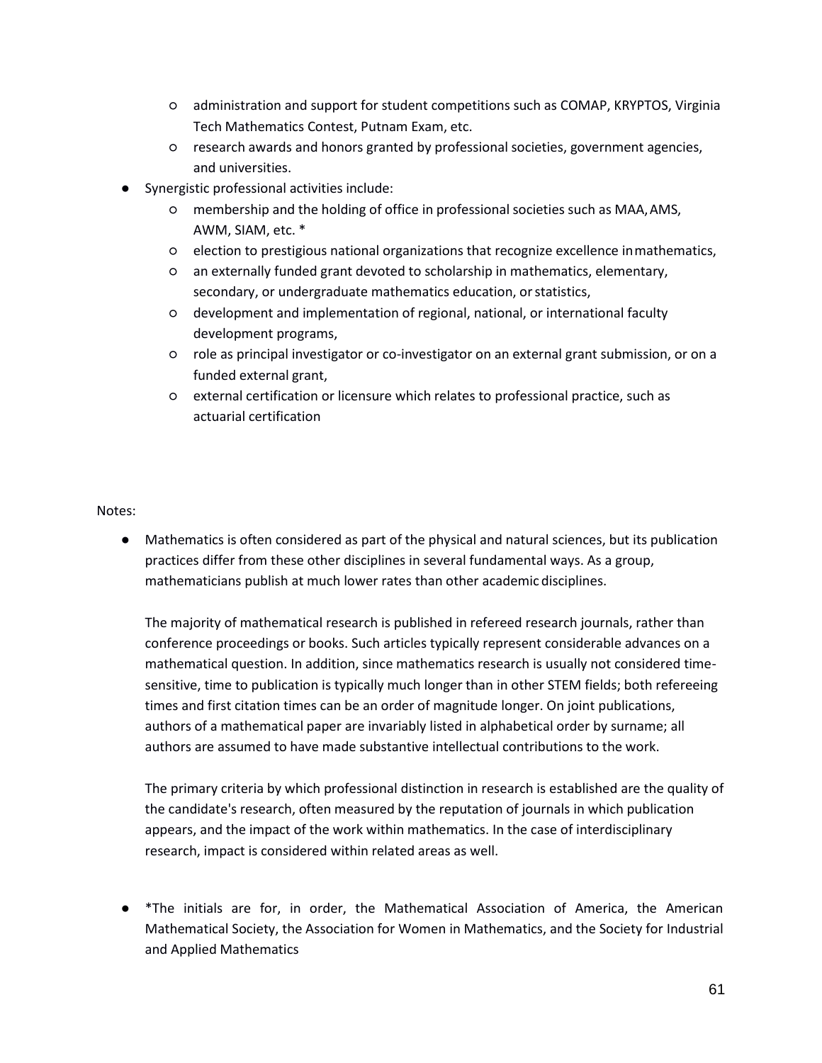- administration and support for student competitions such as COMAP, KRYPTOS, Virginia Tech Mathematics Contest, Putnam Exam, etc.
- research awards and honors granted by professional societies, government agencies, and universities.

- Synergistic professional activities include:
  - membership and the holding of office in professional societies such as MAA, AMS, AWM, SIAM, etc. *
  - election to prestigious national organizations that recognize excellence in mathematics,
  - an externally funded grant devoted to scholarship in mathematics, elementary, secondary, or undergraduate mathematics education, or statistics,
  - development and implementation of regional, national, or international faculty development programs,
  - role as principal investigator or co-investigator on an external grant submission, or on a funded external grant,
  - external certification or licensure which relates to professional practice, such as actuarial certification

Notes:

- Mathematics is often considered as part of the physical and natural sciences, but its publication practices differ from these other disciplines in several fundamental ways. As a group, mathematicians publish at much lower rates than other academic disciplines.

  The majority of mathematical research is published in refereed research journals, rather than conference proceedings or books. Such articles typically represent considerable advances on a mathematical question. In addition, since mathematics research is usually not considered time-sensitive, time to publication is typically much longer than in other STEM fields; both refereeing times and first citation times can be an order of magnitude longer. On joint publications, authors of a mathematical paper are invariably listed in alphabetical order by surname; all authors are assumed to have made substantive intellectual contributions to the work.

  The primary criteria by which professional distinction in research is established are the quality of the candidate's research, often measured by the reputation of journals in which publication appears, and the impact of the work within mathematics. In the case of interdisciplinary research, impact is considered within related areas as well.

- *The initials are for, in order, the Mathematical Association of America, the American Mathematical Society, the Association for Women in Mathematics, and the Society for Industrial and Applied Mathematics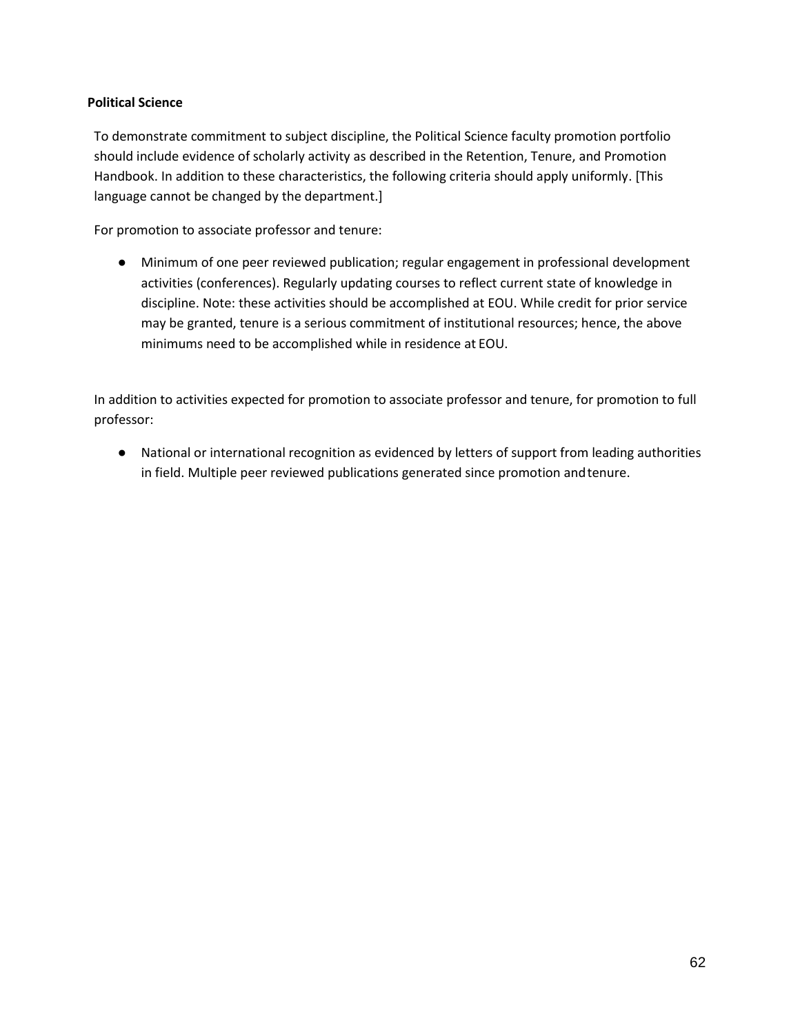**Political Science**

To demonstrate commitment to subject discipline, the Political Science faculty promotion portfolio should include evidence of scholarly activity as described in the Retention, Tenure, and Promotion Handbook. In addition to these characteristics, the following criteria should apply uniformly. [This language cannot be changed by the department.]

For promotion to associate professor and tenure:

- Minimum of one peer reviewed publication; regular engagement in professional development activities (conferences). Regularly updating courses to reflect current state of knowledge in discipline. Note: these activities should be accomplished at EOU. While credit for prior service may be granted, tenure is a serious commitment of institutional resources; hence, the above minimums need to be accomplished while in residence at EOU.

In addition to activities expected for promotion to associate professor and tenure, for promotion to full professor:

- National or international recognition as evidenced by letters of support from leading authorities in field. Multiple peer reviewed publications generated since promotion and tenure.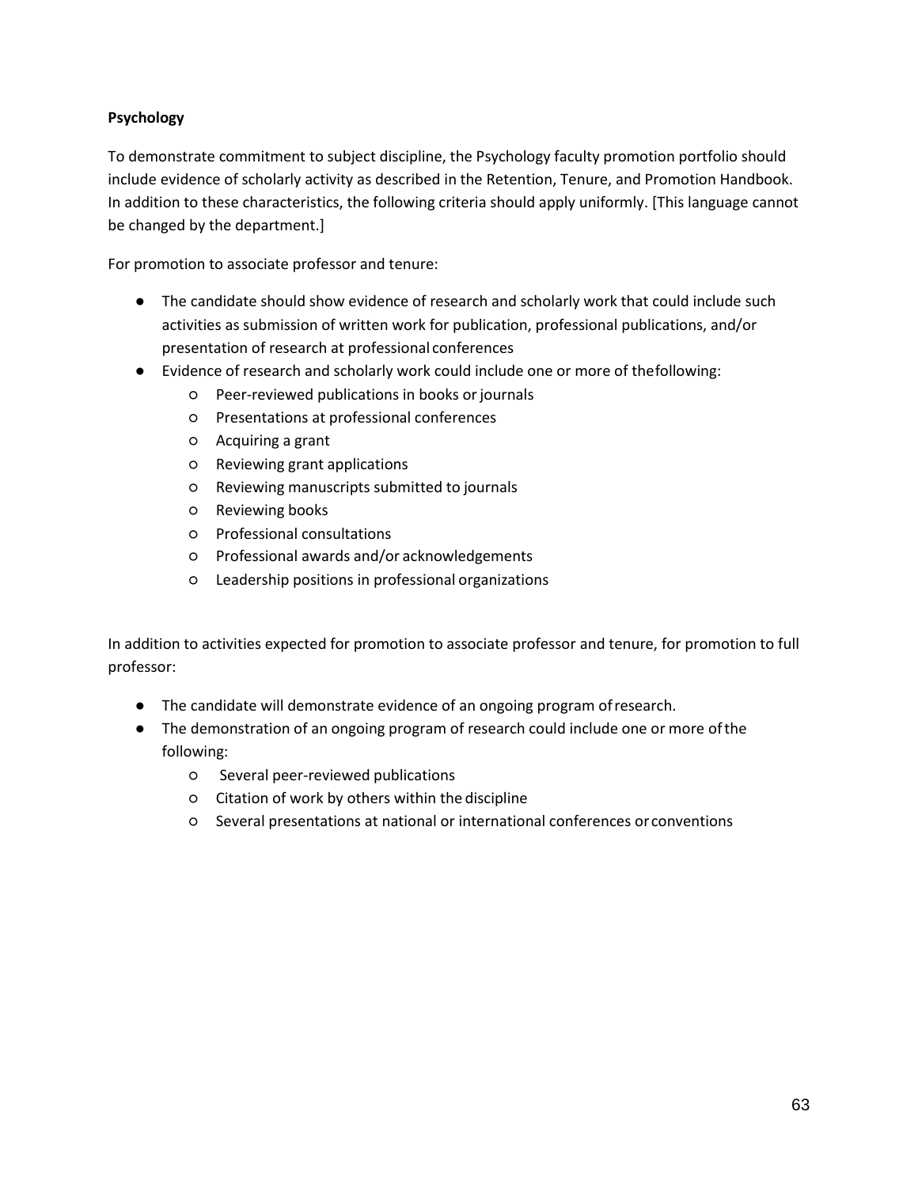**Psychology**

To demonstrate commitment to subject discipline, the Psychology faculty promotion portfolio should include evidence of scholarly activity as described in the Retention, Tenure, and Promotion Handbook. In addition to these characteristics, the following criteria should apply uniformly. [This language cannot be changed by the department.]

For promotion to associate professor and tenure:

- The candidate should show evidence of research and scholarly work that could include such activities as submission of written work for publication, professional publications, and/or presentation of research at professional conferences
- Evidence of research and scholarly work could include one or more of the following:
    - Peer-reviewed publications in books or journals
    - Presentations at professional conferences
    - Acquiring a grant
    - Reviewing grant applications
    - Reviewing manuscripts submitted to journals
    - Reviewing books
    - Professional consultations
    - Professional awards and/or acknowledgements
    - Leadership positions in professional organizations

In addition to activities expected for promotion to associate professor and tenure, for promotion to full professor:

- The candidate will demonstrate evidence of an ongoing program of research.
- The demonstration of an ongoing program of research could include one or more of the following:
    - Several peer-reviewed publications
    - Citation of work by others within the discipline
    - Several presentations at national or international conferences or conventions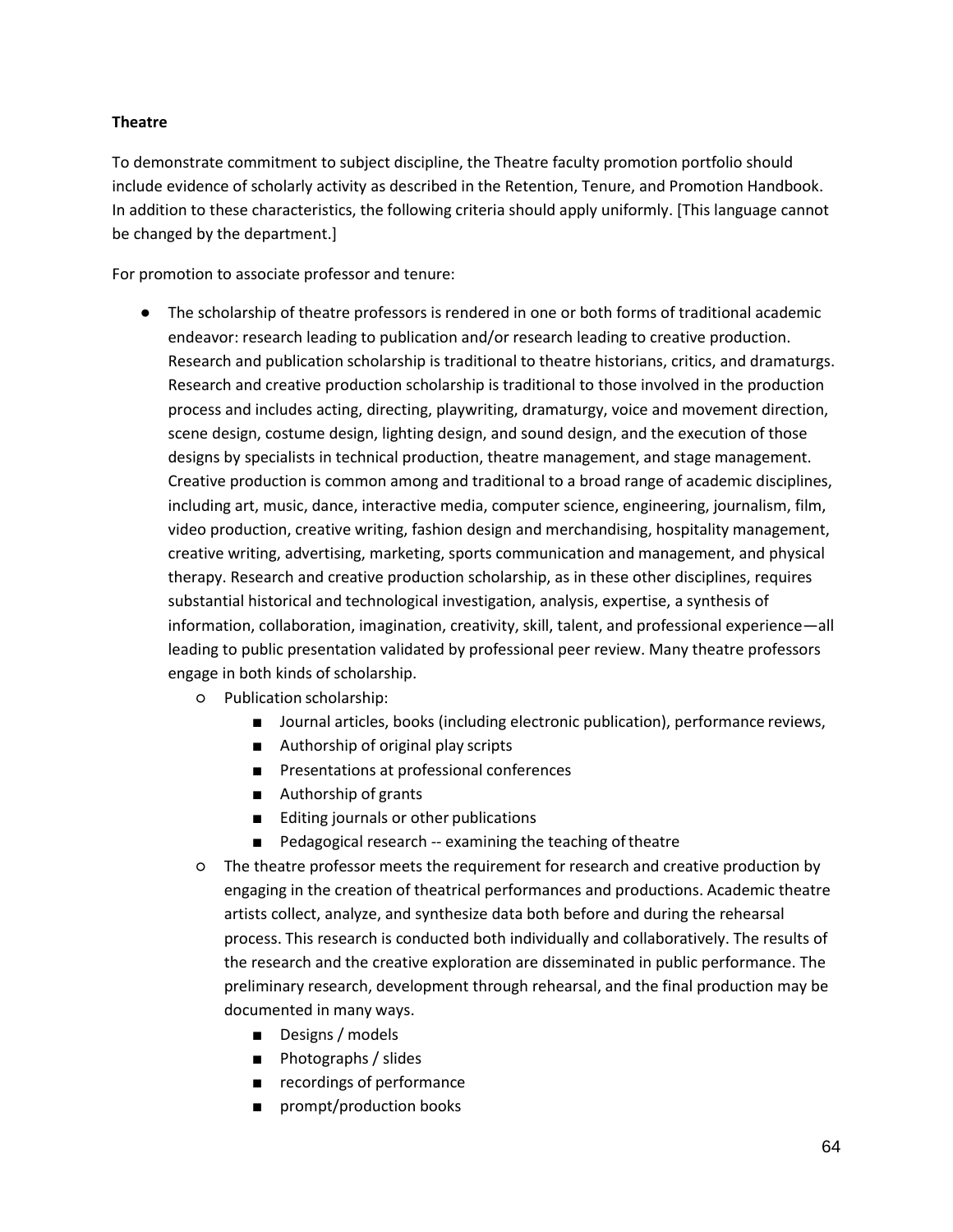**Theatre**

To demonstrate commitment to subject discipline, the Theatre faculty promotion portfolio should include evidence of scholarly activity as described in the Retention, Tenure, and Promotion Handbook. In addition to these characteristics, the following criteria should apply uniformly. [This language cannot be changed by the department.]

For promotion to associate professor and tenure:

- The scholarship of theatre professors is rendered in one or both forms of traditional academic endeavor: research leading to publication and/or research leading to creative production. Research and publication scholarship is traditional to theatre historians, critics, and dramaturgs. Research and creative production scholarship is traditional to those involved in the production process and includes acting, directing, playwriting, dramaturgy, voice and movement direction, scene design, costume design, lighting design, and sound design, and the execution of those designs by specialists in technical production, theatre management, and stage management. Creative production is common among and traditional to a broad range of academic disciplines, including art, music, dance, interactive media, computer science, engineering, journalism, film, video production, creative writing, fashion design and merchandising, hospitality management, creative writing, advertising, marketing, sports communication and management, and physical therapy. Research and creative production scholarship, as in these other disciplines, requires substantial historical and technological investigation, analysis, expertise, a synthesis of information, collaboration, imagination, creativity, skill, talent, and professional experience—all leading to public presentation validated by professional peer review. Many theatre professors engage in both kinds of scholarship.
  - Publication scholarship:
    - Journal articles, books (including electronic publication), performance reviews,
    - Authorship of original play scripts
    - Presentations at professional conferences
    - Authorship of grants
    - Editing journals or other publications
    - Pedagogical research -- examining the teaching of theatre
  - The theatre professor meets the requirement for research and creative production by engaging in the creation of theatrical performances and productions. Academic theatre artists collect, analyze, and synthesize data both before and during the rehearsal process. This research is conducted both individually and collaboratively. The results of the research and the creative exploration are disseminated in public performance. The preliminary research, development through rehearsal, and the final production may be documented in many ways.
    - Designs / models
    - Photographs / slides
    - recordings of performance
    - prompt/production books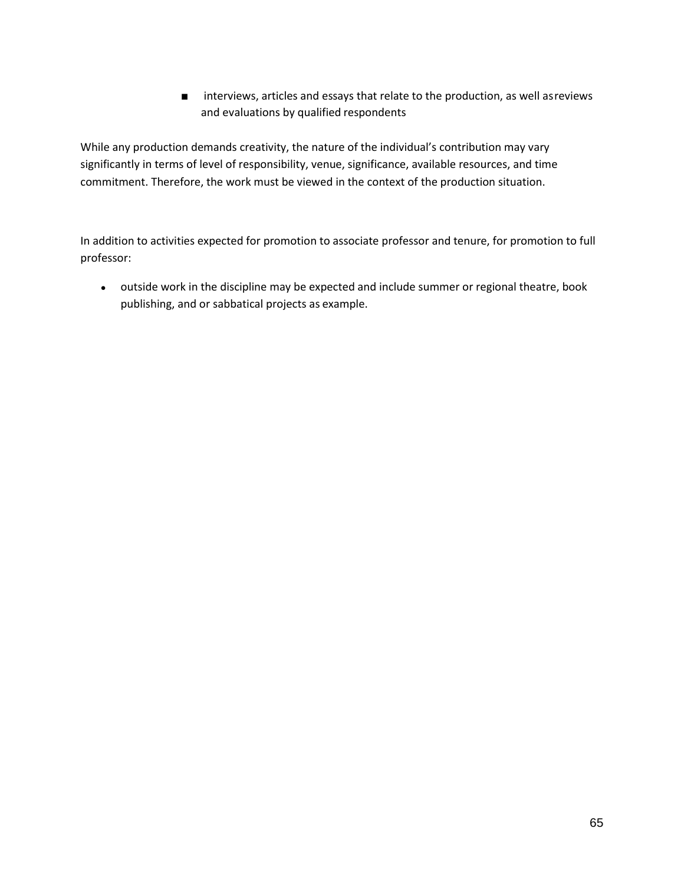- interviews, articles and essays that relate to the production, as well as reviews and evaluations by qualified respondents

While any production demands creativity, the nature of the individual's contribution may vary significantly in terms of level of responsibility, venue, significance, available resources, and time commitment. Therefore, the work must be viewed in the context of the production situation.

In addition to activities expected for promotion to associate professor and tenure, for promotion to full professor:

- outside work in the discipline may be expected and include summer or regional theatre, book publishing, and or sabbatical projects as example.